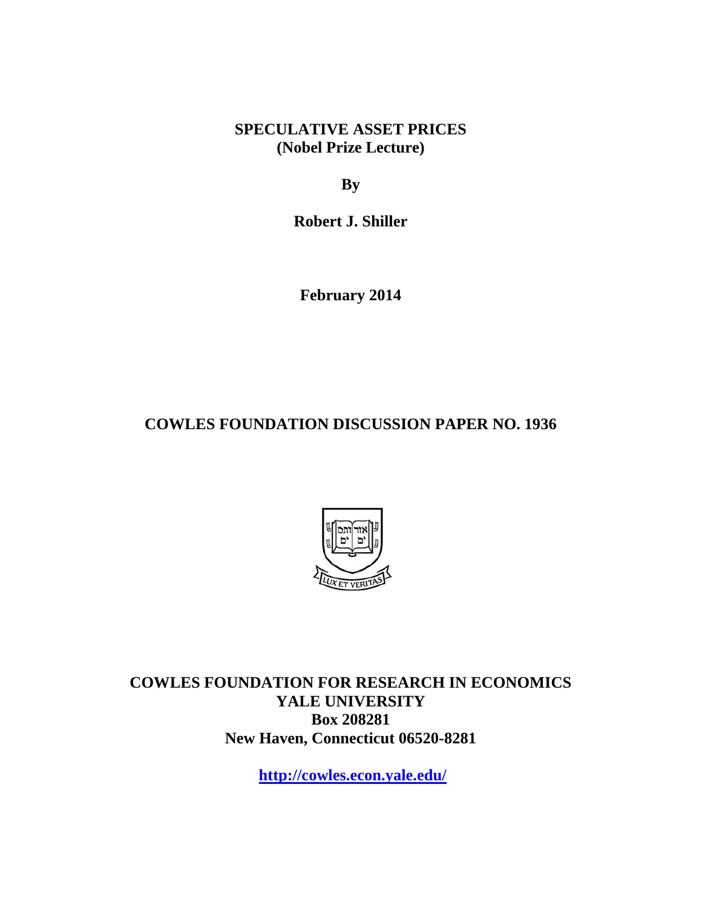# SPECULATIVE ASSET PRICES
## (Nobel Prize Lecture)

**By**

**Robert J. Shiller**

**February 2014**

**COWLES FOUNDATION DISCUSSION PAPER NO. 1936**

**COWLES FOUNDATION FOR RESEARCH IN ECONOMICS**
**YALE UNIVERSITY**
**Box 208281**
**New Haven, Connecticut 06520-8281**

**http://cowles.econ.yale.edu/**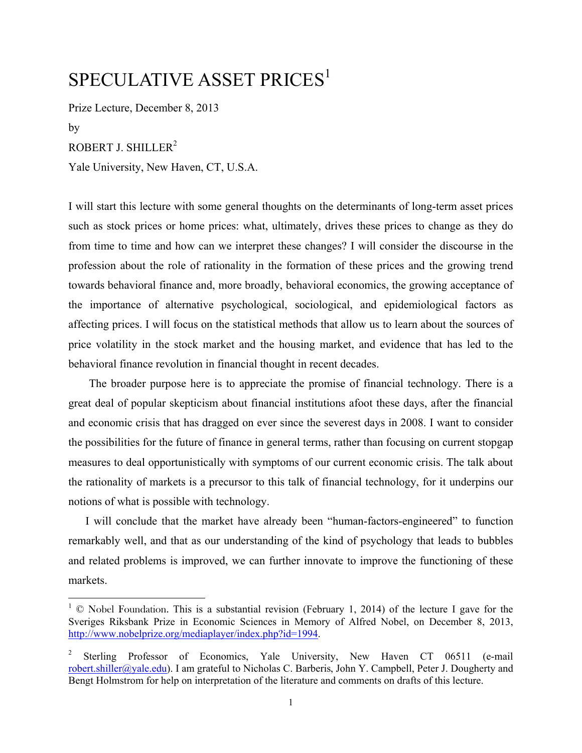# SPECULATIVE ASSET PRICES[1]

Prize Lecture, December 8, 2013

by

ROBERT J. SHILLER[2]

Yale University, New Haven, CT, U.S.A.

I will start this lecture with some general thoughts on the determinants of long-term asset prices such as stock prices or home prices: what, ultimately, drives these prices to change as they do from time to time and how can we interpret these changes? I will consider the discourse in the profession about the role of rationality in the formation of these prices and the growing trend towards behavioral finance and, more broadly, behavioral economics, the growing acceptance of the importance of alternative psychological, sociological, and epidemiological factors as affecting prices. I will focus on the statistical methods that allow us to learn about the sources of price volatility in the stock market and the housing market, and evidence that has led to the behavioral finance revolution in financial thought in recent decades.

The broader purpose here is to appreciate the promise of financial technology. There is a great deal of popular skepticism about financial institutions afoot these days, after the financial and economic crisis that has dragged on ever since the severest days in 2008. I want to consider the possibilities for the future of finance in general terms, rather than focusing on current stopgap measures to deal opportunistically with symptoms of our current economic crisis. The talk about the rationality of markets is a precursor to this talk of financial technology, for it underpins our notions of what is possible with technology.

I will conclude that the market have already been "human-factors-engineered" to function remarkably well, and that as our understanding of the kind of psychology that leads to bubbles and related problems is improved, we can further innovate to improve the functioning of these markets.

---

[1] © Nobel Foundation. This is a substantial revision (February 1, 2014) of the lecture I gave for the Sveriges Riksbank Prize in Economic Sciences in Memory of Alfred Nobel, on December 8, 2013, http://www.nobelprize.org/mediaplayer/index.php?id=1994.

[2] Sterling Professor of Economics, Yale University, New Haven CT 06511 (e-mail robert.shiller@yale.edu). I am grateful to Nicholas C. Barberis, John Y. Campbell, Peter J. Dougherty and Bengt Holmstrom for help on interpretation of the literature and comments on drafts of this lecture.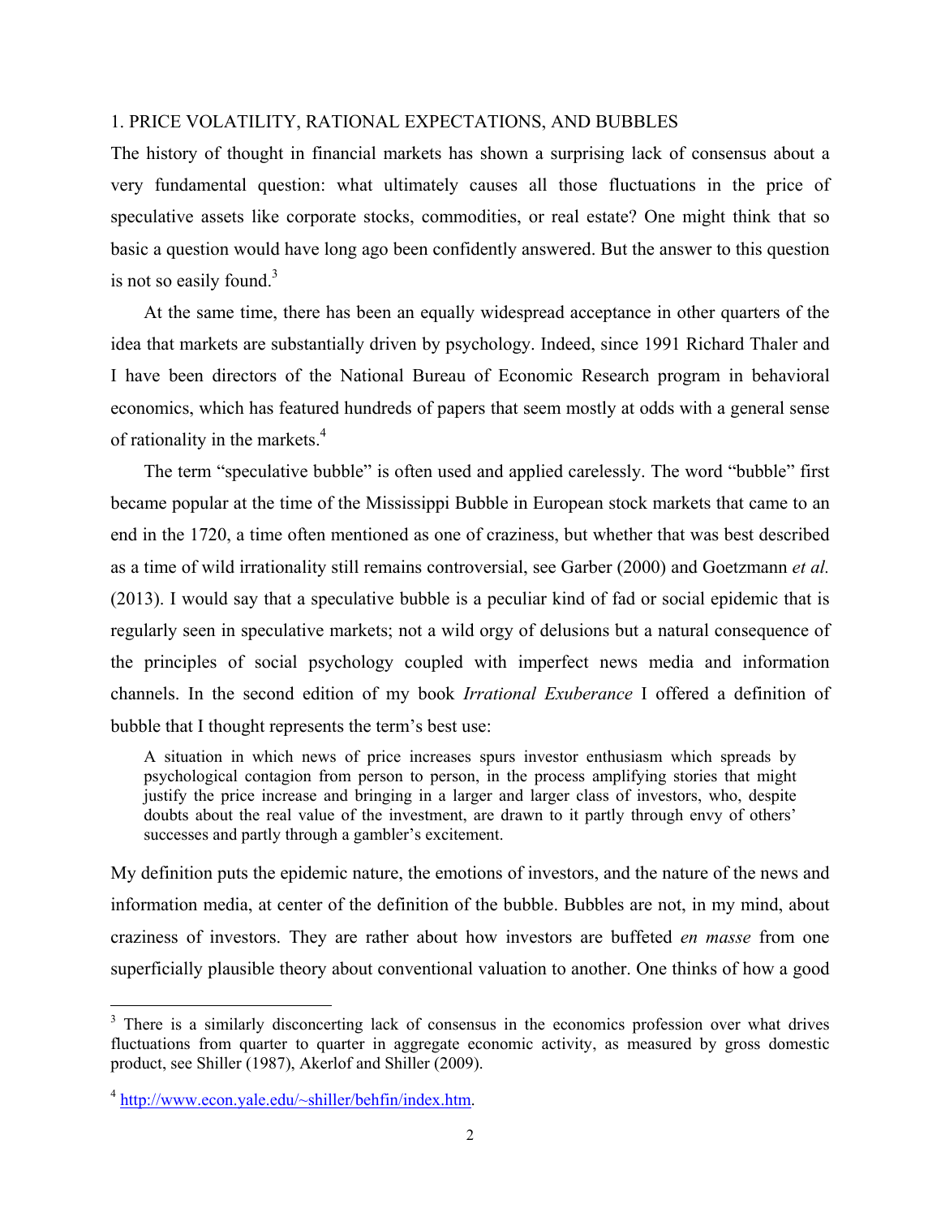## 1. PRICE VOLATILITY, RATIONAL EXPECTATIONS, AND BUBBLES

The history of thought in financial markets has shown a surprising lack of consensus about a very fundamental question: what ultimately causes all those fluctuations in the price of speculative assets like corporate stocks, commodities, or real estate? One might think that so basic a question would have long ago been confidently answered. But the answer to this question is not so easily found.[3]

At the same time, there has been an equally widespread acceptance in other quarters of the idea that markets are substantially driven by psychology. Indeed, since 1991 Richard Thaler and I have been directors of the National Bureau of Economic Research program in behavioral economics, which has featured hundreds of papers that seem mostly at odds with a general sense of rationality in the markets.[4]

The term "speculative bubble" is often used and applied carelessly. The word "bubble" first became popular at the time of the Mississippi Bubble in European stock markets that came to an end in the 1720, a time often mentioned as one of craziness, but whether that was best described as a time of wild irrationality still remains controversial, see Garber (2000) and Goetzmann *et al.* (2013). I would say that a speculative bubble is a peculiar kind of fad or social epidemic that is regularly seen in speculative markets; not a wild orgy of delusions but a natural consequence of the principles of social psychology coupled with imperfect news media and information channels. In the second edition of my book *Irrational Exuberance* I offered a definition of bubble that I thought represents the term's best use:

> A situation in which news of price increases spurs investor enthusiasm which spreads by psychological contagion from person to person, in the process amplifying stories that might justify the price increase and bringing in a larger and larger class of investors, who, despite doubts about the real value of the investment, are drawn to it partly through envy of others' successes and partly through a gambler's excitement.

My definition puts the epidemic nature, the emotions of investors, and the nature of the news and information media, at center of the definition of the bubble. Bubbles are not, in my mind, about craziness of investors. They are rather about how investors are buffeted *en masse* from one superficially plausible theory about conventional valuation to another. One thinks of how a good

---

[3] There is a similarly disconcerting lack of consensus in the economics profession over what drives fluctuations from quarter to quarter in aggregate economic activity, as measured by gross domestic product, see Shiller (1987), Akerlof and Shiller (2009).

[4] http://www.econ.yale.edu/~shiller/behfin/index.htm.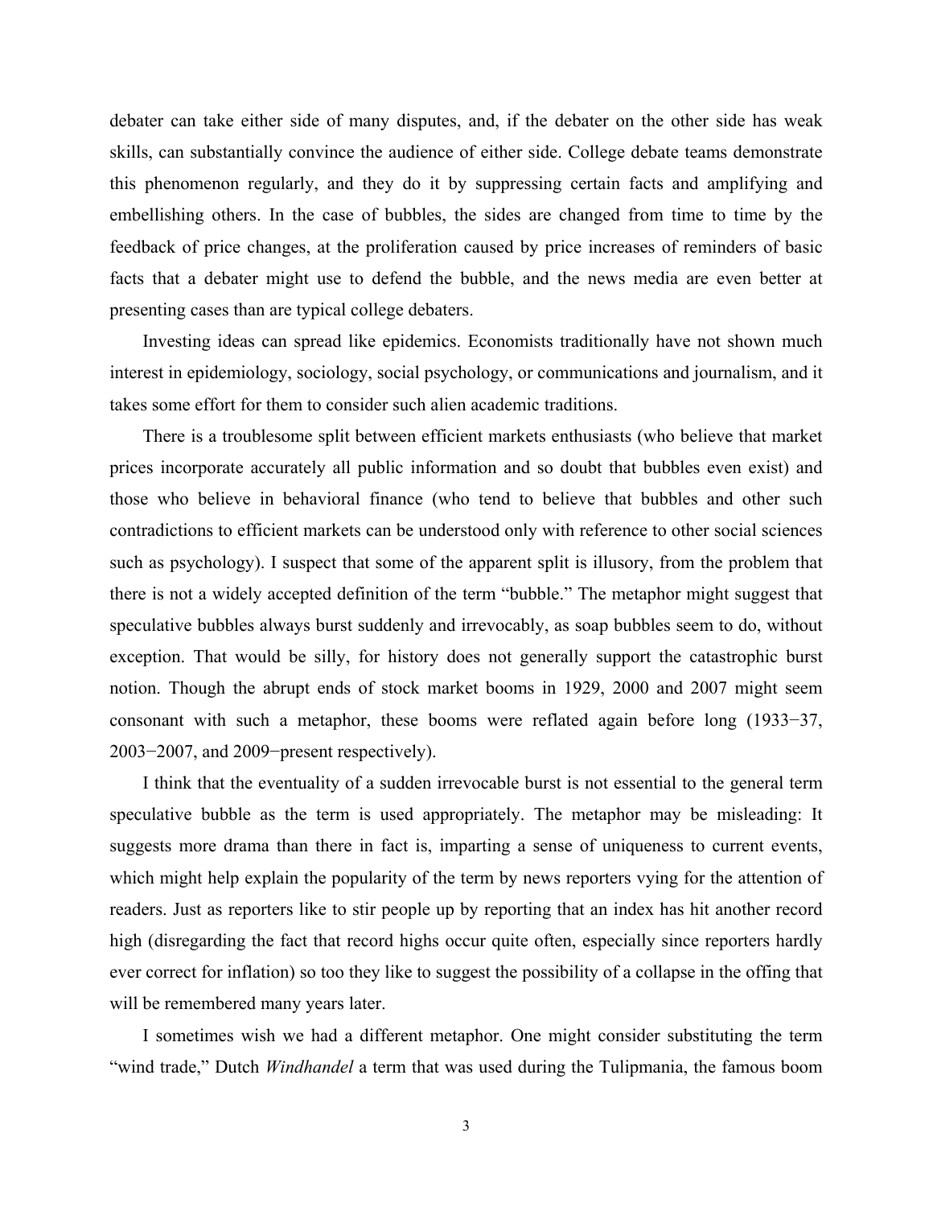debater can take either side of many disputes, and, if the debater on the other side has weak skills, can substantially convince the audience of either side. College debate teams demonstrate this phenomenon regularly, and they do it by suppressing certain facts and amplifying and embellishing others. In the case of bubbles, the sides are changed from time to time by the feedback of price changes, at the proliferation caused by price increases of reminders of basic facts that a debater might use to defend the bubble, and the news media are even better at presenting cases than are typical college debaters.

Investing ideas can spread like epidemics. Economists traditionally have not shown much interest in epidemiology, sociology, social psychology, or communications and journalism, and it takes some effort for them to consider such alien academic traditions.

There is a troublesome split between efficient markets enthusiasts (who believe that market prices incorporate accurately all public information and so doubt that bubbles even exist) and those who believe in behavioral finance (who tend to believe that bubbles and other such contradictions to efficient markets can be understood only with reference to other social sciences such as psychology). I suspect that some of the apparent split is illusory, from the problem that there is not a widely accepted definition of the term "bubble." The metaphor might suggest that speculative bubbles always burst suddenly and irrevocably, as soap bubbles seem to do, without exception. That would be silly, for history does not generally support the catastrophic burst notion. Though the abrupt ends of stock market booms in 1929, 2000 and 2007 might seem consonant with such a metaphor, these booms were reflated again before long (1933−37, 2003−2007, and 2009−present respectively).

I think that the eventuality of a sudden irrevocable burst is not essential to the general term speculative bubble as the term is used appropriately. The metaphor may be misleading: It suggests more drama than there in fact is, imparting a sense of uniqueness to current events, which might help explain the popularity of the term by news reporters vying for the attention of readers. Just as reporters like to stir people up by reporting that an index has hit another record high (disregarding the fact that record highs occur quite often, especially since reporters hardly ever correct for inflation) so too they like to suggest the possibility of a collapse in the offing that will be remembered many years later.

I sometimes wish we had a different metaphor. One might consider substituting the term "wind trade," Dutch *Windhandel* a term that was used during the Tulipmania, the famous boom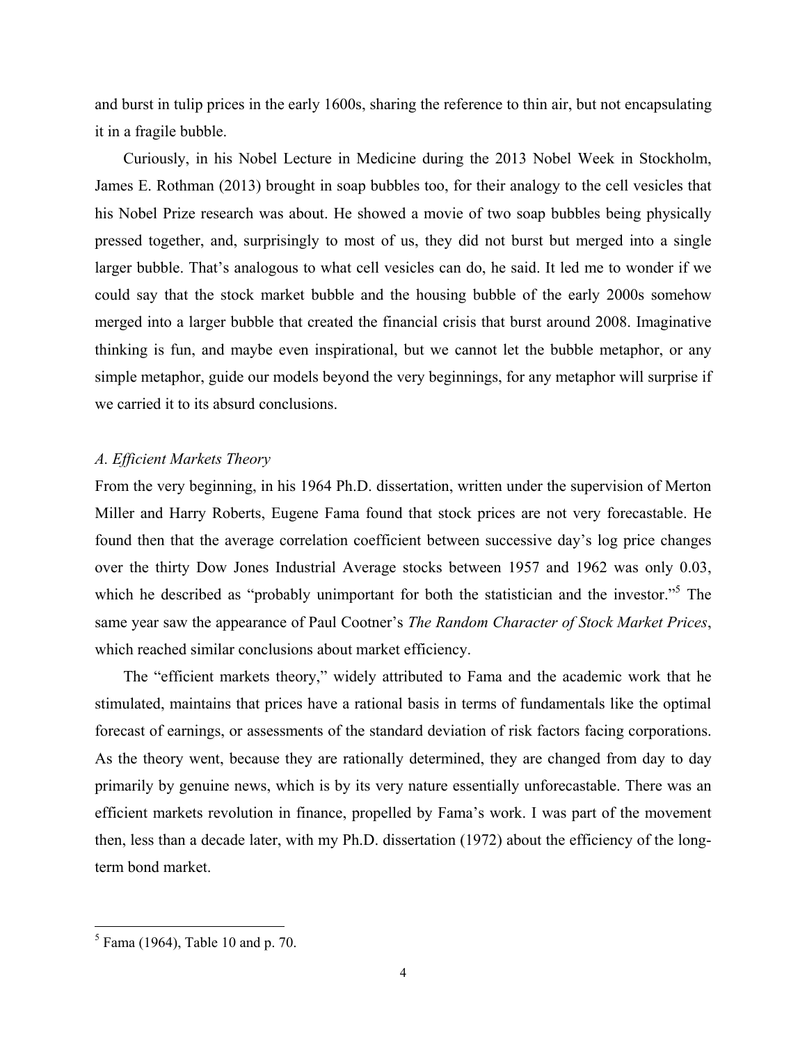and burst in tulip prices in the early 1600s, sharing the reference to thin air, but not encapsulating it in a fragile bubble.

Curiously, in his Nobel Lecture in Medicine during the 2013 Nobel Week in Stockholm, James E. Rothman (2013) brought in soap bubbles too, for their analogy to the cell vesicles that his Nobel Prize research was about. He showed a movie of two soap bubbles being physically pressed together, and, surprisingly to most of us, they did not burst but merged into a single larger bubble. That's analogous to what cell vesicles can do, he said. It led me to wonder if we could say that the stock market bubble and the housing bubble of the early 2000s somehow merged into a larger bubble that created the financial crisis that burst around 2008. Imaginative thinking is fun, and maybe even inspirational, but we cannot let the bubble metaphor, or any simple metaphor, guide our models beyond the very beginnings, for any metaphor will surprise if we carried it to its absurd conclusions.

### *A. Efficient Markets Theory*

From the very beginning, in his 1964 Ph.D. dissertation, written under the supervision of Merton Miller and Harry Roberts, Eugene Fama found that stock prices are not very forecastable. He found then that the average correlation coefficient between successive day's log price changes over the thirty Dow Jones Industrial Average stocks between 1957 and 1962 was only 0.03, which he described as "probably unimportant for both the statistician and the investor."[5] The same year saw the appearance of Paul Cootner's *The Random Character of Stock Market Prices*, which reached similar conclusions about market efficiency.

The "efficient markets theory," widely attributed to Fama and the academic work that he stimulated, maintains that prices have a rational basis in terms of fundamentals like the optimal forecast of earnings, or assessments of the standard deviation of risk factors facing corporations. As the theory went, because they are rationally determined, they are changed from day to day primarily by genuine news, which is by its very nature essentially unforecastable. There was an efficient markets revolution in finance, propelled by Fama's work. I was part of the movement then, less than a decade later, with my Ph.D. dissertation (1972) about the efficiency of the long-term bond market.

[5] Fama (1964), Table 10 and p. 70.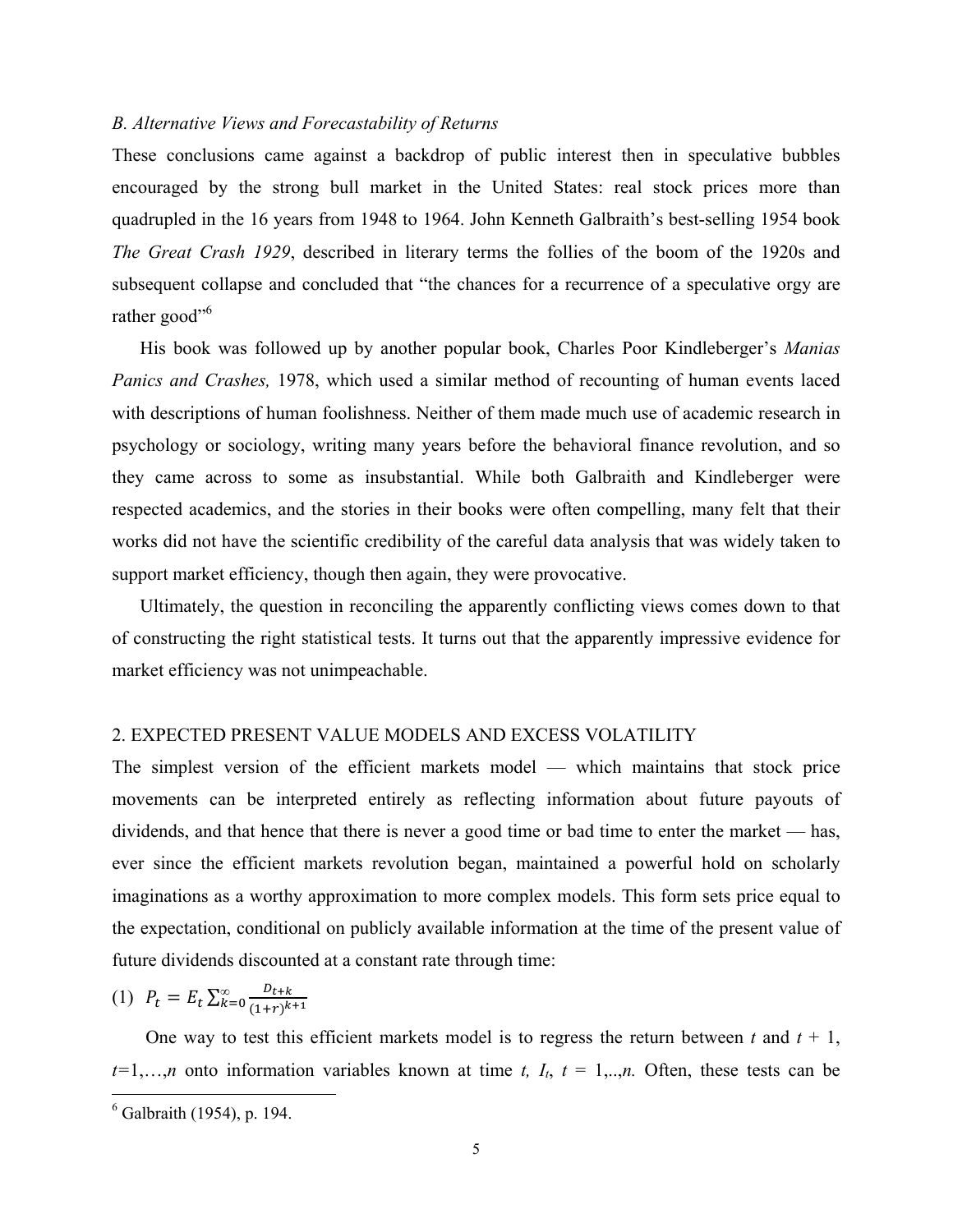*B. Alternative Views and Forecastability of Returns*

These conclusions came against a backdrop of public interest then in speculative bubbles encouraged by the strong bull market in the United States: real stock prices more than quadrupled in the 16 years from 1948 to 1964. John Kenneth Galbraith's best-selling 1954 book *The Great Crash 1929*, described in literary terms the follies of the boom of the 1920s and subsequent collapse and concluded that "the chances for a recurrence of a speculative orgy are rather good"[6]

His book was followed up by another popular book, Charles Poor Kindleberger's *Manias Panics and Crashes,* 1978, which used a similar method of recounting of human events laced with descriptions of human foolishness. Neither of them made much use of academic research in psychology or sociology, writing many years before the behavioral finance revolution, and so they came across to some as insubstantial. While both Galbraith and Kindleberger were respected academics, and the stories in their books were often compelling, many felt that their works did not have the scientific credibility of the careful data analysis that was widely taken to support market efficiency, though then again, they were provocative.

Ultimately, the question in reconciling the apparently conflicting views comes down to that of constructing the right statistical tests. It turns out that the apparently impressive evidence for market efficiency was not unimpeachable.

## 2. EXPECTED PRESENT VALUE MODELS AND EXCESS VOLATILITY

The simplest version of the efficient markets model — which maintains that stock price movements can be interpreted entirely as reflecting information about future payouts of dividends, and that hence that there is never a good time or bad time to enter the market — has, ever since the efficient markets revolution began, maintained a powerful hold on scholarly imaginations as a worthy approximation to more complex models. This form sets price equal to the expectation, conditional on publicly available information at the time of the present value of future dividends discounted at a constant rate through time:

$$(1)\quad P_t = E_t \sum_{k=0}^{\infty} \frac{D_{t+k}}{(1+r)^{k+1}}$$

One way to test this efficient markets model is to regress the return between $t$ and $t+1$, $t=1,\ldots,n$ onto information variables known at time $t$, $I_t$, $t = 1,..,n$. Often, these tests can be

[6] Galbraith (1954), p. 194.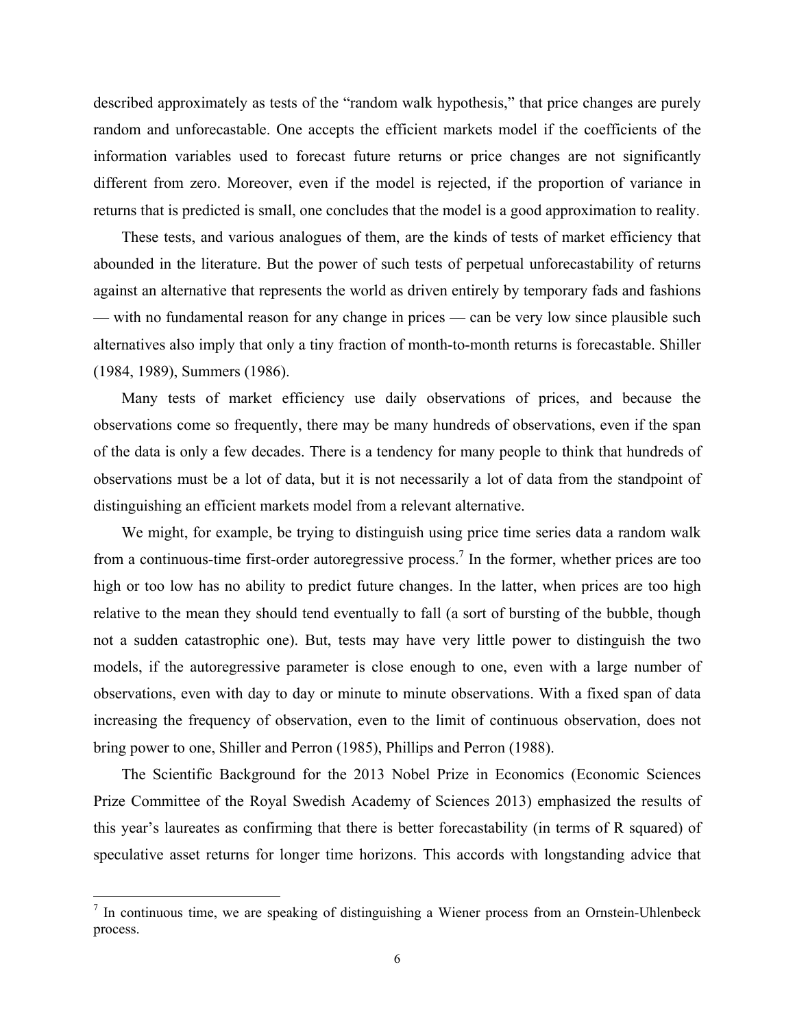described approximately as tests of the “random walk hypothesis,” that price changes are purely random and unforecastable. One accepts the efficient markets model if the coefficients of the information variables used to forecast future returns or price changes are not significantly different from zero. Moreover, even if the model is rejected, if the proportion of variance in returns that is predicted is small, one concludes that the model is a good approximation to reality.

These tests, and various analogues of them, are the kinds of tests of market efficiency that abounded in the literature. But the power of such tests of perpetual unforecastability of returns against an alternative that represents the world as driven entirely by temporary fads and fashions — with no fundamental reason for any change in prices — can be very low since plausible such alternatives also imply that only a tiny fraction of month-to-month returns is forecastable. Shiller (1984, 1989), Summers (1986).

Many tests of market efficiency use daily observations of prices, and because the observations come so frequently, there may be many hundreds of observations, even if the span of the data is only a few decades. There is a tendency for many people to think that hundreds of observations must be a lot of data, but it is not necessarily a lot of data from the standpoint of distinguishing an efficient markets model from a relevant alternative.

We might, for example, be trying to distinguish using price time series data a random walk from a continuous-time first-order autoregressive process.[7] In the former, whether prices are too high or too low has no ability to predict future changes. In the latter, when prices are too high relative to the mean they should tend eventually to fall (a sort of bursting of the bubble, though not a sudden catastrophic one). But, tests may have very little power to distinguish the two models, if the autoregressive parameter is close enough to one, even with a large number of observations, even with day to day or minute to minute observations. With a fixed span of data increasing the frequency of observation, even to the limit of continuous observation, does not bring power to one, Shiller and Perron (1985), Phillips and Perron (1988).

The Scientific Background for the 2013 Nobel Prize in Economics (Economic Sciences Prize Committee of the Royal Swedish Academy of Sciences 2013) emphasized the results of this year’s laureates as confirming that there is better forecastability (in terms of R squared) of speculative asset returns for longer time horizons. This accords with longstanding advice that

[7] In continuous time, we are speaking of distinguishing a Wiener process from an Ornstein-Uhlenbeck process.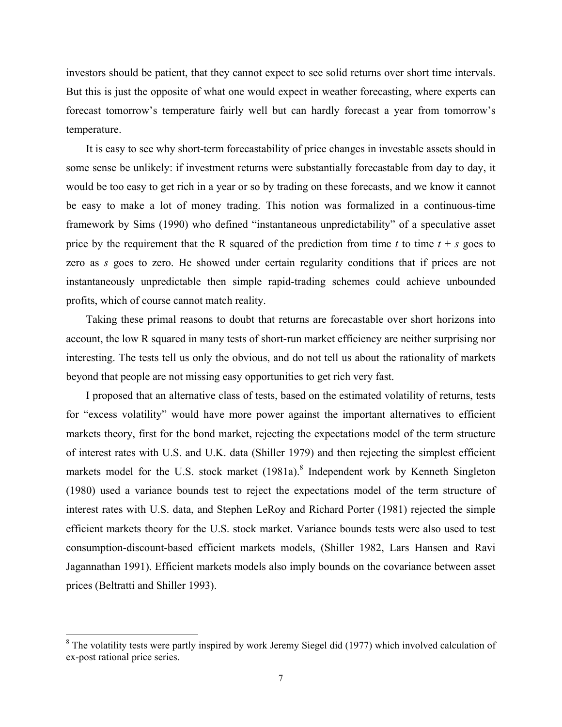investors should be patient, that they cannot expect to see solid returns over short time intervals. But this is just the opposite of what one would expect in weather forecasting, where experts can forecast tomorrow's temperature fairly well but can hardly forecast a year from tomorrow's temperature.

It is easy to see why short-term forecastability of price changes in investable assets should in some sense be unlikely: if investment returns were substantially forecastable from day to day, it would be too easy to get rich in a year or so by trading on these forecasts, and we know it cannot be easy to make a lot of money trading. This notion was formalized in a continuous-time framework by Sims (1990) who defined "instantaneous unpredictability" of a speculative asset price by the requirement that the R squared of the prediction from time $t$ to time $t + s$ goes to zero as $s$ goes to zero. He showed under certain regularity conditions that if prices are not instantaneously unpredictable then simple rapid-trading schemes could achieve unbounded profits, which of course cannot match reality.

Taking these primal reasons to doubt that returns are forecastable over short horizons into account, the low R squared in many tests of short-run market efficiency are neither surprising nor interesting. The tests tell us only the obvious, and do not tell us about the rationality of markets beyond that people are not missing easy opportunities to get rich very fast.

I proposed that an alternative class of tests, based on the estimated volatility of returns, tests for "excess volatility" would have more power against the important alternatives to efficient markets theory, first for the bond market, rejecting the expectations model of the term structure of interest rates with U.S. and U.K. data (Shiller 1979) and then rejecting the simplest efficient markets model for the U.S. stock market (1981a).[8] Independent work by Kenneth Singleton (1980) used a variance bounds test to reject the expectations model of the term structure of interest rates with U.S. data, and Stephen LeRoy and Richard Porter (1981) rejected the simple efficient markets theory for the U.S. stock market. Variance bounds tests were also used to test consumption-discount-based efficient markets models, (Shiller 1982, Lars Hansen and Ravi Jagannathan 1991). Efficient markets models also imply bounds on the covariance between asset prices (Beltratti and Shiller 1993).

[8] The volatility tests were partly inspired by work Jeremy Siegel did (1977) which involved calculation of ex-post rational price series.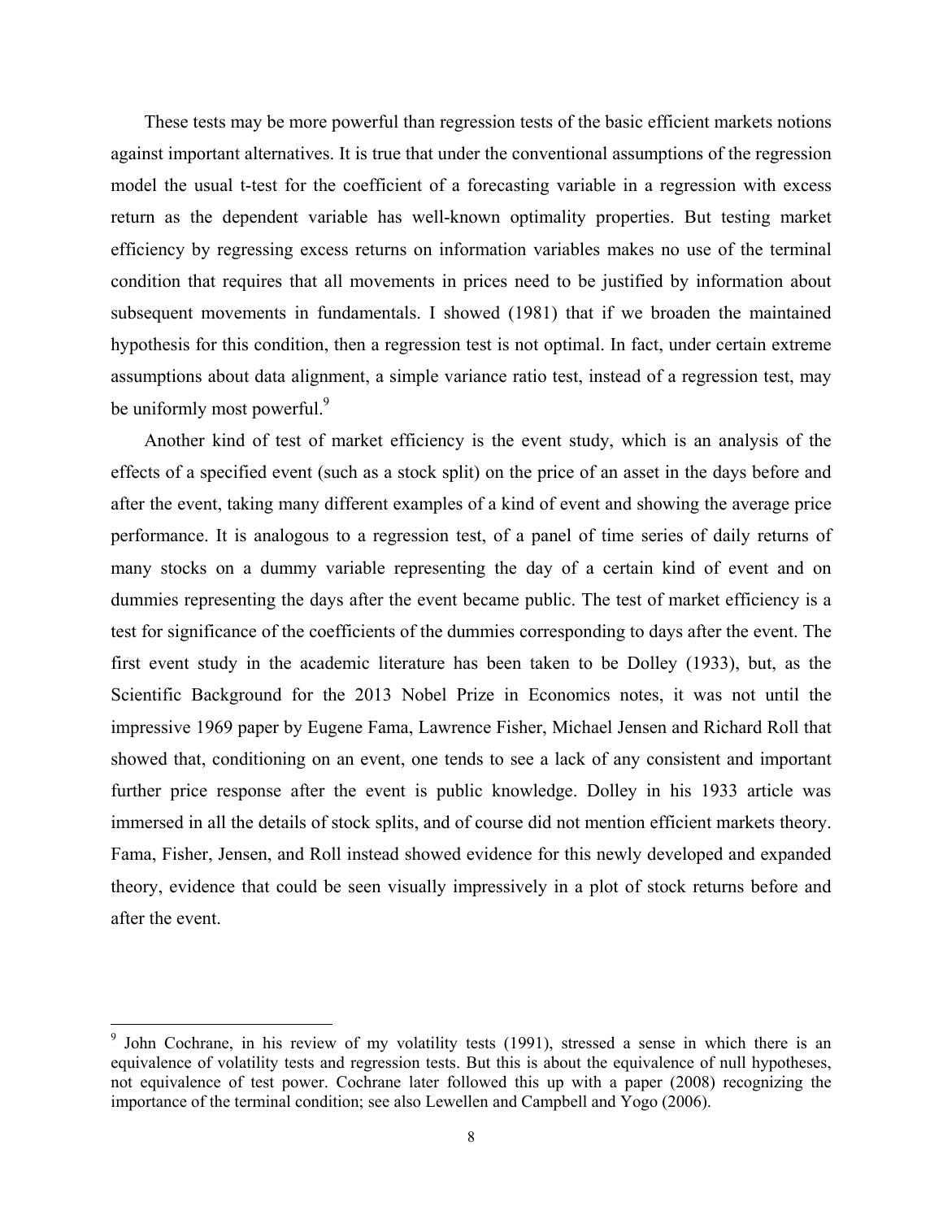These tests may be more powerful than regression tests of the basic efficient markets notions against important alternatives. It is true that under the conventional assumptions of the regression model the usual t-test for the coefficient of a forecasting variable in a regression with excess return as the dependent variable has well-known optimality properties. But testing market efficiency by regressing excess returns on information variables makes no use of the terminal condition that requires that all movements in prices need to be justified by information about subsequent movements in fundamentals. I showed (1981) that if we broaden the maintained hypothesis for this condition, then a regression test is not optimal. In fact, under certain extreme assumptions about data alignment, a simple variance ratio test, instead of a regression test, may be uniformly most powerful.[9]

Another kind of test of market efficiency is the event study, which is an analysis of the effects of a specified event (such as a stock split) on the price of an asset in the days before and after the event, taking many different examples of a kind of event and showing the average price performance. It is analogous to a regression test, of a panel of time series of daily returns of many stocks on a dummy variable representing the day of a certain kind of event and on dummies representing the days after the event became public. The test of market efficiency is a test for significance of the coefficients of the dummies corresponding to days after the event. The first event study in the academic literature has been taken to be Dolley (1933), but, as the Scientific Background for the 2013 Nobel Prize in Economics notes, it was not until the impressive 1969 paper by Eugene Fama, Lawrence Fisher, Michael Jensen and Richard Roll that showed that, conditioning on an event, one tends to see a lack of any consistent and important further price response after the event is public knowledge. Dolley in his 1933 article was immersed in all the details of stock splits, and of course did not mention efficient markets theory. Fama, Fisher, Jensen, and Roll instead showed evidence for this newly developed and expanded theory, evidence that could be seen visually impressively in a plot of stock returns before and after the event.

[9] John Cochrane, in his review of my volatility tests (1991), stressed a sense in which there is an equivalence of volatility tests and regression tests. But this is about the equivalence of null hypotheses, not equivalence of test power. Cochrane later followed this up with a paper (2008) recognizing the importance of the terminal condition; see also Lewellen and Campbell and Yogo (2006).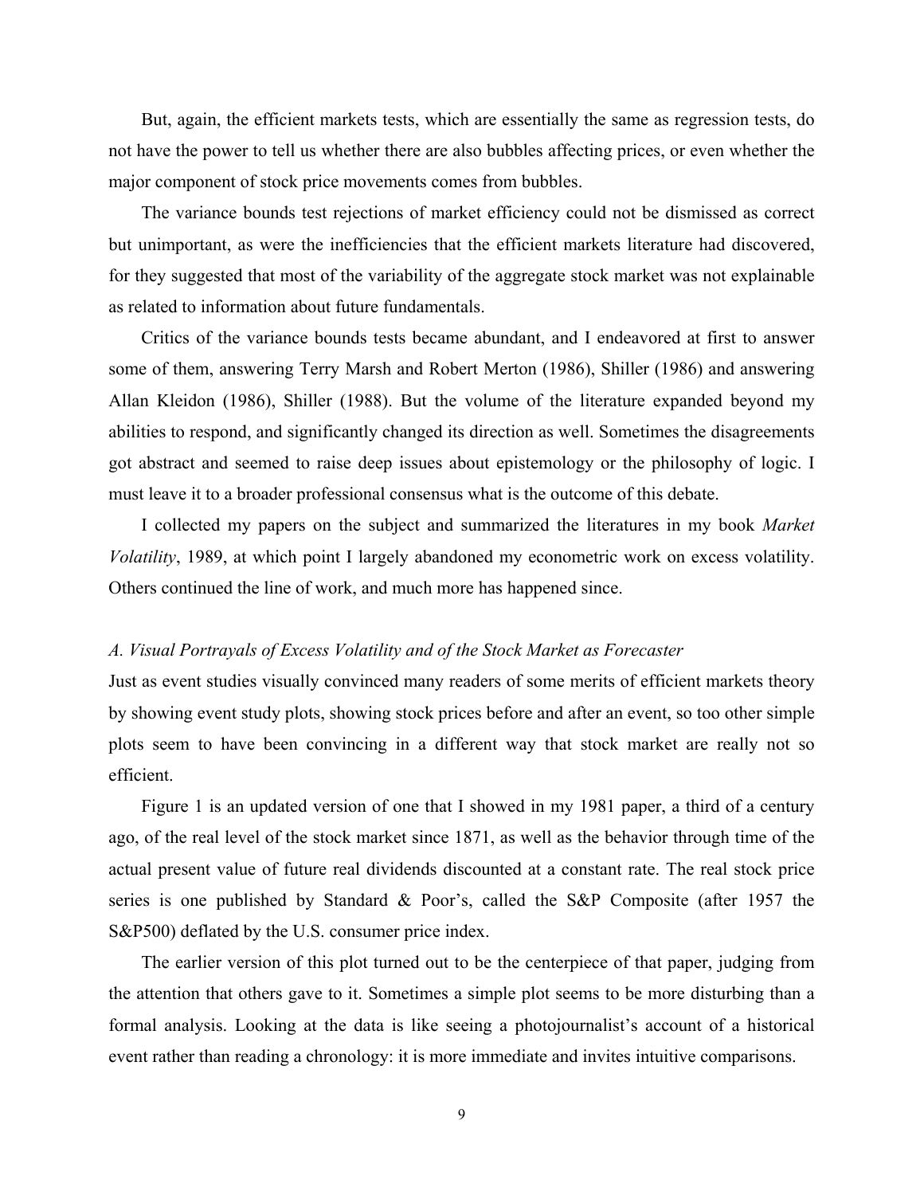But, again, the efficient markets tests, which are essentially the same as regression tests, do not have the power to tell us whether there are also bubbles affecting prices, or even whether the major component of stock price movements comes from bubbles.

The variance bounds test rejections of market efficiency could not be dismissed as correct but unimportant, as were the inefficiencies that the efficient markets literature had discovered, for they suggested that most of the variability of the aggregate stock market was not explainable as related to information about future fundamentals.

Critics of the variance bounds tests became abundant, and I endeavored at first to answer some of them, answering Terry Marsh and Robert Merton (1986), Shiller (1986) and answering Allan Kleidon (1986), Shiller (1988). But the volume of the literature expanded beyond my abilities to respond, and significantly changed its direction as well. Sometimes the disagreements got abstract and seemed to raise deep issues about epistemology or the philosophy of logic. I must leave it to a broader professional consensus what is the outcome of this debate.

I collected my papers on the subject and summarized the literatures in my book *Market Volatility*, 1989, at which point I largely abandoned my econometric work on excess volatility. Others continued the line of work, and much more has happened since.

### *A. Visual Portrayals of Excess Volatility and of the Stock Market as Forecaster*

Just as event studies visually convinced many readers of some merits of efficient markets theory by showing event study plots, showing stock prices before and after an event, so too other simple plots seem to have been convincing in a different way that stock market are really not so efficient.

Figure 1 is an updated version of one that I showed in my 1981 paper, a third of a century ago, of the real level of the stock market since 1871, as well as the behavior through time of the actual present value of future real dividends discounted at a constant rate. The real stock price series is one published by Standard & Poor's, called the S&P Composite (after 1957 the S&P500) deflated by the U.S. consumer price index.

The earlier version of this plot turned out to be the centerpiece of that paper, judging from the attention that others gave to it. Sometimes a simple plot seems to be more disturbing than a formal analysis. Looking at the data is like seeing a photojournalist's account of a historical event rather than reading a chronology: it is more immediate and invites intuitive comparisons.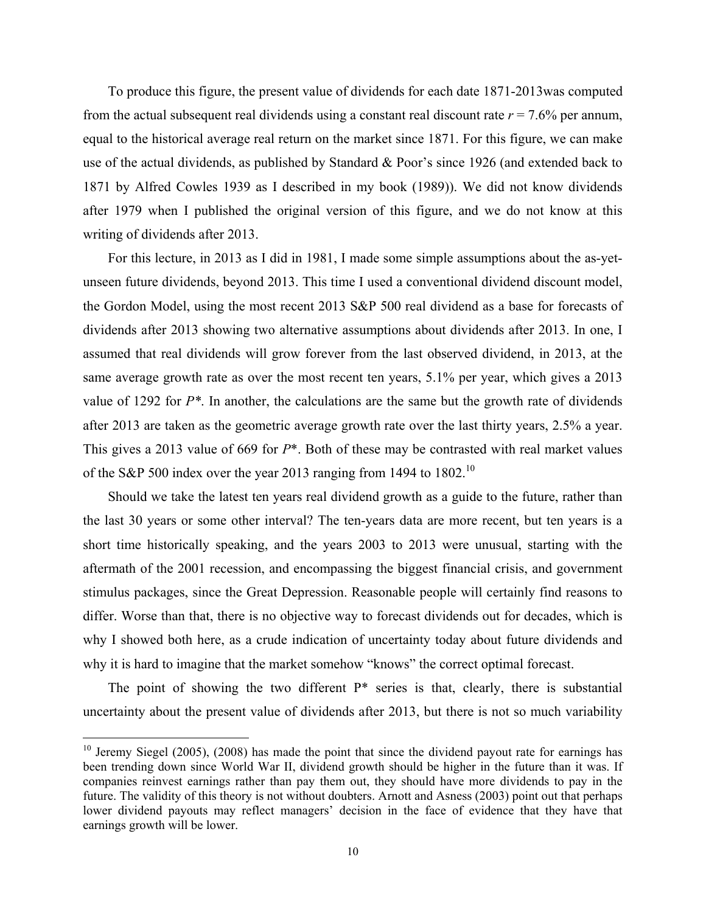To produce this figure, the present value of dividends for each date 1871-2013was computed from the actual subsequent real dividends using a constant real discount rate $r$ = 7.6% per annum, equal to the historical average real return on the market since 1871. For this figure, we can make use of the actual dividends, as published by Standard & Poor's since 1926 (and extended back to 1871 by Alfred Cowles 1939 as I described in my book (1989)). We did not know dividends after 1979 when I published the original version of this figure, and we do not know at this writing of dividends after 2013.

For this lecture, in 2013 as I did in 1981, I made some simple assumptions about the as-yet-unseen future dividends, beyond 2013. This time I used a conventional dividend discount model, the Gordon Model, using the most recent 2013 S&P 500 real dividend as a base for forecasts of dividends after 2013 showing two alternative assumptions about dividends after 2013. In one, I assumed that real dividends will grow forever from the last observed dividend, in 2013, at the same average growth rate as over the most recent ten years, 5.1% per year, which gives a 2013 value of 1292 for $P^*$. In another, the calculations are the same but the growth rate of dividends after 2013 are taken as the geometric average growth rate over the last thirty years, 2.5% a year. This gives a 2013 value of 669 for $P^*$. Both of these may be contrasted with real market values of the S&P 500 index over the year 2013 ranging from 1494 to 1802.[10]

Should we take the latest ten years real dividend growth as a guide to the future, rather than the last 30 years or some other interval? The ten-years data are more recent, but ten years is a short time historically speaking, and the years 2003 to 2013 were unusual, starting with the aftermath of the 2001 recession, and encompassing the biggest financial crisis, and government stimulus packages, since the Great Depression. Reasonable people will certainly find reasons to differ. Worse than that, there is no objective way to forecast dividends out for decades, which is why I showed both here, as a crude indication of uncertainty today about future dividends and why it is hard to imagine that the market somehow "knows" the correct optimal forecast.

The point of showing the two different P* series is that, clearly, there is substantial uncertainty about the present value of dividends after 2013, but there is not so much variability

[10] Jeremy Siegel (2005), (2008) has made the point that since the dividend payout rate for earnings has been trending down since World War II, dividend growth should be higher in the future than it was. If companies reinvest earnings rather than pay them out, they should have more dividends to pay in the future. The validity of this theory is not without doubters. Arnott and Asness (2003) point out that perhaps lower dividend payouts may reflect managers' decision in the face of evidence that they have that earnings growth will be lower.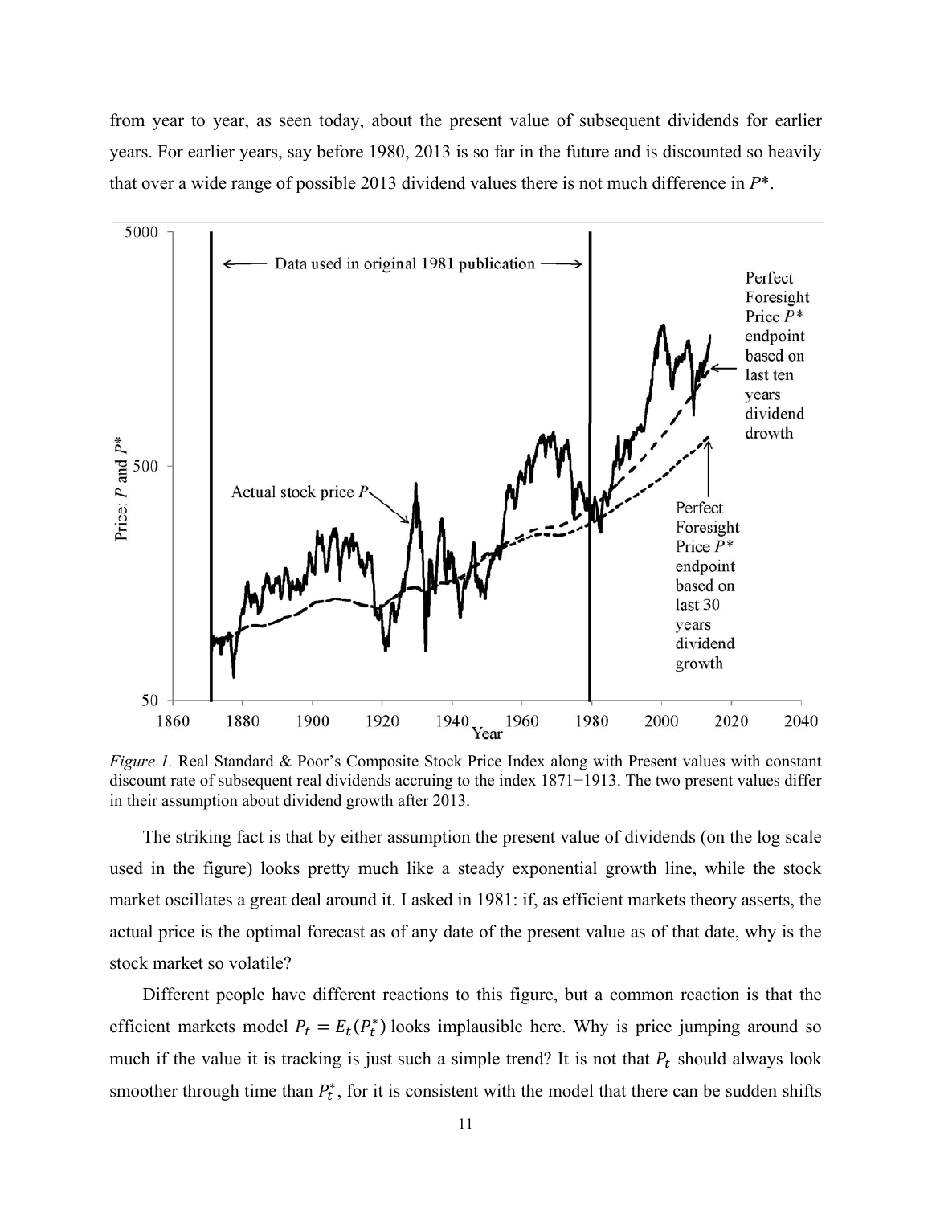from year to year, as seen today, about the present value of subsequent dividends for earlier years. For earlier years, say before 1980, 2013 is so far in the future and is discounted so heavily that over a wide range of possible 2013 dividend values there is not much difference in $P^*$.

*Figure 1.* Real Standard & Poor's Composite Stock Price Index along with Present values with constant discount rate of subsequent real dividends accruing to the index 1871−1913. The two present values differ in their assumption about dividend growth after 2013.

The striking fact is that by either assumption the present value of dividends (on the log scale used in the figure) looks pretty much like a steady exponential growth line, while the stock market oscillates a great deal around it. I asked in 1981: if, as efficient markets theory asserts, the actual price is the optimal forecast as of any date of the present value as of that date, why is the stock market so volatile?

Different people have different reactions to this figure, but a common reaction is that the efficient markets model $P_t = E_t(P_t^*)$ looks implausible here. Why is price jumping around so much if the value it is tracking is just such a simple trend? It is not that $P_t$ should always look smoother through time than $P_t^*$, for it is consistent with the model that there can be sudden shifts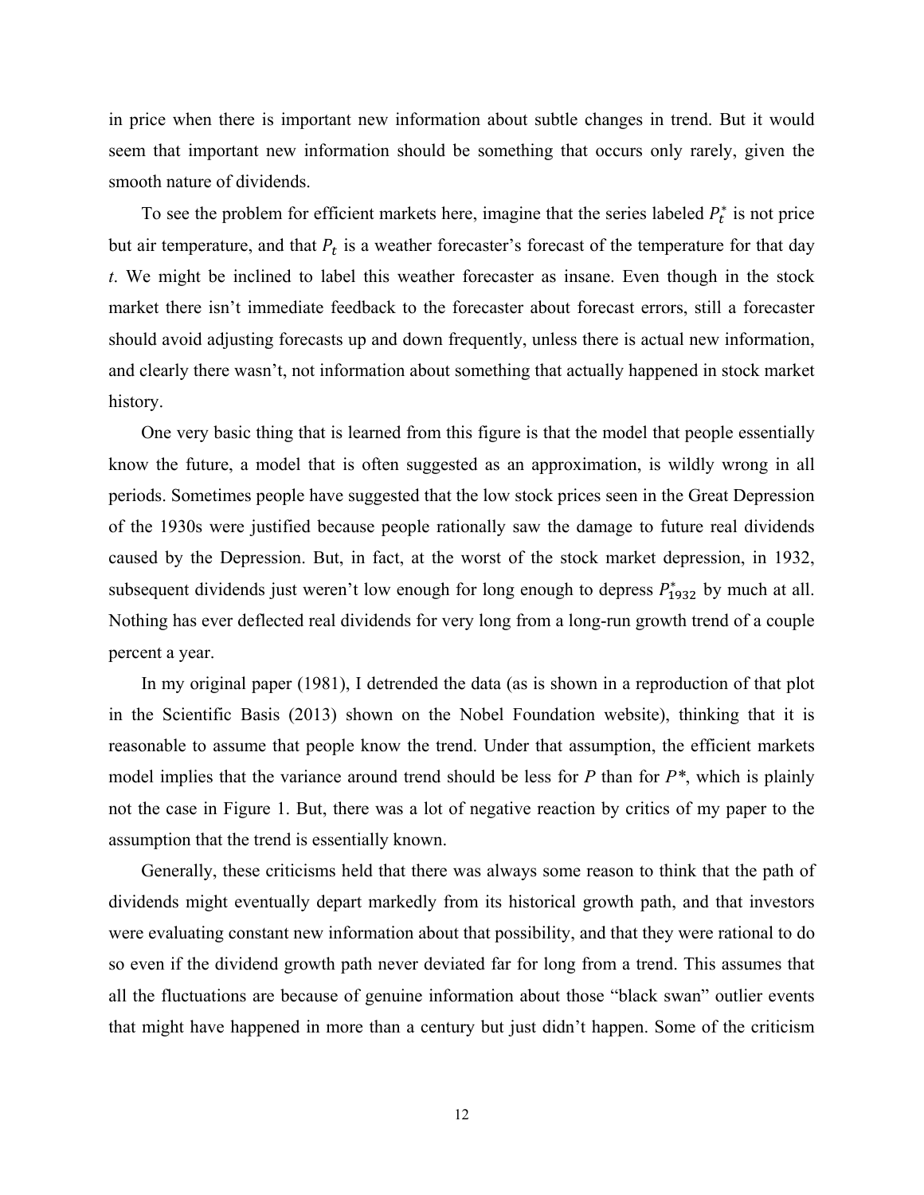in price when there is important new information about subtle changes in trend. But it would seem that important new information should be something that occurs only rarely, given the smooth nature of dividends.

To see the problem for efficient markets here, imagine that the series labeled $P_t^*$ is not price but air temperature, and that $P_t$ is a weather forecaster's forecast of the temperature for that day *t*. We might be inclined to label this weather forecaster as insane. Even though in the stock market there isn't immediate feedback to the forecaster about forecast errors, still a forecaster should avoid adjusting forecasts up and down frequently, unless there is actual new information, and clearly there wasn't, not information about something that actually happened in stock market history.

One very basic thing that is learned from this figure is that the model that people essentially know the future, a model that is often suggested as an approximation, is wildly wrong in all periods. Sometimes people have suggested that the low stock prices seen in the Great Depression of the 1930s were justified because people rationally saw the damage to future real dividends caused by the Depression. But, in fact, at the worst of the stock market depression, in 1932, subsequent dividends just weren't low enough for long enough to depress $P_{1932}^*$ by much at all. Nothing has ever deflected real dividends for very long from a long-run growth trend of a couple percent a year.

In my original paper (1981), I detrended the data (as is shown in a reproduction of that plot in the Scientific Basis (2013) shown on the Nobel Foundation website), thinking that it is reasonable to assume that people know the trend. Under that assumption, the efficient markets model implies that the variance around trend should be less for $P$ than for $P^*$, which is plainly not the case in Figure 1. But, there was a lot of negative reaction by critics of my paper to the assumption that the trend is essentially known.

Generally, these criticisms held that there was always some reason to think that the path of dividends might eventually depart markedly from its historical growth path, and that investors were evaluating constant new information about that possibility, and that they were rational to do so even if the dividend growth path never deviated far for long from a trend. This assumes that all the fluctuations are because of genuine information about those "black swan" outlier events that might have happened in more than a century but just didn't happen. Some of the criticism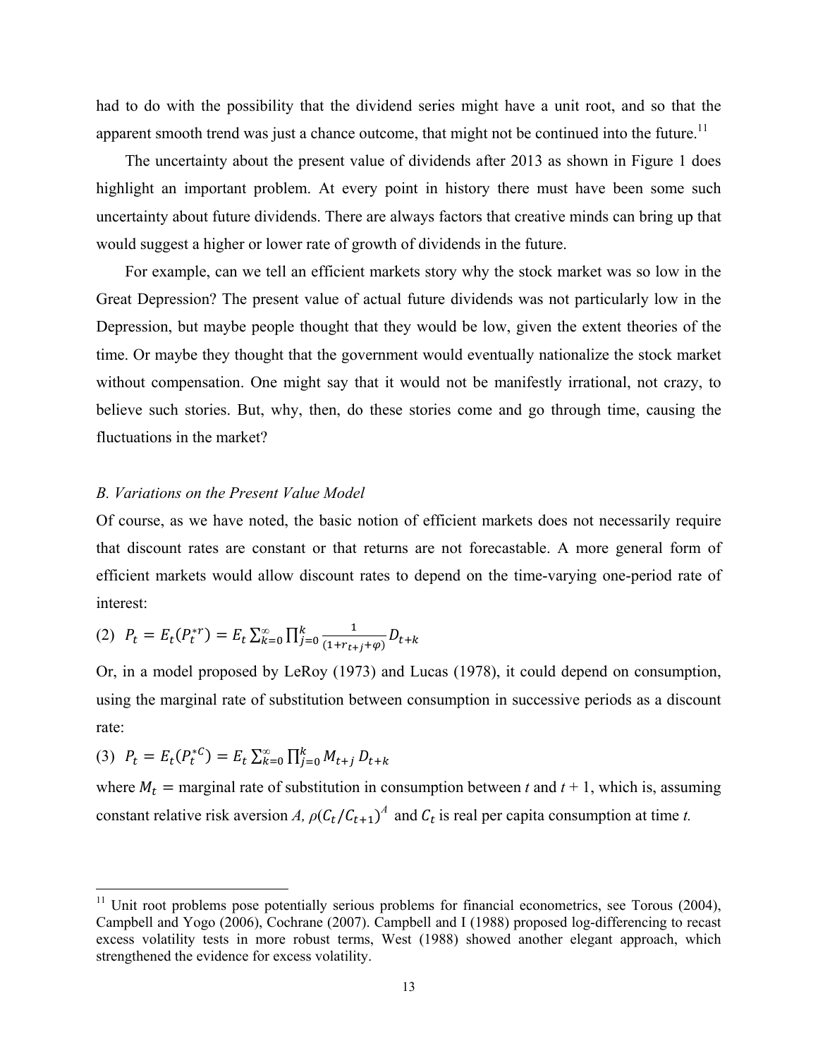had to do with the possibility that the dividend series might have a unit root, and so that the apparent smooth trend was just a chance outcome, that might not be continued into the future.[11]

The uncertainty about the present value of dividends after 2013 as shown in Figure 1 does highlight an important problem. At every point in history there must have been some such uncertainty about future dividends. There are always factors that creative minds can bring up that would suggest a higher or lower rate of growth of dividends in the future.

For example, can we tell an efficient markets story why the stock market was so low in the Great Depression? The present value of actual future dividends was not particularly low in the Depression, but maybe people thought that they would be low, given the extent theories of the time. Or maybe they thought that the government would eventually nationalize the stock market without compensation. One might say that it would not be manifestly irrational, not crazy, to believe such stories. But, why, then, do these stories come and go through time, causing the fluctuations in the market?

*B. Variations on the Present Value Model*

Of course, as we have noted, the basic notion of efficient markets does not necessarily require that discount rates are constant or that returns are not forecastable. A more general form of efficient markets would allow discount rates to depend on the time-varying one-period rate of interest:

$$(2) \quad P_t = E_t(P_t^{*r}) = E_t \sum_{k=0}^{\infty} \prod_{j=0}^{k} \frac{1}{(1+r_{t+j}+\varphi)} D_{t+k}$$

Or, in a model proposed by LeRoy (1973) and Lucas (1978), it could depend on consumption, using the marginal rate of substitution between consumption in successive periods as a discount rate:

$$(3) \quad P_t = E_t(P_t^{*C}) = E_t \sum_{k=0}^{\infty} \prod_{j=0}^{k} M_{t+j} D_{t+k}$$

where $M_t =$ marginal rate of substitution in consumption between $t$ and $t + 1$, which is, assuming constant relative risk aversion $A$, $\rho(C_t/C_{t+1})^A$ and $C_t$ is real per capita consumption at time $t$.

---

[11] Unit root problems pose potentially serious problems for financial econometrics, see Torous (2004), Campbell and Yogo (2006), Cochrane (2007). Campbell and I (1988) proposed log-differencing to recast excess volatility tests in more robust terms, West (1988) showed another elegant approach, which strengthened the evidence for excess volatility.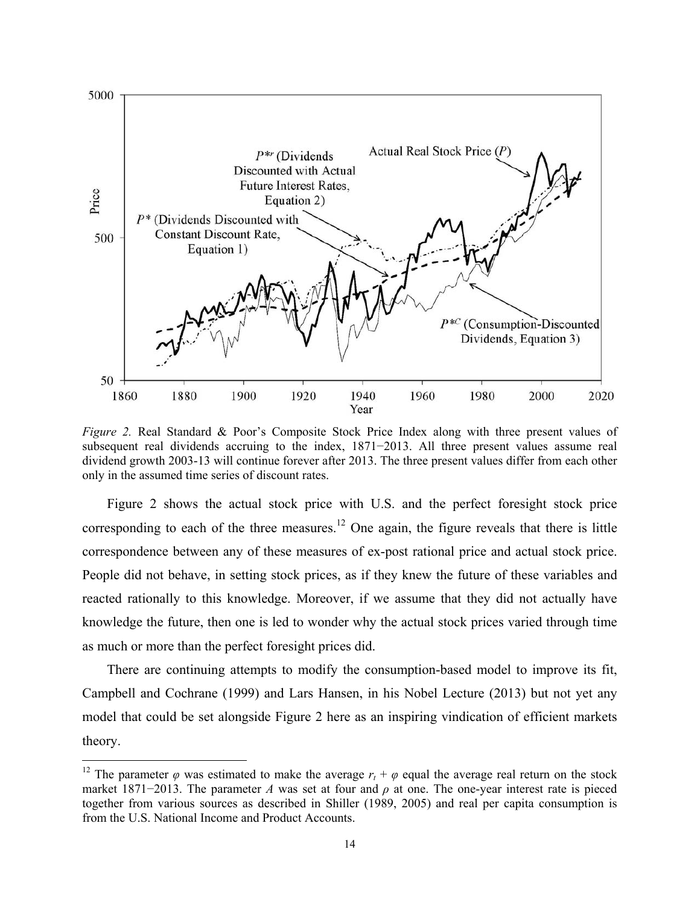*Figure 2.* Real Standard & Poor's Composite Stock Price Index along with three present values of subsequent real dividends accruing to the index, 1871−2013. All three present values assume real dividend growth 2003-13 will continue forever after 2013. The three present values differ from each other only in the assumed time series of discount rates.

Figure 2 shows the actual stock price with U.S. and the perfect foresight stock price corresponding to each of the three measures.[12] One again, the figure reveals that there is little correspondence between any of these measures of ex-post rational price and actual stock price. People did not behave, in setting stock prices, as if they knew the future of these variables and reacted rationally to this knowledge. Moreover, if we assume that they did not actually have knowledge the future, then one is led to wonder why the actual stock prices varied through time as much or more than the perfect foresight prices did.

There are continuing attempts to modify the consumption-based model to improve its fit, Campbell and Cochrane (1999) and Lars Hansen, in his Nobel Lecture (2013) but not yet any model that could be set alongside Figure 2 here as an inspiring vindication of efficient markets theory.

[12] The parameter $\varphi$ was estimated to make the average $r_t + \varphi$ equal the average real return on the stock market 1871−2013. The parameter $A$ was set at four and $\rho$ at one. The one-year interest rate is pieced together from various sources as described in Shiller (1989, 2005) and real per capita consumption is from the U.S. National Income and Product Accounts.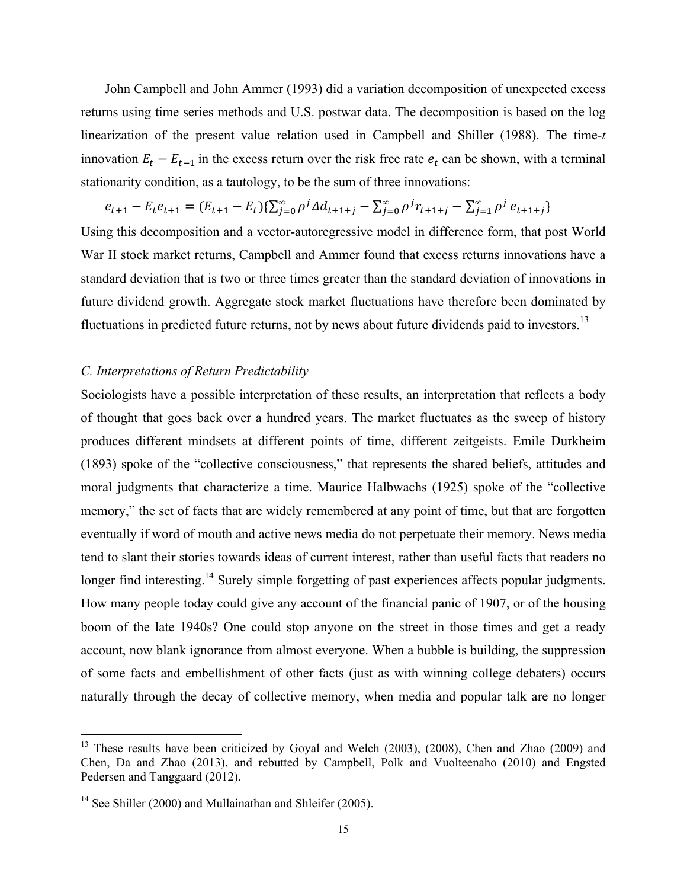John Campbell and John Ammer (1993) did a variation decomposition of unexpected excess returns using time series methods and U.S. postwar data. The decomposition is based on the log linearization of the present value relation used in Campbell and Shiller (1988). The time-$t$ innovation $E_t - E_{t-1}$ in the excess return over the risk free rate $e_t$ can be shown, with a terminal stationarity condition, as a tautology, to be the sum of three innovations:

$$e_{t+1} - E_t e_{t+1} = (E_{t+1} - E_t)\{\sum_{j=0}^{\infty} \rho^j \Delta d_{t+1+j} - \sum_{j=0}^{\infty} \rho^j r_{t+1+j} - \sum_{j=1}^{\infty} \rho^j e_{t+1+j}\}$$

Using this decomposition and a vector-autoregressive model in difference form, that post World War II stock market returns, Campbell and Ammer found that excess returns innovations have a standard deviation that is two or three times greater than the standard deviation of innovations in future dividend growth. Aggregate stock market fluctuations have therefore been dominated by fluctuations in predicted future returns, not by news about future dividends paid to investors.[13]

### *C. Interpretations of Return Predictability*

Sociologists have a possible interpretation of these results, an interpretation that reflects a body of thought that goes back over a hundred years. The market fluctuates as the sweep of history produces different mindsets at different points of time, different zeitgeists. Emile Durkheim (1893) spoke of the "collective consciousness," that represents the shared beliefs, attitudes and moral judgments that characterize a time. Maurice Halbwachs (1925) spoke of the "collective memory," the set of facts that are widely remembered at any point of time, but that are forgotten eventually if word of mouth and active news media do not perpetuate their memory. News media tend to slant their stories towards ideas of current interest, rather than useful facts that readers no longer find interesting.[14] Surely simple forgetting of past experiences affects popular judgments. How many people today could give any account of the financial panic of 1907, or of the housing boom of the late 1940s? One could stop anyone on the street in those times and get a ready account, now blank ignorance from almost everyone. When a bubble is building, the suppression of some facts and embellishment of other facts (just as with winning college debaters) occurs naturally through the decay of collective memory, when media and popular talk are no longer

---

[13] These results have been criticized by Goyal and Welch (2003), (2008), Chen and Zhao (2009) and Chen, Da and Zhao (2013), and rebutted by Campbell, Polk and Vuolteenaho (2010) and Engsted Pedersen and Tanggaard (2012).

[14] See Shiller (2000) and Mullainathan and Shleifer (2005).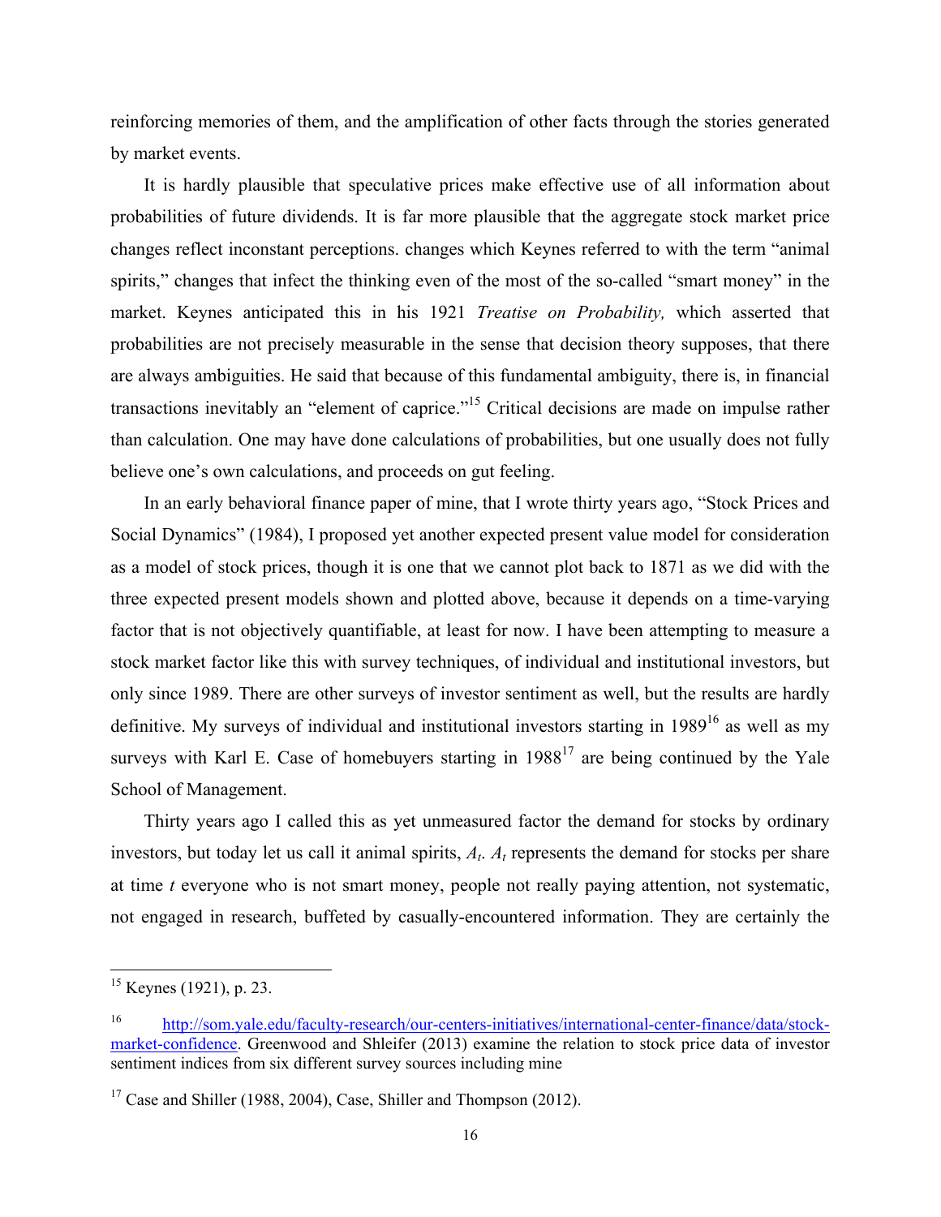reinforcing memories of them, and the amplification of other facts through the stories generated by market events.

It is hardly plausible that speculative prices make effective use of all information about probabilities of future dividends. It is far more plausible that the aggregate stock market price changes reflect inconstant perceptions. changes which Keynes referred to with the term "animal spirits," changes that infect the thinking even of the most of the so-called "smart money" in the market. Keynes anticipated this in his 1921 *Treatise on Probability,* which asserted that probabilities are not precisely measurable in the sense that decision theory supposes, that there are always ambiguities. He said that because of this fundamental ambiguity, there is, in financial transactions inevitably an "element of caprice."[15] Critical decisions are made on impulse rather than calculation. One may have done calculations of probabilities, but one usually does not fully believe one's own calculations, and proceeds on gut feeling.

In an early behavioral finance paper of mine, that I wrote thirty years ago, "Stock Prices and Social Dynamics" (1984), I proposed yet another expected present value model for consideration as a model of stock prices, though it is one that we cannot plot back to 1871 as we did with the three expected present models shown and plotted above, because it depends on a time-varying factor that is not objectively quantifiable, at least for now. I have been attempting to measure a stock market factor like this with survey techniques, of individual and institutional investors, but only since 1989. There are other surveys of investor sentiment as well, but the results are hardly definitive. My surveys of individual and institutional investors starting in 1989[16] as well as my surveys with Karl E. Case of homebuyers starting in 1988[17] are being continued by the Yale School of Management.

Thirty years ago I called this as yet unmeasured factor the demand for stocks by ordinary investors, but today let us call it animal spirits, $A_t$. $A_t$ represents the demand for stocks per share at time $t$ everyone who is not smart money, people not really paying attention, not systematic, not engaged in research, buffeted by casually-encountered information. They are certainly the

---

[15] Keynes (1921), p. 23.

[16] http://som.yale.edu/faculty-research/our-centers-initiatives/international-center-finance/data/stock-market-confidence. Greenwood and Shleifer (2013) examine the relation to stock price data of investor sentiment indices from six different survey sources including mine

[17] Case and Shiller (1988, 2004), Case, Shiller and Thompson (2012).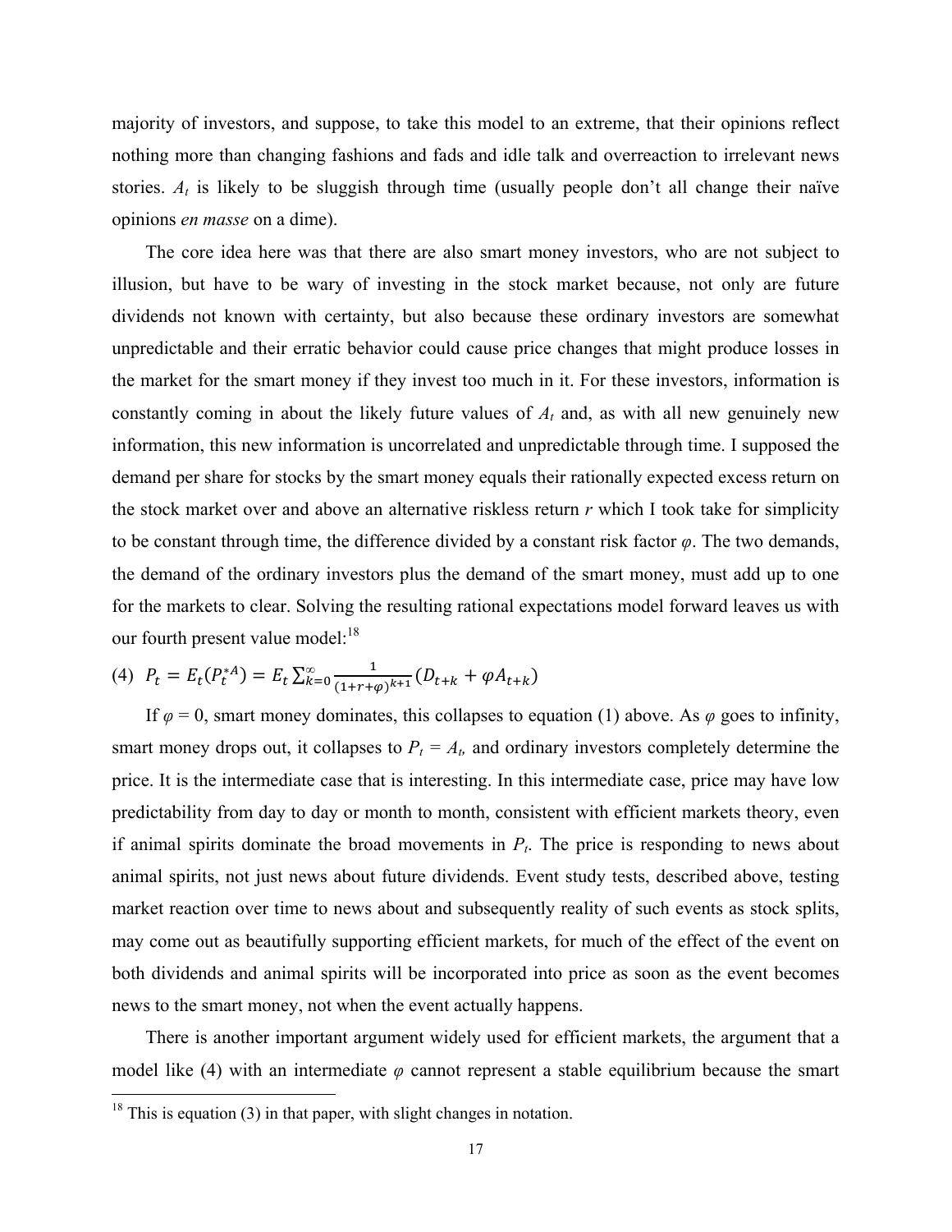majority of investors, and suppose, to take this model to an extreme, that their opinions reflect nothing more than changing fashions and fads and idle talk and overreaction to irrelevant news stories. $A_t$ is likely to be sluggish through time (usually people don't all change their naïve opinions *en masse* on a dime).

The core idea here was that there are also smart money investors, who are not subject to illusion, but have to be wary of investing in the stock market because, not only are future dividends not known with certainty, but also because these ordinary investors are somewhat unpredictable and their erratic behavior could cause price changes that might produce losses in the market for the smart money if they invest too much in it. For these investors, information is constantly coming in about the likely future values of $A_t$ and, as with all new genuinely new information, this new information is uncorrelated and unpredictable through time. I supposed the demand per share for stocks by the smart money equals their rationally expected excess return on the stock market over and above an alternative riskless return $r$ which I took take for simplicity to be constant through time, the difference divided by a constant risk factor $\varphi$. The two demands, the demand of the ordinary investors plus the demand of the smart money, must add up to one for the markets to clear. Solving the resulting rational expectations model forward leaves us with our fourth present value model:[18]

$$(4) \quad P_t = E_t(P_t^{*A}) = E_t \sum_{k=0}^{\infty} \frac{1}{(1+r+\varphi)^{k+1}} (D_{t+k} + \varphi A_{t+k})$$

If $\varphi = 0$, smart money dominates, this collapses to equation (1) above. As $\varphi$ goes to infinity, smart money drops out, it collapses to $P_t = A_t$, and ordinary investors completely determine the price. It is the intermediate case that is interesting. In this intermediate case, price may have low predictability from day to day or month to month, consistent with efficient markets theory, even if animal spirits dominate the broad movements in $P_t$. The price is responding to news about animal spirits, not just news about future dividends. Event study tests, described above, testing market reaction over time to news about and subsequently reality of such events as stock splits, may come out as beautifully supporting efficient markets, for much of the effect of the event on both dividends and animal spirits will be incorporated into price as soon as the event becomes news to the smart money, not when the event actually happens.

There is another important argument widely used for efficient markets, the argument that a model like (4) with an intermediate $\varphi$ cannot represent a stable equilibrium because the smart

[18] This is equation (3) in that paper, with slight changes in notation.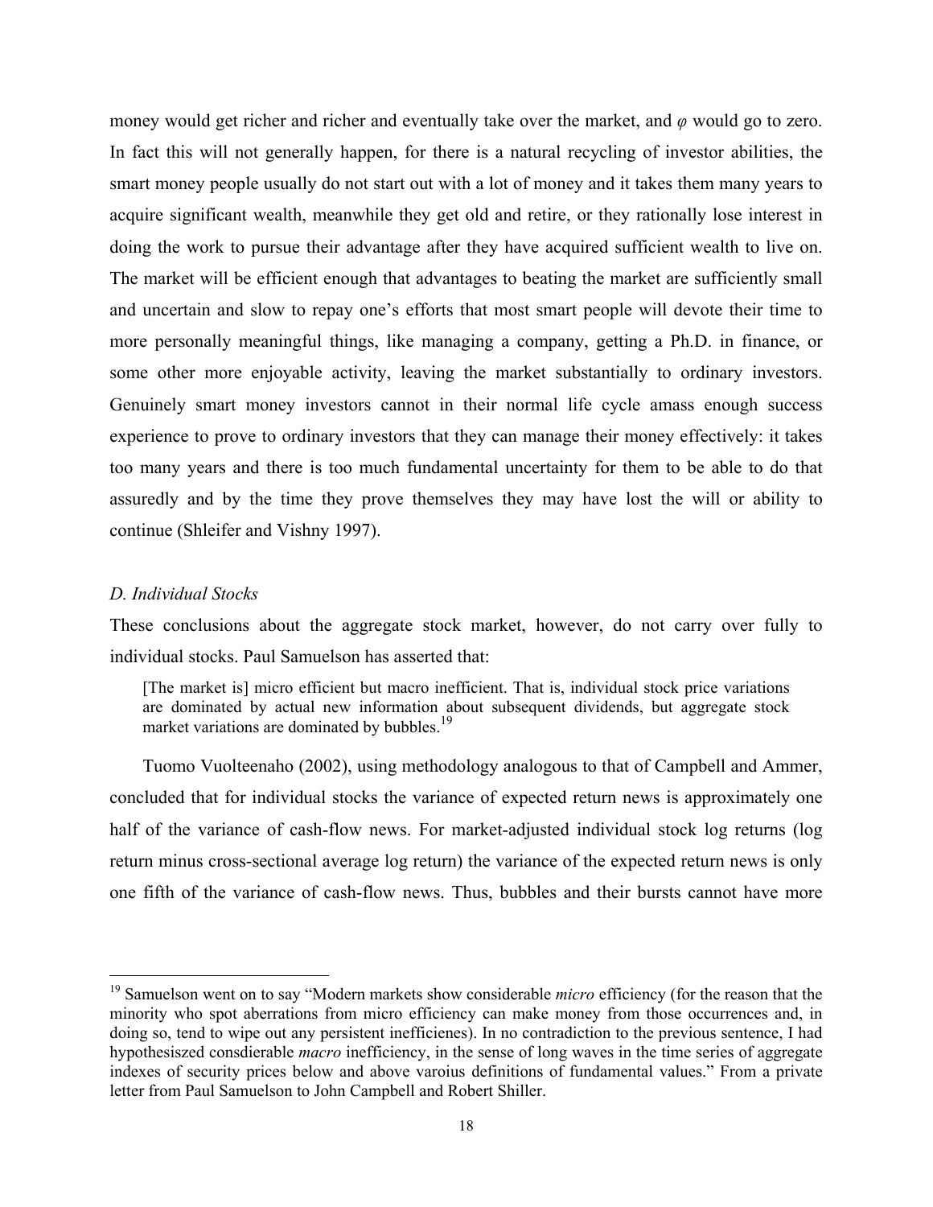money would get richer and richer and eventually take over the market, and $\varphi$ would go to zero. In fact this will not generally happen, for there is a natural recycling of investor abilities, the smart money people usually do not start out with a lot of money and it takes them many years to acquire significant wealth, meanwhile they get old and retire, or they rationally lose interest in doing the work to pursue their advantage after they have acquired sufficient wealth to live on. The market will be efficient enough that advantages to beating the market are sufficiently small and uncertain and slow to repay one's efforts that most smart people will devote their time to more personally meaningful things, like managing a company, getting a Ph.D. in finance, or some other more enjoyable activity, leaving the market substantially to ordinary investors. Genuinely smart money investors cannot in their normal life cycle amass enough success experience to prove to ordinary investors that they can manage their money effectively: it takes too many years and there is too much fundamental uncertainty for them to be able to do that assuredly and by the time they prove themselves they may have lost the will or ability to continue (Shleifer and Vishny 1997).

### *D. Individual Stocks*

These conclusions about the aggregate stock market, however, do not carry over fully to individual stocks. Paul Samuelson has asserted that:

> [The market is] micro efficient but macro inefficient. That is, individual stock price variations are dominated by actual new information about subsequent dividends, but aggregate stock market variations are dominated by bubbles.[19]

Tuomo Vuolteenaho (2002), using methodology analogous to that of Campbell and Ammer, concluded that for individual stocks the variance of expected return news is approximately one half of the variance of cash-flow news. For market-adjusted individual stock log returns (log return minus cross-sectional average log return) the variance of the expected return news is only one fifth of the variance of cash-flow news. Thus, bubbles and their bursts cannot have more

---

[19] Samuelson went on to say "Modern markets show considerable *micro* efficiency (for the reason that the minority who spot aberrations from micro efficiency can make money from those occurrences and, in doing so, tend to wipe out any persistent inefficienes). In no contradiction to the previous sentence, I had hypothesiszed consdierable *macro* inefficiency, in the sense of long waves in the time series of aggregate indexes of security prices below and above varoius definitions of fundamental values." From a private letter from Paul Samuelson to John Campbell and Robert Shiller.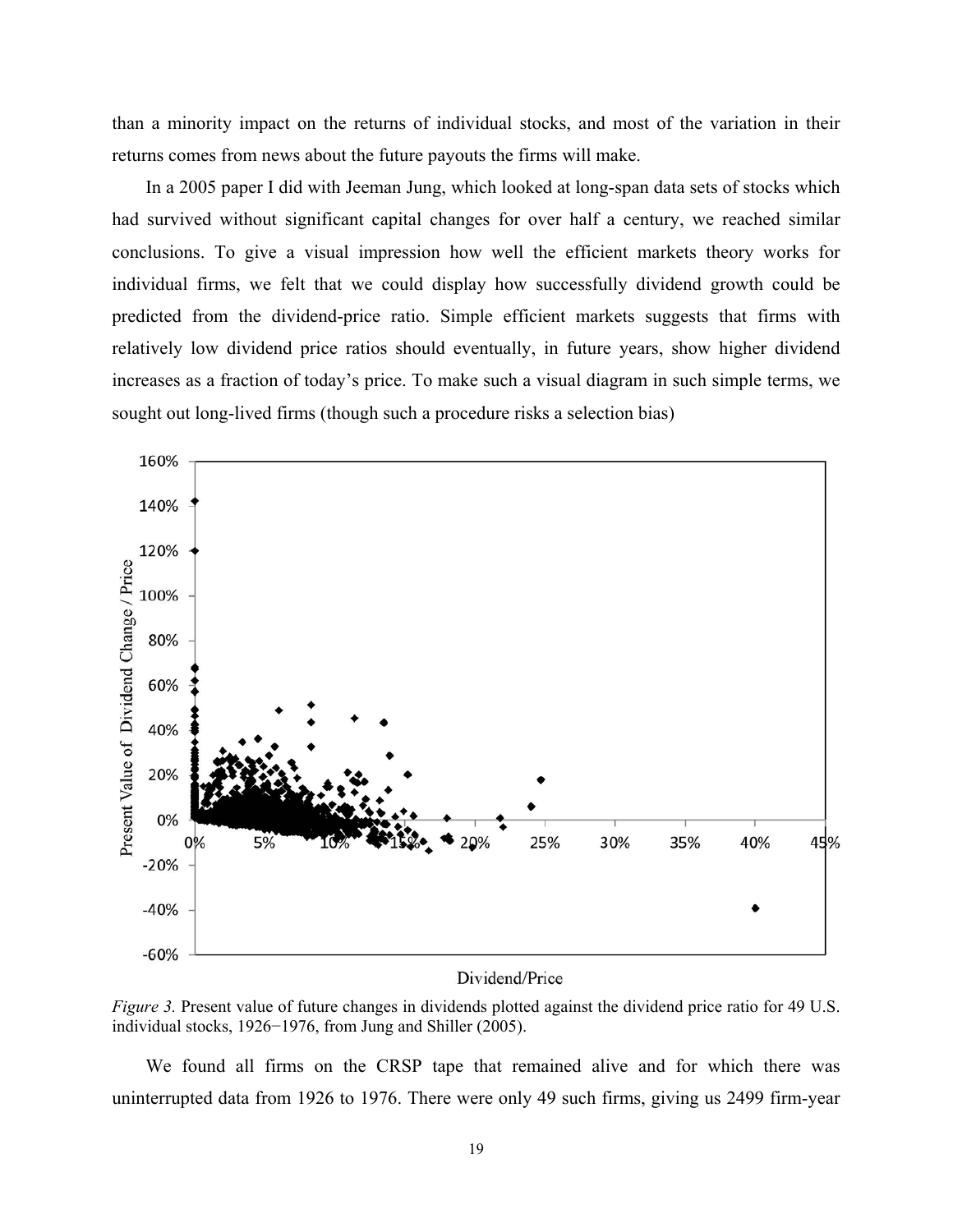than a minority impact on the returns of individual stocks, and most of the variation in their returns comes from news about the future payouts the firms will make.

In a 2005 paper I did with Jeeman Jung, which looked at long-span data sets of stocks which had survived without significant capital changes for over half a century, we reached similar conclusions. To give a visual impression how well the efficient markets theory works for individual firms, we felt that we could display how successfully dividend growth could be predicted from the dividend-price ratio. Simple efficient markets suggests that firms with relatively low dividend price ratios should eventually, in future years, show higher dividend increases as a fraction of today's price. To make such a visual diagram in such simple terms, we sought out long-lived firms (though such a procedure risks a selection bias)

*Figure 3.* Present value of future changes in dividends plotted against the dividend price ratio for 49 U.S. individual stocks, 1926−1976, from Jung and Shiller (2005).

We found all firms on the CRSP tape that remained alive and for which there was uninterrupted data from 1926 to 1976. There were only 49 such firms, giving us 2499 firm-year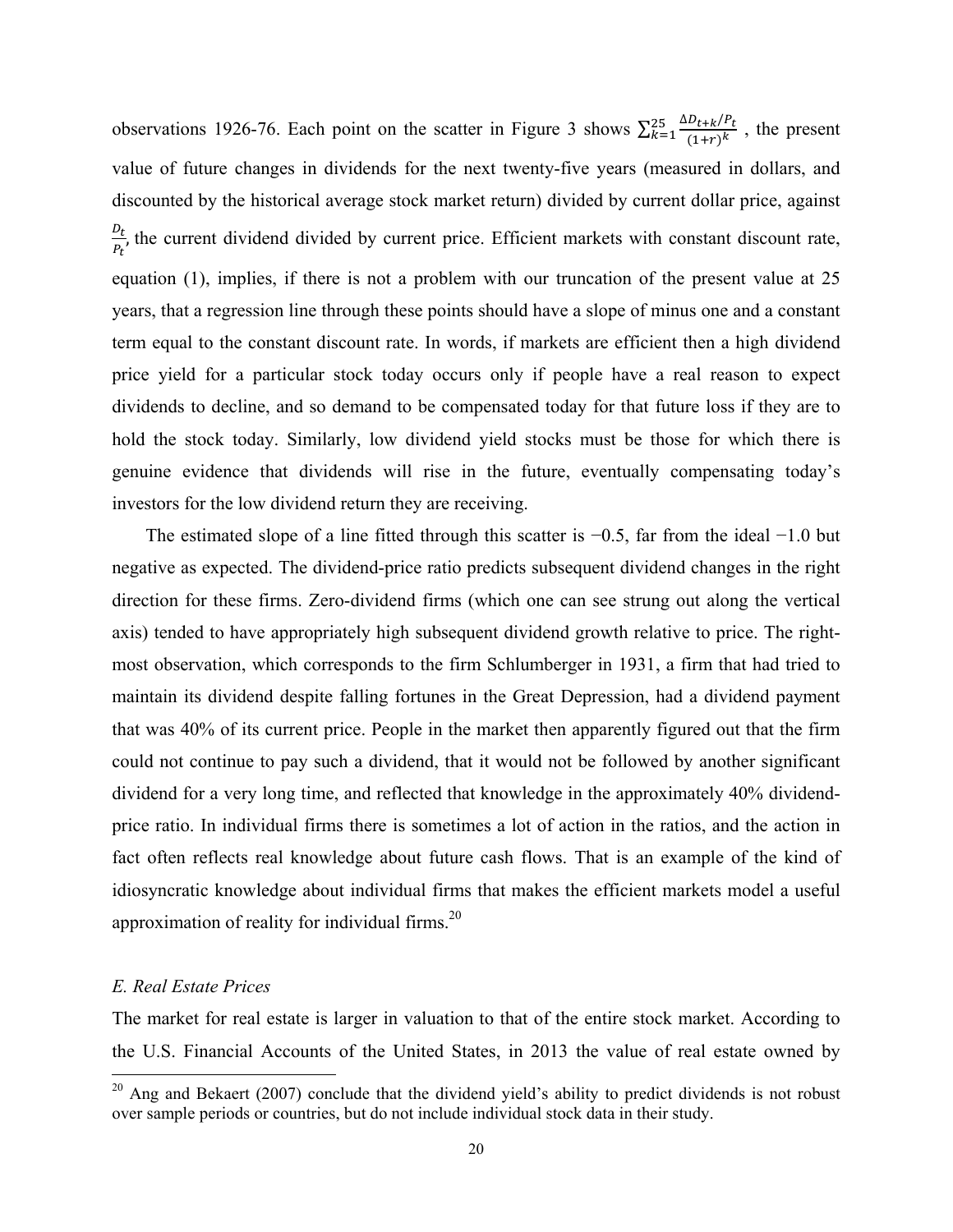observations 1926-76. Each point on the scatter in Figure 3 shows $\sum_{k=1}^{25} \frac{\Delta D_{t+k}/P_t}{(1+r)^k}$ , the present value of future changes in dividends for the next twenty-five years (measured in dollars, and discounted by the historical average stock market return) divided by current dollar price, against $\frac{D_t}{P_t}$, the current dividend divided by current price. Efficient markets with constant discount rate, equation (1), implies, if there is not a problem with our truncation of the present value at 25 years, that a regression line through these points should have a slope of minus one and a constant term equal to the constant discount rate. In words, if markets are efficient then a high dividend price yield for a particular stock today occurs only if people have a real reason to expect dividends to decline, and so demand to be compensated today for that future loss if they are to hold the stock today. Similarly, low dividend yield stocks must be those for which there is genuine evidence that dividends will rise in the future, eventually compensating today's investors for the low dividend return they are receiving.

The estimated slope of a line fitted through this scatter is −0.5, far from the ideal −1.0 but negative as expected. The dividend-price ratio predicts subsequent dividend changes in the right direction for these firms. Zero-dividend firms (which one can see strung out along the vertical axis) tended to have appropriately high subsequent dividend growth relative to price. The right-most observation, which corresponds to the firm Schlumberger in 1931, a firm that had tried to maintain its dividend despite falling fortunes in the Great Depression, had a dividend payment that was 40% of its current price. People in the market then apparently figured out that the firm could not continue to pay such a dividend, that it would not be followed by another significant dividend for a very long time, and reflected that knowledge in the approximately 40% dividend-price ratio. In individual firms there is sometimes a lot of action in the ratios, and the action in fact often reflects real knowledge about future cash flows. That is an example of the kind of idiosyncratic knowledge about individual firms that makes the efficient markets model a useful approximation of reality for individual firms.[20]

*E. Real Estate Prices*

The market for real estate is larger in valuation to that of the entire stock market. According to the U.S. Financial Accounts of the United States, in 2013 the value of real estate owned by

[20] Ang and Bekaert (2007) conclude that the dividend yield's ability to predict dividends is not robust over sample periods or countries, but do not include individual stock data in their study.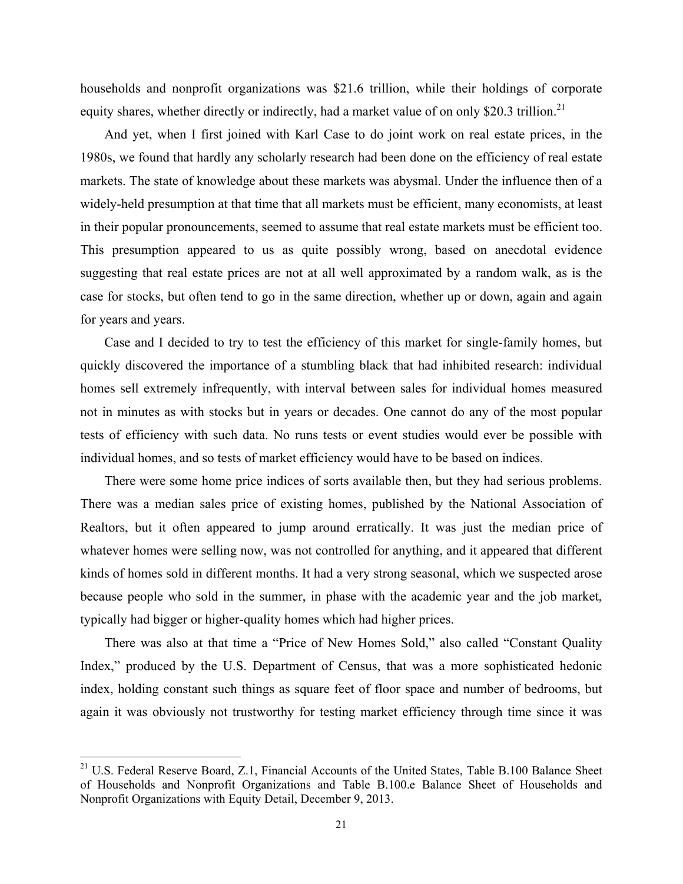households and nonprofit organizations was $21.6 trillion, while their holdings of corporate equity shares, whether directly or indirectly, had a market value of on only $20.3 trillion.[21]

And yet, when I first joined with Karl Case to do joint work on real estate prices, in the 1980s, we found that hardly any scholarly research had been done on the efficiency of real estate markets. The state of knowledge about these markets was abysmal. Under the influence then of a widely-held presumption at that time that all markets must be efficient, many economists, at least in their popular pronouncements, seemed to assume that real estate markets must be efficient too. This presumption appeared to us as quite possibly wrong, based on anecdotal evidence suggesting that real estate prices are not at all well approximated by a random walk, as is the case for stocks, but often tend to go in the same direction, whether up or down, again and again for years and years.

Case and I decided to try to test the efficiency of this market for single-family homes, but quickly discovered the importance of a stumbling black that had inhibited research: individual homes sell extremely infrequently, with interval between sales for individual homes measured not in minutes as with stocks but in years or decades. One cannot do any of the most popular tests of efficiency with such data. No runs tests or event studies would ever be possible with individual homes, and so tests of market efficiency would have to be based on indices.

There were some home price indices of sorts available then, but they had serious problems. There was a median sales price of existing homes, published by the National Association of Realtors, but it often appeared to jump around erratically. It was just the median price of whatever homes were selling now, was not controlled for anything, and it appeared that different kinds of homes sold in different months. It had a very strong seasonal, which we suspected arose because people who sold in the summer, in phase with the academic year and the job market, typically had bigger or higher-quality homes which had higher prices.

There was also at that time a "Price of New Homes Sold," also called "Constant Quality Index," produced by the U.S. Department of Census, that was a more sophisticated hedonic index, holding constant such things as square feet of floor space and number of bedrooms, but again it was obviously not trustworthy for testing market efficiency through time since it was

[21] U.S. Federal Reserve Board, Z.1, Financial Accounts of the United States, Table B.100 Balance Sheet of Households and Nonprofit Organizations and Table B.100.e Balance Sheet of Households and Nonprofit Organizations with Equity Detail, December 9, 2013.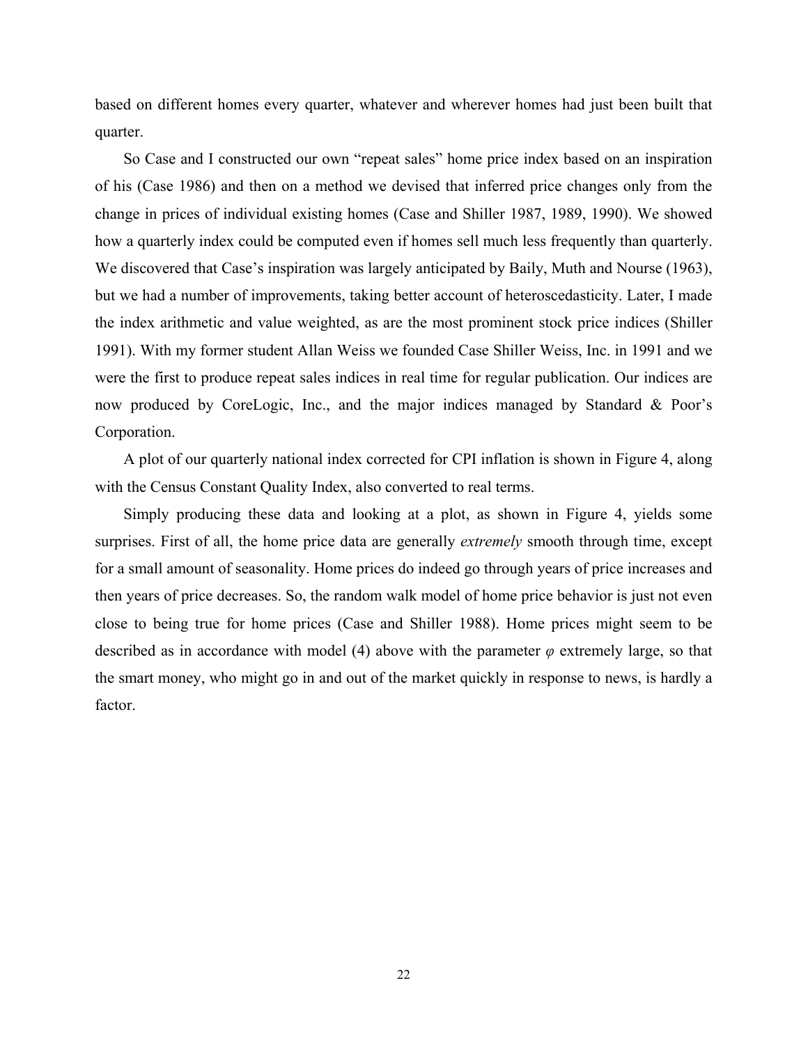based on different homes every quarter, whatever and wherever homes had just been built that quarter.

So Case and I constructed our own "repeat sales" home price index based on an inspiration of his (Case 1986) and then on a method we devised that inferred price changes only from the change in prices of individual existing homes (Case and Shiller 1987, 1989, 1990). We showed how a quarterly index could be computed even if homes sell much less frequently than quarterly. We discovered that Case's inspiration was largely anticipated by Baily, Muth and Nourse (1963), but we had a number of improvements, taking better account of heteroscedasticity. Later, I made the index arithmetic and value weighted, as are the most prominent stock price indices (Shiller 1991). With my former student Allan Weiss we founded Case Shiller Weiss, Inc. in 1991 and we were the first to produce repeat sales indices in real time for regular publication. Our indices are now produced by CoreLogic, Inc., and the major indices managed by Standard & Poor's Corporation.

A plot of our quarterly national index corrected for CPI inflation is shown in Figure 4, along with the Census Constant Quality Index, also converted to real terms.

Simply producing these data and looking at a plot, as shown in Figure 4, yields some surprises. First of all, the home price data are generally *extremely* smooth through time, except for a small amount of seasonality. Home prices do indeed go through years of price increases and then years of price decreases. So, the random walk model of home price behavior is just not even close to being true for home prices (Case and Shiller 1988). Home prices might seem to be described as in accordance with model (4) above with the parameter $\varphi$ extremely large, so that the smart money, who might go in and out of the market quickly in response to news, is hardly a factor.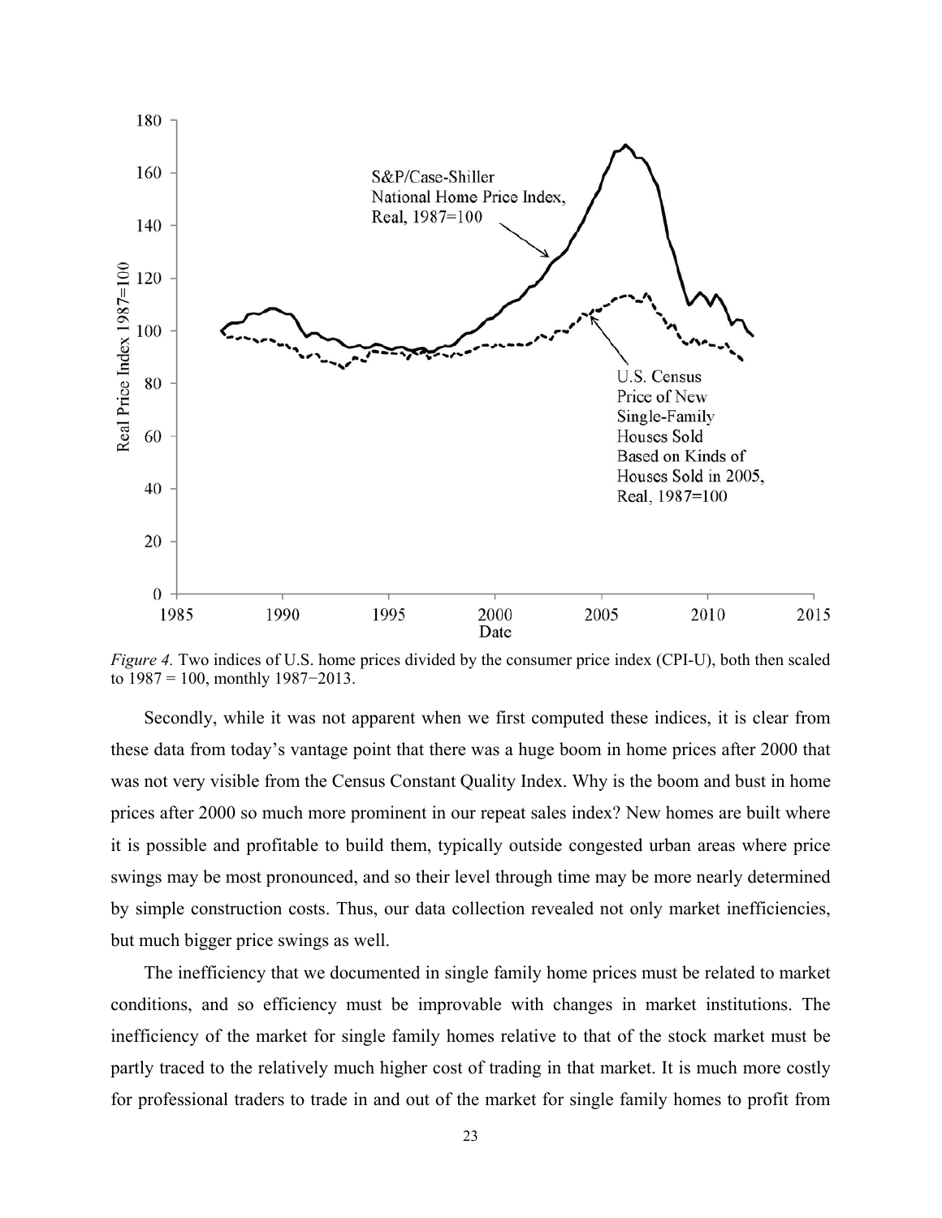*Figure 4.* Two indices of U.S. home prices divided by the consumer price index (CPI-U), both then scaled to 1987 = 100, monthly 1987−2013.

Secondly, while it was not apparent when we first computed these indices, it is clear from these data from today's vantage point that there was a huge boom in home prices after 2000 that was not very visible from the Census Constant Quality Index. Why is the boom and bust in home prices after 2000 so much more prominent in our repeat sales index? New homes are built where it is possible and profitable to build them, typically outside congested urban areas where price swings may be most pronounced, and so their level through time may be more nearly determined by simple construction costs. Thus, our data collection revealed not only market inefficiencies, but much bigger price swings as well.

The inefficiency that we documented in single family home prices must be related to market conditions, and so efficiency must be improvable with changes in market institutions. The inefficiency of the market for single family homes relative to that of the stock market must be partly traced to the relatively much higher cost of trading in that market. It is much more costly for professional traders to trade in and out of the market for single family homes to profit from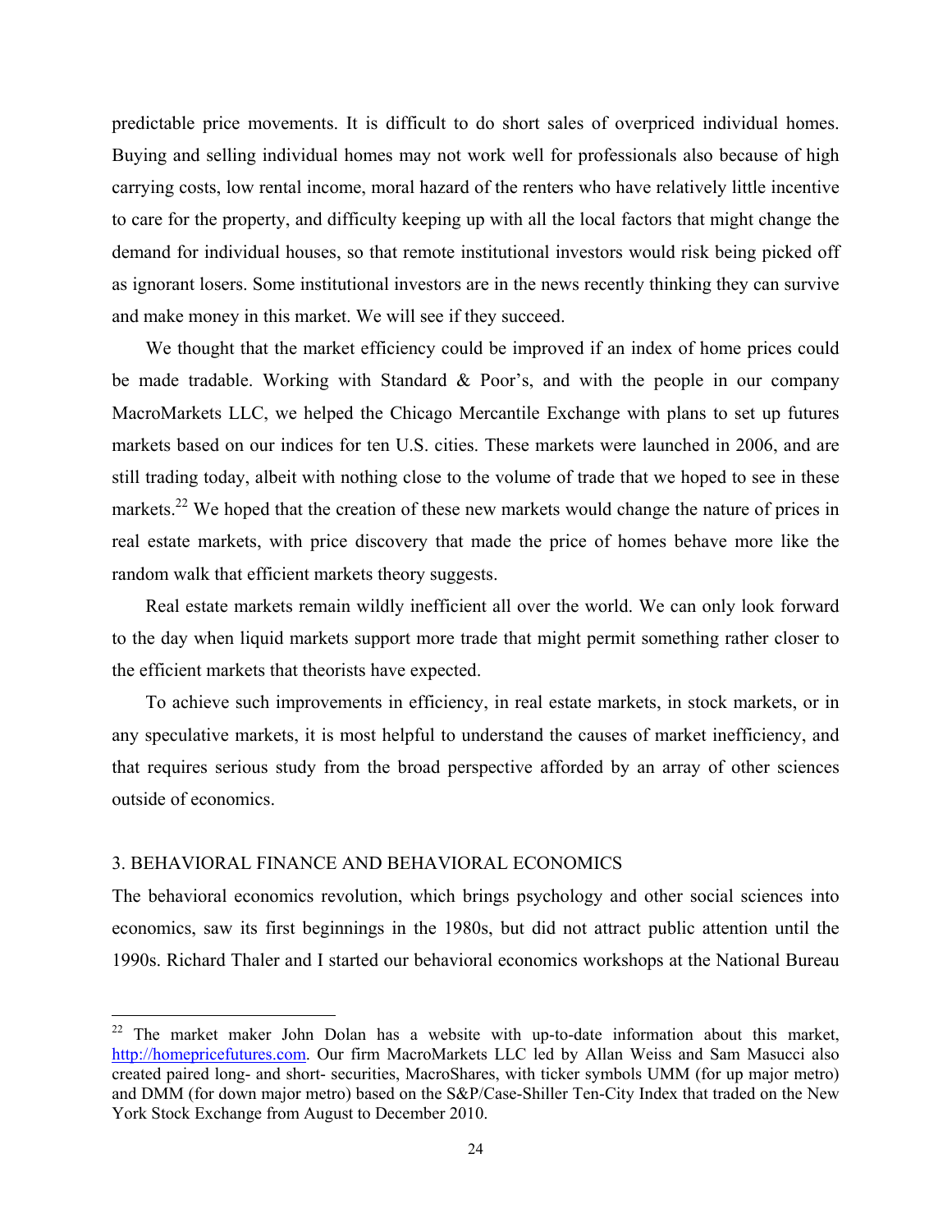predictable price movements. It is difficult to do short sales of overpriced individual homes. Buying and selling individual homes may not work well for professionals also because of high carrying costs, low rental income, moral hazard of the renters who have relatively little incentive to care for the property, and difficulty keeping up with all the local factors that might change the demand for individual houses, so that remote institutional investors would risk being picked off as ignorant losers. Some institutional investors are in the news recently thinking they can survive and make money in this market. We will see if they succeed.

We thought that the market efficiency could be improved if an index of home prices could be made tradable. Working with Standard & Poor's, and with the people in our company MacroMarkets LLC, we helped the Chicago Mercantile Exchange with plans to set up futures markets based on our indices for ten U.S. cities. These markets were launched in 2006, and are still trading today, albeit with nothing close to the volume of trade that we hoped to see in these markets.[22] We hoped that the creation of these new markets would change the nature of prices in real estate markets, with price discovery that made the price of homes behave more like the random walk that efficient markets theory suggests.

Real estate markets remain wildly inefficient all over the world. We can only look forward to the day when liquid markets support more trade that might permit something rather closer to the efficient markets that theorists have expected.

To achieve such improvements in efficiency, in real estate markets, in stock markets, or in any speculative markets, it is most helpful to understand the causes of market inefficiency, and that requires serious study from the broad perspective afforded by an array of other sciences outside of economics.

## 3. BEHAVIORAL FINANCE AND BEHAVIORAL ECONOMICS

The behavioral economics revolution, which brings psychology and other social sciences into economics, saw its first beginnings in the 1980s, but did not attract public attention until the 1990s. Richard Thaler and I started our behavioral economics workshops at the National Bureau

[22] The market maker John Dolan has a website with up-to-date information about this market, http://homepricefutures.com. Our firm MacroMarkets LLC led by Allan Weiss and Sam Masucci also created paired long- and short- securities, MacroShares, with ticker symbols UMM (for up major metro) and DMM (for down major metro) based on the S&P/Case-Shiller Ten-City Index that traded on the New York Stock Exchange from August to December 2010.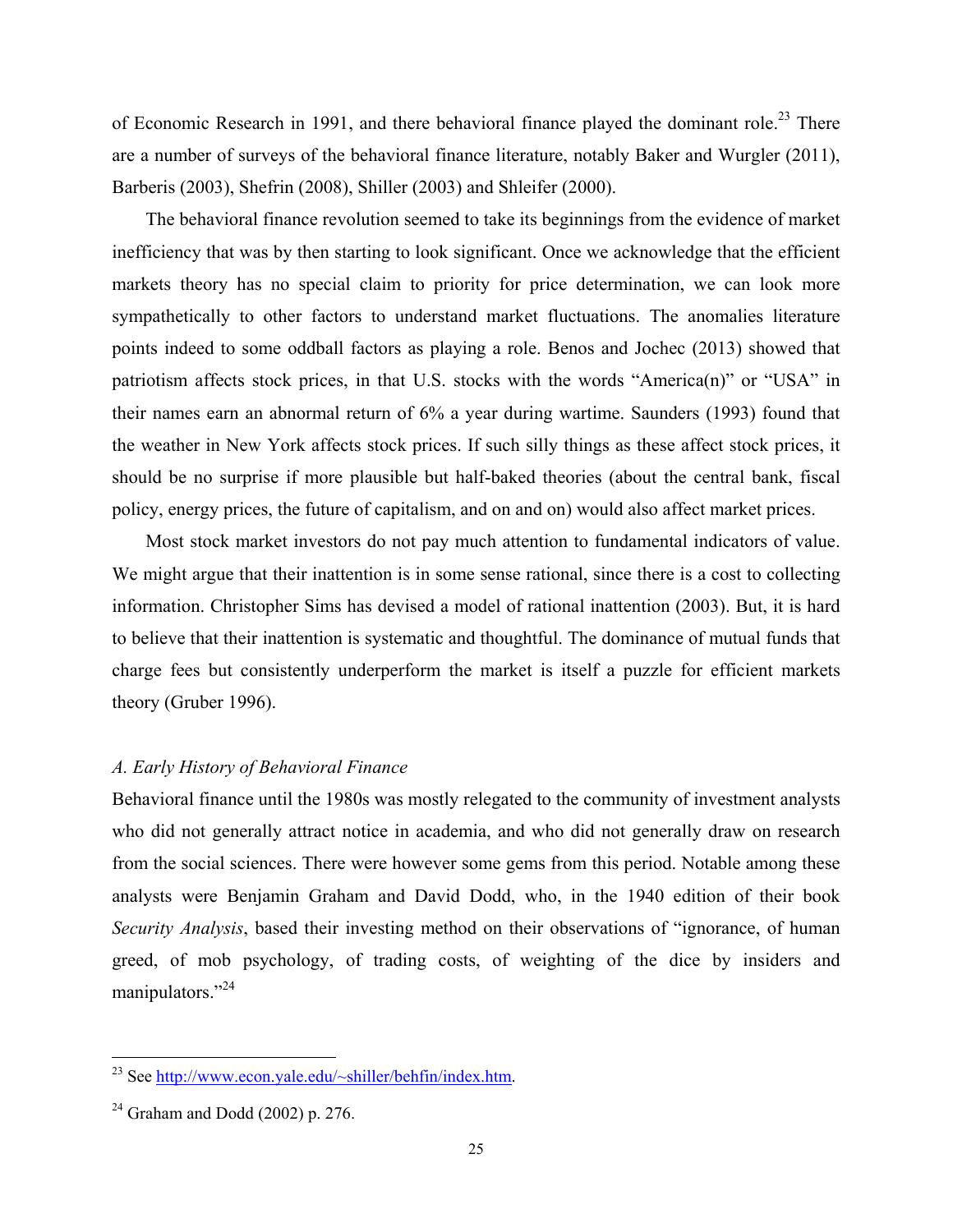of Economic Research in 1991, and there behavioral finance played the dominant role.[23] There are a number of surveys of the behavioral finance literature, notably Baker and Wurgler (2011), Barberis (2003), Shefrin (2008), Shiller (2003) and Shleifer (2000).

The behavioral finance revolution seemed to take its beginnings from the evidence of market inefficiency that was by then starting to look significant. Once we acknowledge that the efficient markets theory has no special claim to priority for price determination, we can look more sympathetically to other factors to understand market fluctuations. The anomalies literature points indeed to some oddball factors as playing a role. Benos and Jochec (2013) showed that patriotism affects stock prices, in that U.S. stocks with the words "America(n)" or "USA" in their names earn an abnormal return of 6% a year during wartime. Saunders (1993) found that the weather in New York affects stock prices. If such silly things as these affect stock prices, it should be no surprise if more plausible but half-baked theories (about the central bank, fiscal policy, energy prices, the future of capitalism, and on and on) would also affect market prices.

Most stock market investors do not pay much attention to fundamental indicators of value. We might argue that their inattention is in some sense rational, since there is a cost to collecting information. Christopher Sims has devised a model of rational inattention (2003). But, it is hard to believe that their inattention is systematic and thoughtful. The dominance of mutual funds that charge fees but consistently underperform the market is itself a puzzle for efficient markets theory (Gruber 1996).

### *A. Early History of Behavioral Finance*

Behavioral finance until the 1980s was mostly relegated to the community of investment analysts who did not generally attract notice in academia, and who did not generally draw on research from the social sciences. There were however some gems from this period. Notable among these analysts were Benjamin Graham and David Dodd, who, in the 1940 edition of their book *Security Analysis*, based their investing method on their observations of "ignorance, of human greed, of mob psychology, of trading costs, of weighting of the dice by insiders and manipulators."[24]

---

[23] See http://www.econ.yale.edu/~shiller/behfin/index.htm.

[24] Graham and Dodd (2002) p. 276.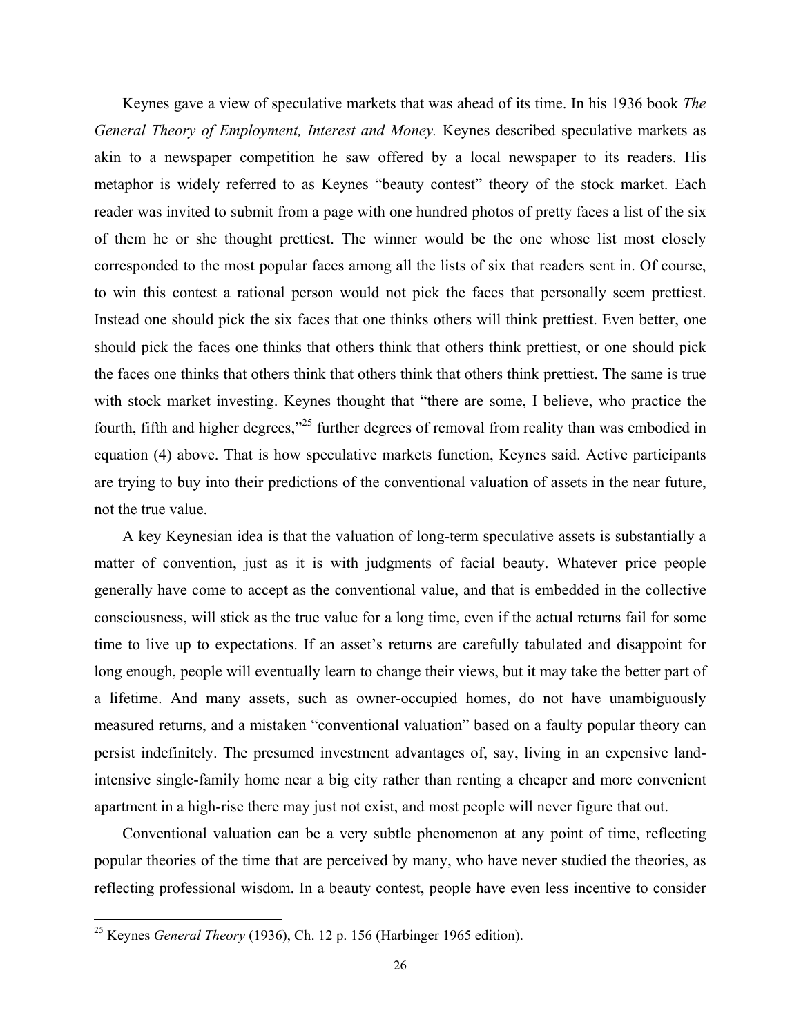Keynes gave a view of speculative markets that was ahead of its time. In his 1936 book *The General Theory of Employment, Interest and Money.* Keynes described speculative markets as akin to a newspaper competition he saw offered by a local newspaper to its readers. His metaphor is widely referred to as Keynes "beauty contest" theory of the stock market. Each reader was invited to submit from a page with one hundred photos of pretty faces a list of the six of them he or she thought prettiest. The winner would be the one whose list most closely corresponded to the most popular faces among all the lists of six that readers sent in. Of course, to win this contest a rational person would not pick the faces that personally seem prettiest. Instead one should pick the six faces that one thinks others will think prettiest. Even better, one should pick the faces one thinks that others think that others think prettiest, or one should pick the faces one thinks that others think that others think that others think prettiest. The same is true with stock market investing. Keynes thought that "there are some, I believe, who practice the fourth, fifth and higher degrees,"[25] further degrees of removal from reality than was embodied in equation (4) above. That is how speculative markets function, Keynes said. Active participants are trying to buy into their predictions of the conventional valuation of assets in the near future, not the true value.

A key Keynesian idea is that the valuation of long-term speculative assets is substantially a matter of convention, just as it is with judgments of facial beauty. Whatever price people generally have come to accept as the conventional value, and that is embedded in the collective consciousness, will stick as the true value for a long time, even if the actual returns fail for some time to live up to expectations. If an asset's returns are carefully tabulated and disappoint for long enough, people will eventually learn to change their views, but it may take the better part of a lifetime. And many assets, such as owner-occupied homes, do not have unambiguously measured returns, and a mistaken "conventional valuation" based on a faulty popular theory can persist indefinitely. The presumed investment advantages of, say, living in an expensive land-intensive single-family home near a big city rather than renting a cheaper and more convenient apartment in a high-rise there may just not exist, and most people will never figure that out.

Conventional valuation can be a very subtle phenomenon at any point of time, reflecting popular theories of the time that are perceived by many, who have never studied the theories, as reflecting professional wisdom. In a beauty contest, people have even less incentive to consider

---

[25] Keynes *General Theory* (1936), Ch. 12 p. 156 (Harbinger 1965 edition).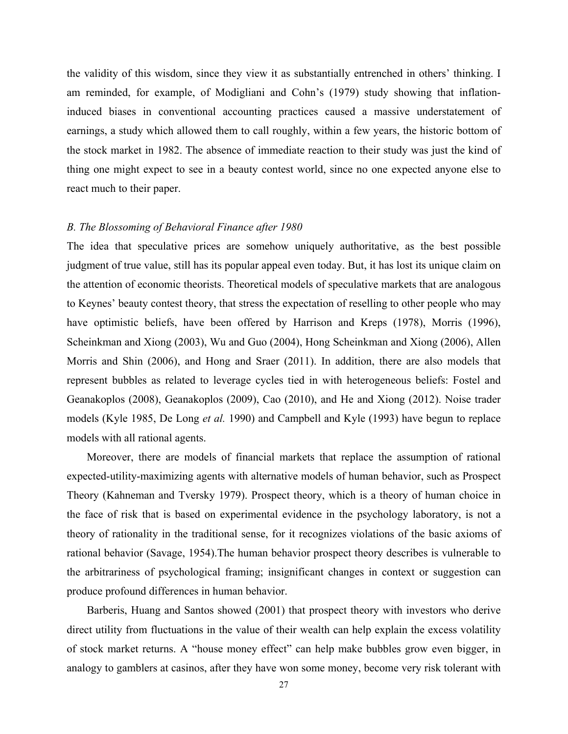the validity of this wisdom, since they view it as substantially entrenched in others' thinking. I am reminded, for example, of Modigliani and Cohn's (1979) study showing that inflation-induced biases in conventional accounting practices caused a massive understatement of earnings, a study which allowed them to call roughly, within a few years, the historic bottom of the stock market in 1982. The absence of immediate reaction to their study was just the kind of thing one might expect to see in a beauty contest world, since no one expected anyone else to react much to their paper.

### *B. The Blossoming of Behavioral Finance after 1980*

The idea that speculative prices are somehow uniquely authoritative, as the best possible judgment of true value, still has its popular appeal even today. But, it has lost its unique claim on the attention of economic theorists. Theoretical models of speculative markets that are analogous to Keynes' beauty contest theory, that stress the expectation of reselling to other people who may have optimistic beliefs, have been offered by Harrison and Kreps (1978), Morris (1996), Scheinkman and Xiong (2003), Wu and Guo (2004), Hong Scheinkman and Xiong (2006), Allen Morris and Shin (2006), and Hong and Sraer (2011). In addition, there are also models that represent bubbles as related to leverage cycles tied in with heterogeneous beliefs: Fostel and Geanakoplos (2008), Geanakoplos (2009), Cao (2010), and He and Xiong (2012). Noise trader models (Kyle 1985, De Long *et al.* 1990) and Campbell and Kyle (1993) have begun to replace models with all rational agents.

Moreover, there are models of financial markets that replace the assumption of rational expected-utility-maximizing agents with alternative models of human behavior, such as Prospect Theory (Kahneman and Tversky 1979). Prospect theory, which is a theory of human choice in the face of risk that is based on experimental evidence in the psychology laboratory, is not a theory of rationality in the traditional sense, for it recognizes violations of the basic axioms of rational behavior (Savage, 1954).The human behavior prospect theory describes is vulnerable to the arbitrariness of psychological framing; insignificant changes in context or suggestion can produce profound differences in human behavior.

Barberis, Huang and Santos showed (2001) that prospect theory with investors who derive direct utility from fluctuations in the value of their wealth can help explain the excess volatility of stock market returns. A "house money effect" can help make bubbles grow even bigger, in analogy to gamblers at casinos, after they have won some money, become very risk tolerant with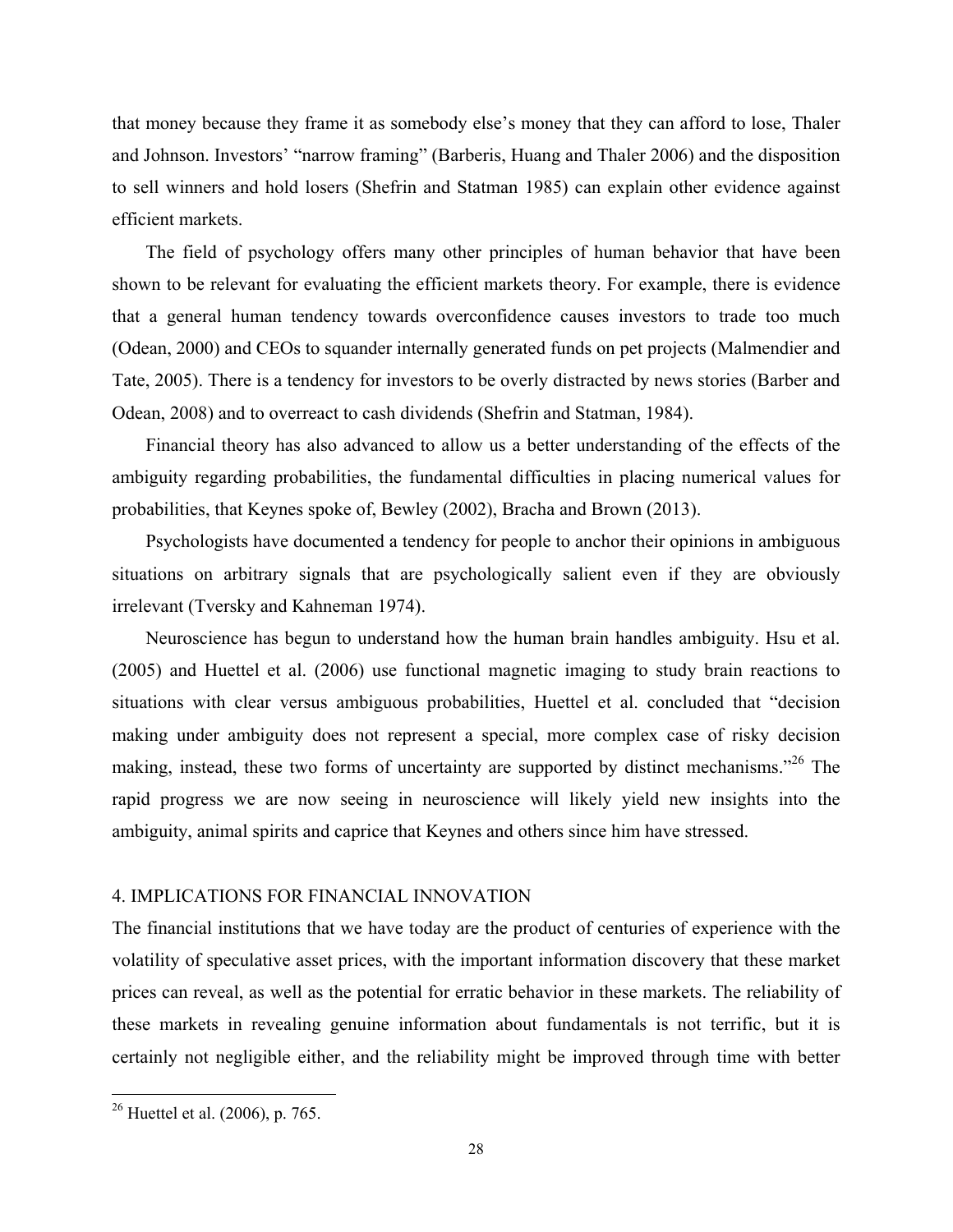that money because they frame it as somebody else's money that they can afford to lose, Thaler and Johnson. Investors' "narrow framing" (Barberis, Huang and Thaler 2006) and the disposition to sell winners and hold losers (Shefrin and Statman 1985) can explain other evidence against efficient markets.

The field of psychology offers many other principles of human behavior that have been shown to be relevant for evaluating the efficient markets theory. For example, there is evidence that a general human tendency towards overconfidence causes investors to trade too much (Odean, 2000) and CEOs to squander internally generated funds on pet projects (Malmendier and Tate, 2005). There is a tendency for investors to be overly distracted by news stories (Barber and Odean, 2008) and to overreact to cash dividends (Shefrin and Statman, 1984).

Financial theory has also advanced to allow us a better understanding of the effects of the ambiguity regarding probabilities, the fundamental difficulties in placing numerical values for probabilities, that Keynes spoke of, Bewley (2002), Bracha and Brown (2013).

Psychologists have documented a tendency for people to anchor their opinions in ambiguous situations on arbitrary signals that are psychologically salient even if they are obviously irrelevant (Tversky and Kahneman 1974).

Neuroscience has begun to understand how the human brain handles ambiguity. Hsu et al. (2005) and Huettel et al. (2006) use functional magnetic imaging to study brain reactions to situations with clear versus ambiguous probabilities, Huettel et al. concluded that "decision making under ambiguity does not represent a special, more complex case of risky decision making, instead, these two forms of uncertainty are supported by distinct mechanisms."[26] The rapid progress we are now seeing in neuroscience will likely yield new insights into the ambiguity, animal spirits and caprice that Keynes and others since him have stressed.

## 4. IMPLICATIONS FOR FINANCIAL INNOVATION

The financial institutions that we have today are the product of centuries of experience with the volatility of speculative asset prices, with the important information discovery that these market prices can reveal, as well as the potential for erratic behavior in these markets. The reliability of these markets in revealing genuine information about fundamentals is not terrific, but it is certainly not negligible either, and the reliability might be improved through time with better

[26] Huettel et al. (2006), p. 765.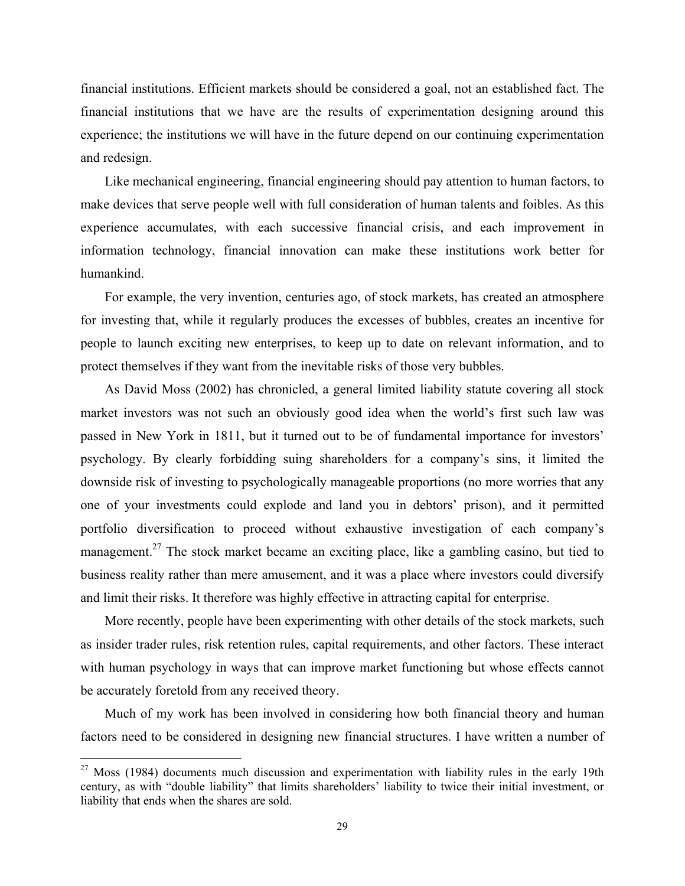financial institutions. Efficient markets should be considered a goal, not an established fact. The financial institutions that we have are the results of experimentation designing around this experience; the institutions we will have in the future depend on our continuing experimentation and redesign.

Like mechanical engineering, financial engineering should pay attention to human factors, to make devices that serve people well with full consideration of human talents and foibles. As this experience accumulates, with each successive financial crisis, and each improvement in information technology, financial innovation can make these institutions work better for humankind.

For example, the very invention, centuries ago, of stock markets, has created an atmosphere for investing that, while it regularly produces the excesses of bubbles, creates an incentive for people to launch exciting new enterprises, to keep up to date on relevant information, and to protect themselves if they want from the inevitable risks of those very bubbles.

As David Moss (2002) has chronicled, a general limited liability statute covering all stock market investors was not such an obviously good idea when the world's first such law was passed in New York in 1811, but it turned out to be of fundamental importance for investors' psychology. By clearly forbidding suing shareholders for a company's sins, it limited the downside risk of investing to psychologically manageable proportions (no more worries that any one of your investments could explode and land you in debtors' prison), and it permitted portfolio diversification to proceed without exhaustive investigation of each company's management.[27] The stock market became an exciting place, like a gambling casino, but tied to business reality rather than mere amusement, and it was a place where investors could diversify and limit their risks. It therefore was highly effective in attracting capital for enterprise.

More recently, people have been experimenting with other details of the stock markets, such as insider trader rules, risk retention rules, capital requirements, and other factors. These interact with human psychology in ways that can improve market functioning but whose effects cannot be accurately foretold from any received theory.

Much of my work has been involved in considering how both financial theory and human factors need to be considered in designing new financial structures. I have written a number of

---

[27] Moss (1984) documents much discussion and experimentation with liability rules in the early 19th century, as with "double liability" that limits shareholders' liability to twice their initial investment, or liability that ends when the shares are sold.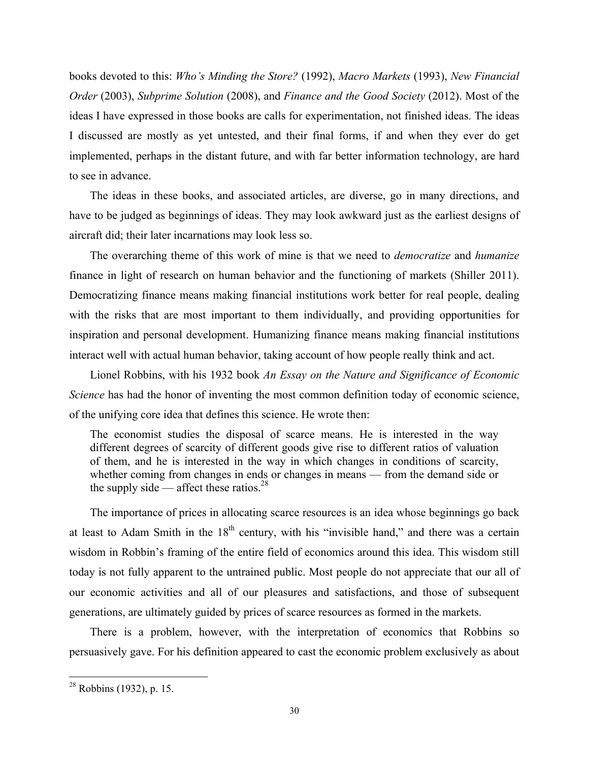books devoted to this: *Who's Minding the Store?* (1992), *Macro Markets* (1993), *New Financial Order* (2003), *Subprime Solution* (2008), and *Finance and the Good Society* (2012). Most of the ideas I have expressed in those books are calls for experimentation, not finished ideas. The ideas I discussed are mostly as yet untested, and their final forms, if and when they ever do get implemented, perhaps in the distant future, and with far better information technology, are hard to see in advance.

The ideas in these books, and associated articles, are diverse, go in many directions, and have to be judged as beginnings of ideas. They may look awkward just as the earliest designs of aircraft did; their later incarnations may look less so.

The overarching theme of this work of mine is that we need to *democratize* and *humanize* finance in light of research on human behavior and the functioning of markets (Shiller 2011). Democratizing finance means making financial institutions work better for real people, dealing with the risks that are most important to them individually, and providing opportunities for inspiration and personal development. Humanizing finance means making financial institutions interact well with actual human behavior, taking account of how people really think and act.

Lionel Robbins, with his 1932 book *An Essay on the Nature and Significance of Economic Science* has had the honor of inventing the most common definition today of economic science, of the unifying core idea that defines this science. He wrote then:

> The economist studies the disposal of scarce means. He is interested in the way different degrees of scarcity of different goods give rise to different ratios of valuation of them, and he is interested in the way in which changes in conditions of scarcity, whether coming from changes in ends or changes in means — from the demand side or the supply side — affect these ratios.[28]

The importance of prices in allocating scarce resources is an idea whose beginnings go back at least to Adam Smith in the 18th century, with his "invisible hand," and there was a certain wisdom in Robbin's framing of the entire field of economics around this idea. This wisdom still today is not fully apparent to the untrained public. Most people do not appreciate that our all of our economic activities and all of our pleasures and satisfactions, and those of subsequent generations, are ultimately guided by prices of scarce resources as formed in the markets.

There is a problem, however, with the interpretation of economics that Robbins so persuasively gave. For his definition appeared to cast the economic problem exclusively as about

[28] Robbins (1932), p. 15.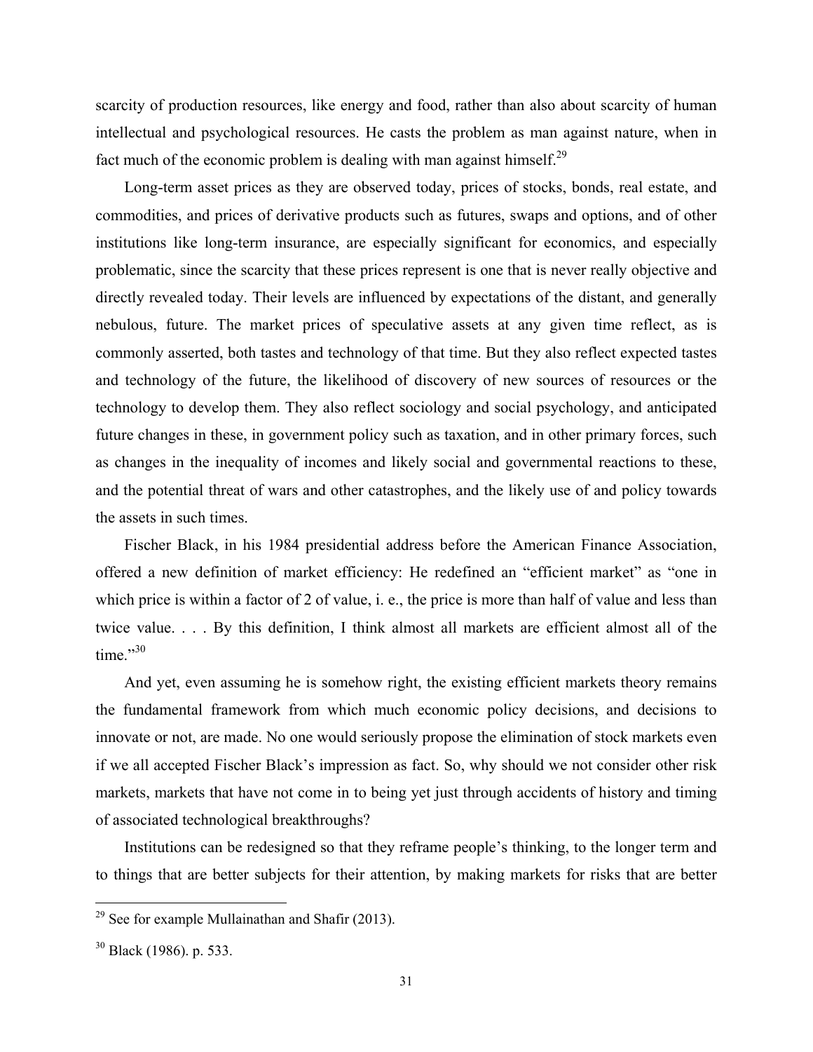scarcity of production resources, like energy and food, rather than also about scarcity of human intellectual and psychological resources. He casts the problem as man against nature, when in fact much of the economic problem is dealing with man against himself.[29]

Long-term asset prices as they are observed today, prices of stocks, bonds, real estate, and commodities, and prices of derivative products such as futures, swaps and options, and of other institutions like long-term insurance, are especially significant for economics, and especially problematic, since the scarcity that these prices represent is one that is never really objective and directly revealed today. Their levels are influenced by expectations of the distant, and generally nebulous, future. The market prices of speculative assets at any given time reflect, as is commonly asserted, both tastes and technology of that time. But they also reflect expected tastes and technology of the future, the likelihood of discovery of new sources of resources or the technology to develop them. They also reflect sociology and social psychology, and anticipated future changes in these, in government policy such as taxation, and in other primary forces, such as changes in the inequality of incomes and likely social and governmental reactions to these, and the potential threat of wars and other catastrophes, and the likely use of and policy towards the assets in such times.

Fischer Black, in his 1984 presidential address before the American Finance Association, offered a new definition of market efficiency: He redefined an "efficient market" as "one in which price is within a factor of 2 of value, i. e., the price is more than half of value and less than twice value. . . . By this definition, I think almost all markets are efficient almost all of the time."[30]

And yet, even assuming he is somehow right, the existing efficient markets theory remains the fundamental framework from which much economic policy decisions, and decisions to innovate or not, are made. No one would seriously propose the elimination of stock markets even if we all accepted Fischer Black's impression as fact. So, why should we not consider other risk markets, markets that have not come in to being yet just through accidents of history and timing of associated technological breakthroughs?

Institutions can be redesigned so that they reframe people's thinking, to the longer term and to things that are better subjects for their attention, by making markets for risks that are better

---

[29] See for example Mullainathan and Shafir (2013).

[30] Black (1986). p. 533.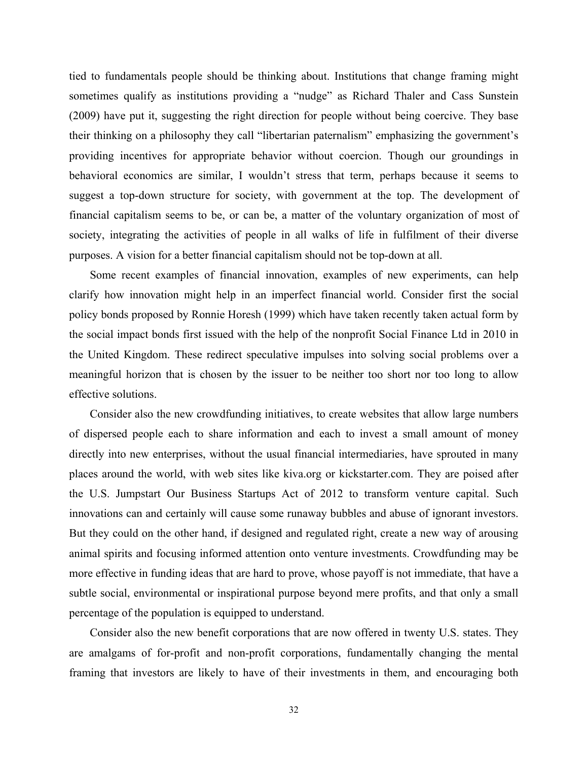tied to fundamentals people should be thinking about. Institutions that change framing might sometimes qualify as institutions providing a "nudge" as Richard Thaler and Cass Sunstein (2009) have put it, suggesting the right direction for people without being coercive. They base their thinking on a philosophy they call "libertarian paternalism" emphasizing the government's providing incentives for appropriate behavior without coercion. Though our groundings in behavioral economics are similar, I wouldn't stress that term, perhaps because it seems to suggest a top-down structure for society, with government at the top. The development of financial capitalism seems to be, or can be, a matter of the voluntary organization of most of society, integrating the activities of people in all walks of life in fulfilment of their diverse purposes. A vision for a better financial capitalism should not be top-down at all.

Some recent examples of financial innovation, examples of new experiments, can help clarify how innovation might help in an imperfect financial world. Consider first the social policy bonds proposed by Ronnie Horesh (1999) which have taken recently taken actual form by the social impact bonds first issued with the help of the nonprofit Social Finance Ltd in 2010 in the United Kingdom. These redirect speculative impulses into solving social problems over a meaningful horizon that is chosen by the issuer to be neither too short nor too long to allow effective solutions.

Consider also the new crowdfunding initiatives, to create websites that allow large numbers of dispersed people each to share information and each to invest a small amount of money directly into new enterprises, without the usual financial intermediaries, have sprouted in many places around the world, with web sites like kiva.org or kickstarter.com. They are poised after the U.S. Jumpstart Our Business Startups Act of 2012 to transform venture capital. Such innovations can and certainly will cause some runaway bubbles and abuse of ignorant investors. But they could on the other hand, if designed and regulated right, create a new way of arousing animal spirits and focusing informed attention onto venture investments. Crowdfunding may be more effective in funding ideas that are hard to prove, whose payoff is not immediate, that have a subtle social, environmental or inspirational purpose beyond mere profits, and that only a small percentage of the population is equipped to understand.

Consider also the new benefit corporations that are now offered in twenty U.S. states. They are amalgams of for-profit and non-profit corporations, fundamentally changing the mental framing that investors are likely to have of their investments in them, and encouraging both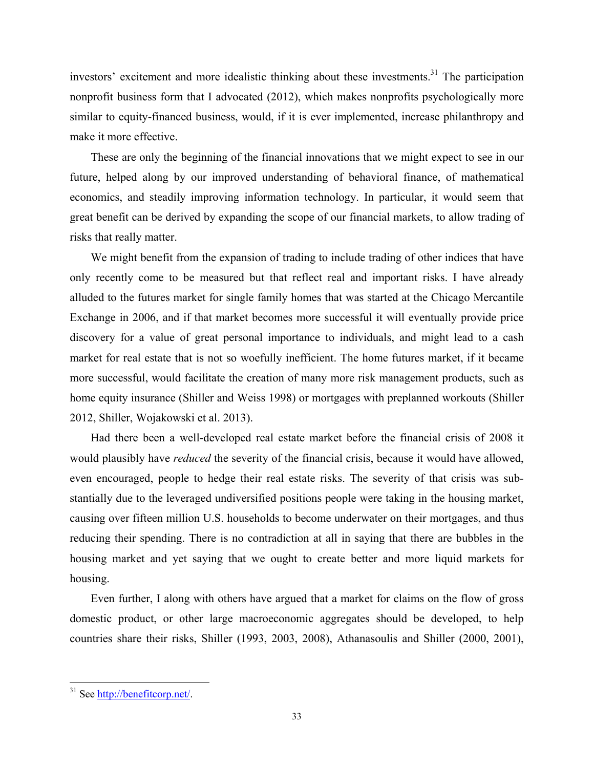investors' excitement and more idealistic thinking about these investments.[31] The participation nonprofit business form that I advocated (2012), which makes nonprofits psychologically more similar to equity-financed business, would, if it is ever implemented, increase philanthropy and make it more effective.

These are only the beginning of the financial innovations that we might expect to see in our future, helped along by our improved understanding of behavioral finance, of mathematical economics, and steadily improving information technology. In particular, it would seem that great benefit can be derived by expanding the scope of our financial markets, to allow trading of risks that really matter.

We might benefit from the expansion of trading to include trading of other indices that have only recently come to be measured but that reflect real and important risks. I have already alluded to the futures market for single family homes that was started at the Chicago Mercantile Exchange in 2006, and if that market becomes more successful it will eventually provide price discovery for a value of great personal importance to individuals, and might lead to a cash market for real estate that is not so woefully inefficient. The home futures market, if it became more successful, would facilitate the creation of many more risk management products, such as home equity insurance (Shiller and Weiss 1998) or mortgages with preplanned workouts (Shiller 2012, Shiller, Wojakowski et al. 2013).

Had there been a well-developed real estate market before the financial crisis of 2008 it would plausibly have *reduced* the severity of the financial crisis, because it would have allowed, even encouraged, people to hedge their real estate risks. The severity of that crisis was substantially due to the leveraged undiversified positions people were taking in the housing market, causing over fifteen million U.S. households to become underwater on their mortgages, and thus reducing their spending. There is no contradiction at all in saying that there are bubbles in the housing market and yet saying that we ought to create better and more liquid markets for housing.

Even further, I along with others have argued that a market for claims on the flow of gross domestic product, or other large macroeconomic aggregates should be developed, to help countries share their risks, Shiller (1993, 2003, 2008), Athanasoulis and Shiller (2000, 2001),

[31] See http://benefitcorp.net/.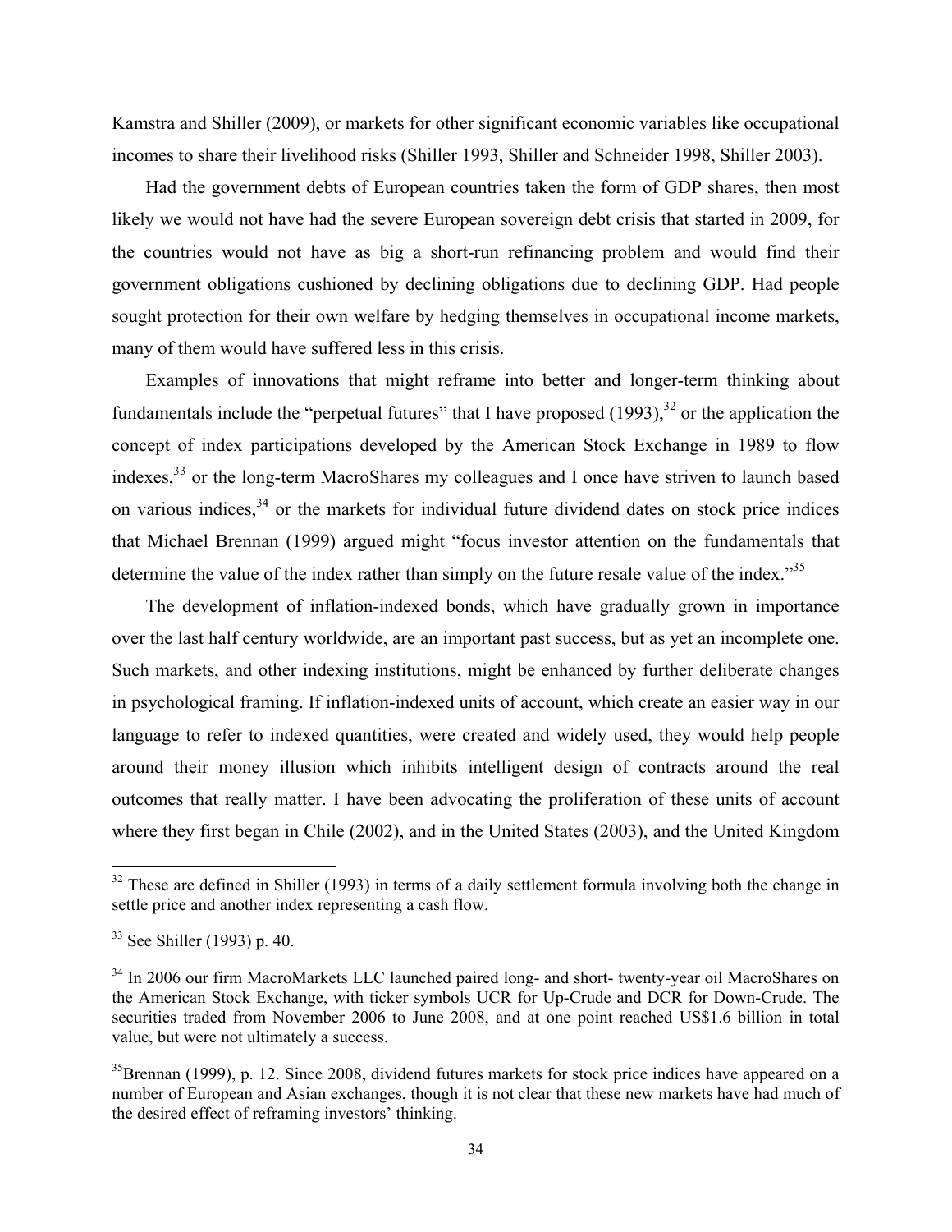Kamstra and Shiller (2009), or markets for other significant economic variables like occupational incomes to share their livelihood risks (Shiller 1993, Shiller and Schneider 1998, Shiller 2003).

Had the government debts of European countries taken the form of GDP shares, then most likely we would not have had the severe European sovereign debt crisis that started in 2009, for the countries would not have as big a short-run refinancing problem and would find their government obligations cushioned by declining obligations due to declining GDP. Had people sought protection for their own welfare by hedging themselves in occupational income markets, many of them would have suffered less in this crisis.

Examples of innovations that might reframe into better and longer-term thinking about fundamentals include the "perpetual futures" that I have proposed (1993),[32] or the application the concept of index participations developed by the American Stock Exchange in 1989 to flow indexes,[33] or the long-term MacroShares my colleagues and I once have striven to launch based on various indices,[34] or the markets for individual future dividend dates on stock price indices that Michael Brennan (1999) argued might "focus investor attention on the fundamentals that determine the value of the index rather than simply on the future resale value of the index."[35]

The development of inflation-indexed bonds, which have gradually grown in importance over the last half century worldwide, are an important past success, but as yet an incomplete one. Such markets, and other indexing institutions, might be enhanced by further deliberate changes in psychological framing. If inflation-indexed units of account, which create an easier way in our language to refer to indexed quantities, were created and widely used, they would help people around their money illusion which inhibits intelligent design of contracts around the real outcomes that really matter. I have been advocating the proliferation of these units of account where they first began in Chile (2002), and in the United States (2003), and the United Kingdom

---

[32] These are defined in Shiller (1993) in terms of a daily settlement formula involving both the change in settle price and another index representing a cash flow.

[33] See Shiller (1993) p. 40.

[34] In 2006 our firm MacroMarkets LLC launched paired long- and short- twenty-year oil MacroShares on the American Stock Exchange, with ticker symbols UCR for Up-Crude and DCR for Down-Crude. The securities traded from November 2006 to June 2008, and at one point reached US$1.6 billion in total value, but were not ultimately a success.

[35] Brennan (1999), p. 12. Since 2008, dividend futures markets for stock price indices have appeared on a number of European and Asian exchanges, though it is not clear that these new markets have had much of the desired effect of reframing investors' thinking.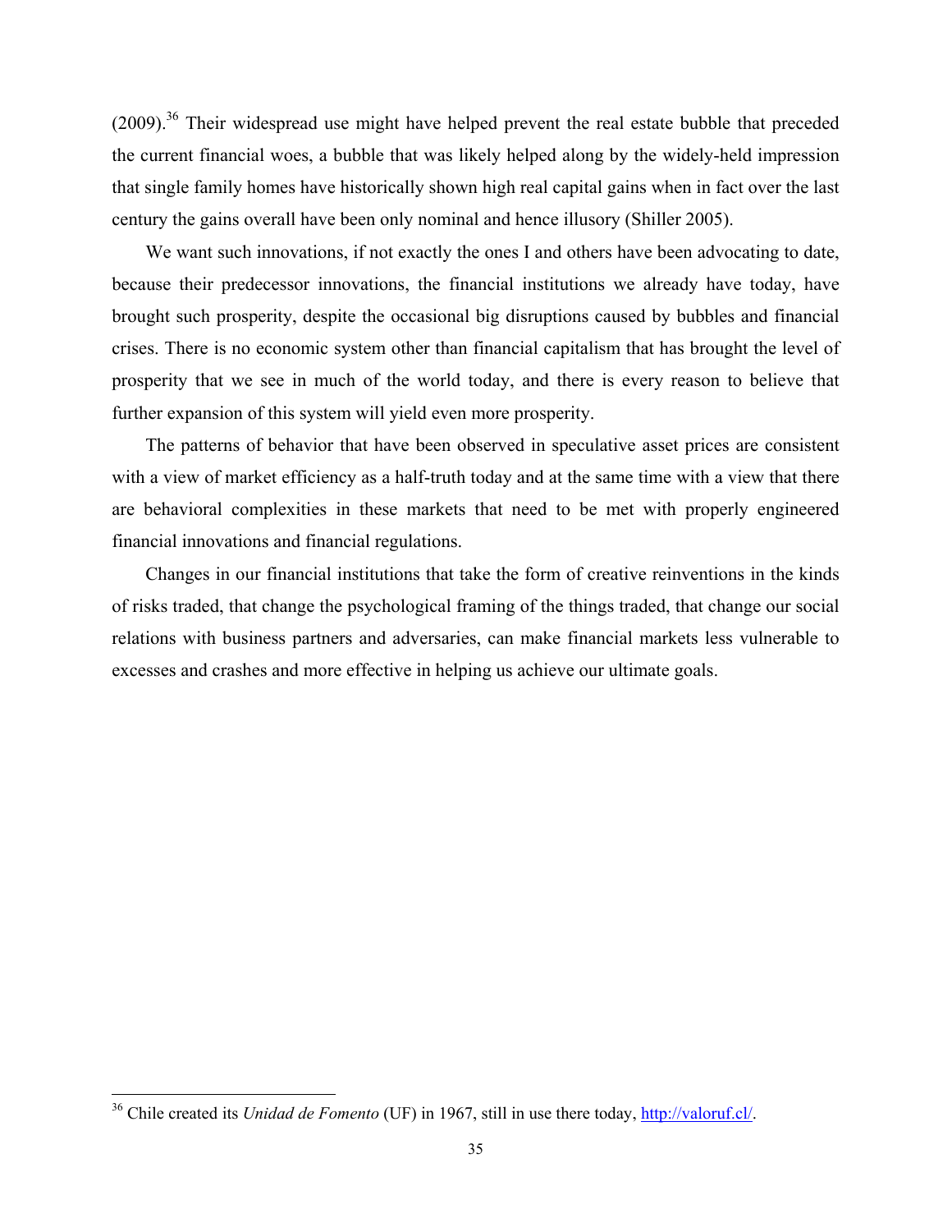(2009).[36] Their widespread use might have helped prevent the real estate bubble that preceded the current financial woes, a bubble that was likely helped along by the widely-held impression that single family homes have historically shown high real capital gains when in fact over the last century the gains overall have been only nominal and hence illusory (Shiller 2005).

We want such innovations, if not exactly the ones I and others have been advocating to date, because their predecessor innovations, the financial institutions we already have today, have brought such prosperity, despite the occasional big disruptions caused by bubbles and financial crises. There is no economic system other than financial capitalism that has brought the level of prosperity that we see in much of the world today, and there is every reason to believe that further expansion of this system will yield even more prosperity.

The patterns of behavior that have been observed in speculative asset prices are consistent with a view of market efficiency as a half-truth today and at the same time with a view that there are behavioral complexities in these markets that need to be met with properly engineered financial innovations and financial regulations.

Changes in our financial institutions that take the form of creative reinventions in the kinds of risks traded, that change the psychological framing of the things traded, that change our social relations with business partners and adversaries, can make financial markets less vulnerable to excesses and crashes and more effective in helping us achieve our ultimate goals.

---

[36] Chile created its *Unidad de Fomento* (UF) in 1967, still in use there today, http://valoruf.cl/.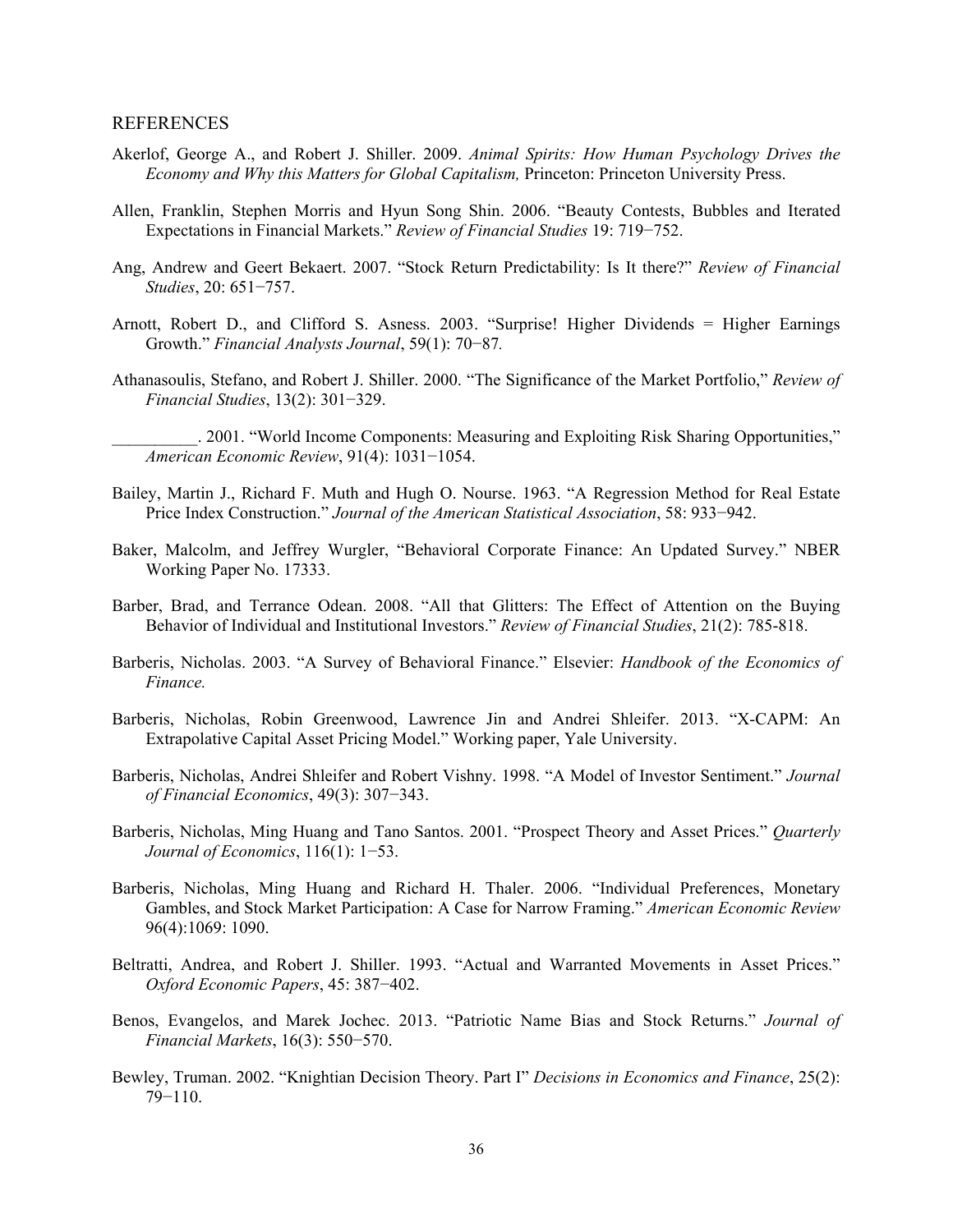REFERENCES

Akerlof, George A., and Robert J. Shiller. 2009. *Animal Spirits: How Human Psychology Drives the Economy and Why this Matters for Global Capitalism,* Princeton: Princeton University Press.

Allen, Franklin, Stephen Morris and Hyun Song Shin. 2006. "Beauty Contests, Bubbles and Iterated Expectations in Financial Markets." *Review of Financial Studies* 19: 719−752.

Ang, Andrew and Geert Bekaert. 2007. "Stock Return Predictability: Is It there?" *Review of Financial Studies*, 20: 651−757.

Arnott, Robert D., and Clifford S. Asness. 2003. "Surprise! Higher Dividends = Higher Earnings Growth." *Financial Analysts Journal*, 59(1): 70−87*.*

Athanasoulis, Stefano, and Robert J. Shiller. 2000. "The Significance of the Market Portfolio," *Review of Financial Studies*, 13(2): 301−329.

__________. 2001. "World Income Components: Measuring and Exploiting Risk Sharing Opportunities," *American Economic Review*, 91(4): 1031−1054.

Bailey, Martin J., Richard F. Muth and Hugh O. Nourse. 1963. "A Regression Method for Real Estate Price Index Construction." *Journal of the American Statistical Association*, 58: 933−942.

Baker, Malcolm, and Jeffrey Wurgler, "Behavioral Corporate Finance: An Updated Survey." NBER Working Paper No. 17333.

Barber, Brad, and Terrance Odean. 2008. "All that Glitters: The Effect of Attention on the Buying Behavior of Individual and Institutional Investors." *Review of Financial Studies*, 21(2): 785-818.

Barberis, Nicholas. 2003. "A Survey of Behavioral Finance." Elsevier: *Handbook of the Economics of Finance.*

Barberis, Nicholas, Robin Greenwood, Lawrence Jin and Andrei Shleifer. 2013. "X-CAPM: An Extrapolative Capital Asset Pricing Model." Working paper, Yale University.

Barberis, Nicholas, Andrei Shleifer and Robert Vishny. 1998. "A Model of Investor Sentiment." *Journal of Financial Economics*, 49(3): 307−343.

Barberis, Nicholas, Ming Huang and Tano Santos. 2001. "Prospect Theory and Asset Prices." *Quarterly Journal of Economics*, 116(1): 1−53.

Barberis, Nicholas, Ming Huang and Richard H. Thaler. 2006. "Individual Preferences, Monetary Gambles, and Stock Market Participation: A Case for Narrow Framing." *American Economic Review* 96(4):1069: 1090.

Beltratti, Andrea, and Robert J. Shiller. 1993. "Actual and Warranted Movements in Asset Prices." *Oxford Economic Papers*, 45: 387−402.

Benos, Evangelos, and Marek Jochec. 2013. "Patriotic Name Bias and Stock Returns." *Journal of Financial Markets*, 16(3): 550−570.

Bewley, Truman. 2002. "Knightian Decision Theory. Part I" *Decisions in Economics and Finance*, 25(2): 79−110.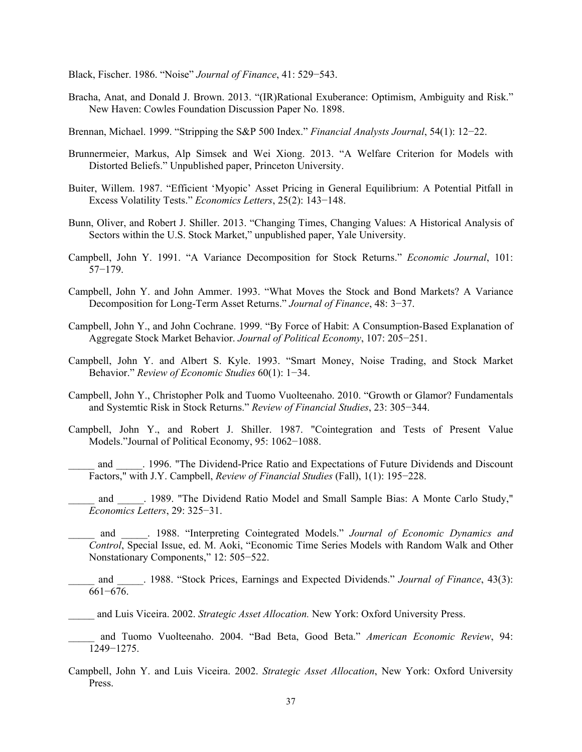Black, Fischer. 1986. "Noise" *Journal of Finance*, 41: 529−543.

Bracha, Anat, and Donald J. Brown. 2013. "(IR)Rational Exuberance: Optimism, Ambiguity and Risk." New Haven: Cowles Foundation Discussion Paper No. 1898.

Brennan, Michael. 1999. "Stripping the S&P 500 Index." *Financial Analysts Journal*, 54(1): 12−22.

Brunnermeier, Markus, Alp Simsek and Wei Xiong. 2013. "A Welfare Criterion for Models with Distorted Beliefs." Unpublished paper, Princeton University.

Buiter, Willem. 1987. "Efficient 'Myopic' Asset Pricing in General Equilibrium: A Potential Pitfall in Excess Volatility Tests." *Economics Letters*, 25(2): 143−148.

Bunn, Oliver, and Robert J. Shiller. 2013. "Changing Times, Changing Values: A Historical Analysis of Sectors within the U.S. Stock Market," unpublished paper, Yale University.

Campbell, John Y. 1991. "A Variance Decomposition for Stock Returns." *Economic Journal*, 101: 57−179.

Campbell, John Y. and John Ammer. 1993. "What Moves the Stock and Bond Markets? A Variance Decomposition for Long-Term Asset Returns." *Journal of Finance*, 48: 3−37.

Campbell, John Y., and John Cochrane. 1999. "By Force of Habit: A Consumption-Based Explanation of Aggregate Stock Market Behavior. *Journal of Political Economy*, 107: 205−251.

Campbell, John Y. and Albert S. Kyle. 1993. "Smart Money, Noise Trading, and Stock Market Behavior." *Review of Economic Studies* 60(1): 1−34.

Campbell, John Y., Christopher Polk and Tuomo Vuolteenaho. 2010. "Growth or Glamor? Fundamentals and Systemtic Risk in Stock Returns." *Review of Financial Studies*, 23: 305−344.

Campbell, John Y., and Robert J. Shiller. 1987. "Cointegration and Tests of Present Value Models."Journal of Political Economy, 95: 1062−1088.

_____ and _____. 1996. "The Dividend-Price Ratio and Expectations of Future Dividends and Discount Factors," with J.Y. Campbell, *Review of Financial Studies* (Fall), 1(1): 195−228.

_____ and _____. 1989. "The Dividend Ratio Model and Small Sample Bias: A Monte Carlo Study," *Economics Letters*, 29: 325−31.

_____ and _____. 1988. "Interpreting Cointegrated Models." *Journal of Economic Dynamics and Control*, Special Issue, ed. M. Aoki, "Economic Time Series Models with Random Walk and Other Nonstationary Components," 12: 505−522.

_____ and _____. 1988. "Stock Prices, Earnings and Expected Dividends." *Journal of Finance*, 43(3): 661−676.

_____ and Luis Viceira. 2002. *Strategic Asset Allocation.* New York: Oxford University Press.

_____ and Tuomo Vuolteenaho. 2004. "Bad Beta, Good Beta." *American Economic Review*, 94: 1249−1275.

Campbell, John Y. and Luis Viceira. 2002. *Strategic Asset Allocation*, New York: Oxford University Press.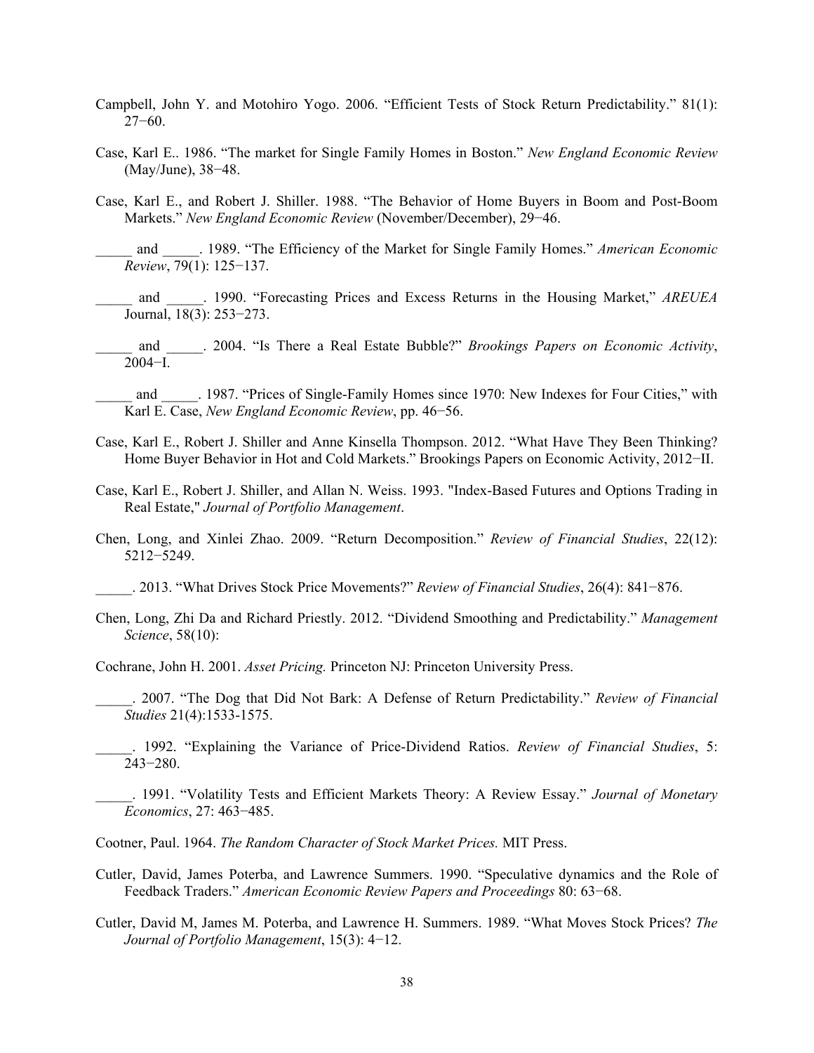Campbell, John Y. and Motohiro Yogo. 2006. “Efficient Tests of Stock Return Predictability.” 81(1): 27−60.

Case, Karl E.. 1986. “The market for Single Family Homes in Boston.” *New England Economic Review* (May/June), 38−48.

Case, Karl E., and Robert J. Shiller. 1988. “The Behavior of Home Buyers in Boom and Post-Boom Markets.” *New England Economic Review* (November/December), 29−46.

_____ and _____. 1989. “The Efficiency of the Market for Single Family Homes.” *American Economic Review*, 79(1): 125−137.

_____ and _____. 1990. “Forecasting Prices and Excess Returns in the Housing Market,” *AREUEA* Journal, 18(3): 253−273.

_____ and _____. 2004. “Is There a Real Estate Bubble?” *Brookings Papers on Economic Activity*, 2004−I.

_____ and _____. 1987. “Prices of Single-Family Homes since 1970: New Indexes for Four Cities,” with Karl E. Case, *New England Economic Review*, pp. 46−56.

Case, Karl E., Robert J. Shiller and Anne Kinsella Thompson. 2012. “What Have They Been Thinking? Home Buyer Behavior in Hot and Cold Markets.” Brookings Papers on Economic Activity, 2012−II.

Case, Karl E., Robert J. Shiller, and Allan N. Weiss. 1993. "Index-Based Futures and Options Trading in Real Estate," *Journal of Portfolio Management*.

Chen, Long, and Xinlei Zhao. 2009. “Return Decomposition.” *Review of Financial Studies*, 22(12): 5212−5249.

_____. 2013. “What Drives Stock Price Movements?” *Review of Financial Studies*, 26(4): 841−876.

Chen, Long, Zhi Da and Richard Priestly. 2012. “Dividend Smoothing and Predictability.” *Management Science*, 58(10):

Cochrane, John H. 2001. *Asset Pricing.* Princeton NJ: Princeton University Press.

_____. 2007. “The Dog that Did Not Bark: A Defense of Return Predictability.” *Review of Financial Studies* 21(4):1533-1575.

_____. 1992. “Explaining the Variance of Price-Dividend Ratios. *Review of Financial Studies*, 5: 243−280.

_____. 1991. “Volatility Tests and Efficient Markets Theory: A Review Essay.” *Journal of Monetary Economics*, 27: 463−485.

Cootner, Paul. 1964. *The Random Character of Stock Market Prices.* MIT Press.

Cutler, David, James Poterba, and Lawrence Summers. 1990. “Speculative dynamics and the Role of Feedback Traders.” *American Economic Review Papers and Proceedings* 80: 63−68.

Cutler, David M, James M. Poterba, and Lawrence H. Summers. 1989. “What Moves Stock Prices? *The Journal of Portfolio Management*, 15(3): 4−12.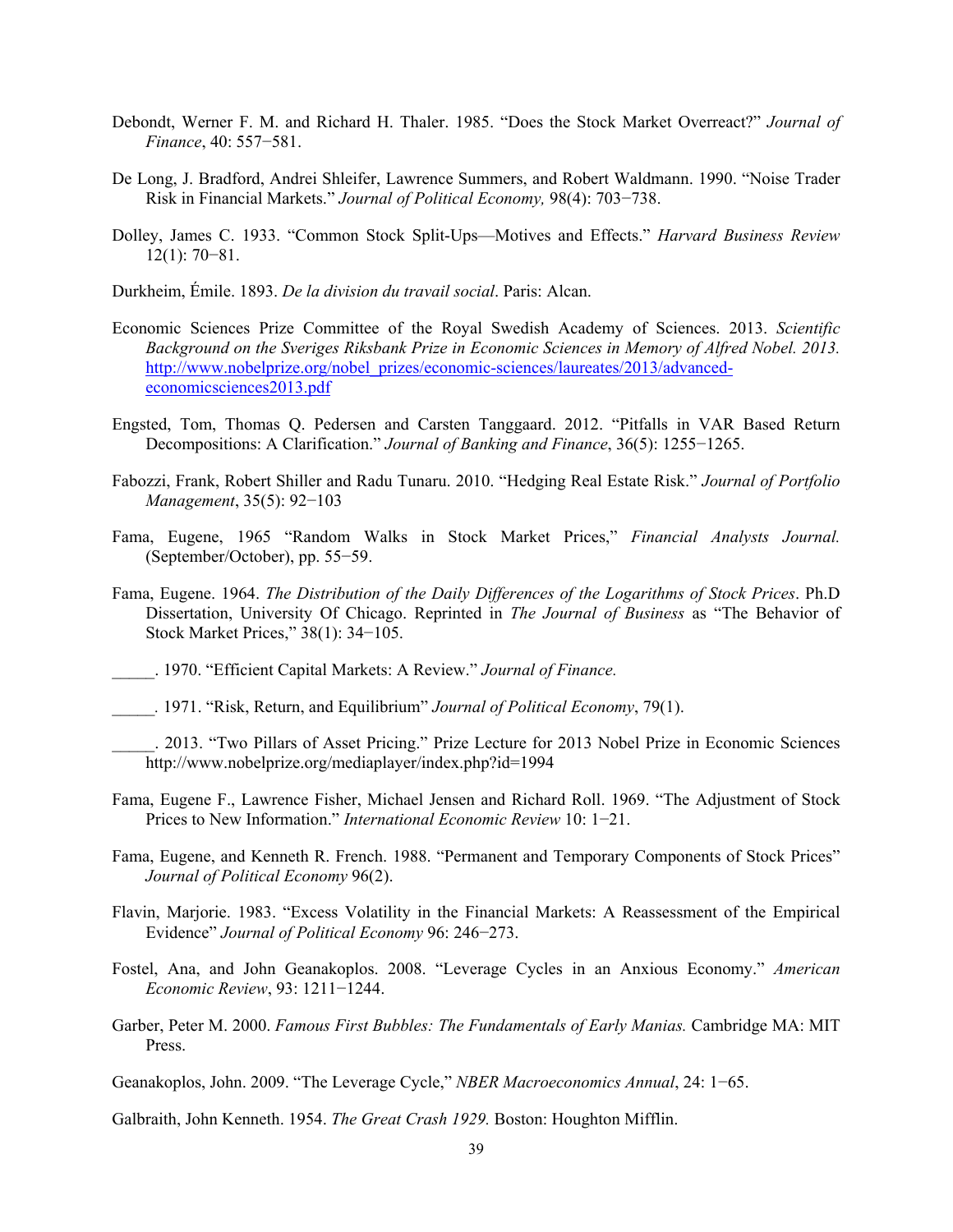Debondt, Werner F. M. and Richard H. Thaler. 1985. "Does the Stock Market Overreact?" *Journal of Finance*, 40: 557−581.

De Long, J. Bradford, Andrei Shleifer, Lawrence Summers, and Robert Waldmann. 1990. "Noise Trader Risk in Financial Markets." *Journal of Political Economy,* 98(4): 703−738.

Dolley, James C. 1933. "Common Stock Split-Ups—Motives and Effects." *Harvard Business Review* 12(1): 70−81.

Durkheim, Émile. 1893. *De la division du travail social*. Paris: Alcan.

Economic Sciences Prize Committee of the Royal Swedish Academy of Sciences. 2013. *Scientific Background on the Sveriges Riksbank Prize in Economic Sciences in Memory of Alfred Nobel. 2013.* http://www.nobelprize.org/nobel_prizes/economic-sciences/laureates/2013/advanced-economicsciences2013.pdf

Engsted, Tom, Thomas Q. Pedersen and Carsten Tanggaard. 2012. "Pitfalls in VAR Based Return Decompositions: A Clarification." *Journal of Banking and Finance*, 36(5): 1255−1265.

Fabozzi, Frank, Robert Shiller and Radu Tunaru. 2010. "Hedging Real Estate Risk." *Journal of Portfolio Management*, 35(5): 92−103

Fama, Eugene, 1965 "Random Walks in Stock Market Prices," *Financial Analysts Journal.* (September/October), pp. 55−59.

Fama, Eugene. 1964. *The Distribution of the Daily Differences of the Logarithms of Stock Prices*. Ph.D Dissertation, University Of Chicago. Reprinted in *The Journal of Business* as "The Behavior of Stock Market Prices," 38(1): 34−105.

\_\_\_\_\_. 1970. "Efficient Capital Markets: A Review." *Journal of Finance.*

\_\_\_\_\_. 1971. "Risk, Return, and Equilibrium" *Journal of Political Economy*, 79(1).

\_\_\_\_\_. 2013. "Two Pillars of Asset Pricing." Prize Lecture for 2013 Nobel Prize in Economic Sciences http://www.nobelprize.org/mediaplayer/index.php?id=1994

Fama, Eugene F., Lawrence Fisher, Michael Jensen and Richard Roll. 1969. "The Adjustment of Stock Prices to New Information." *International Economic Review* 10: 1−21.

Fama, Eugene, and Kenneth R. French. 1988. "Permanent and Temporary Components of Stock Prices" *Journal of Political Economy* 96(2).

Flavin, Marjorie. 1983. "Excess Volatility in the Financial Markets: A Reassessment of the Empirical Evidence" *Journal of Political Economy* 96: 246−273.

Fostel, Ana, and John Geanakoplos. 2008. "Leverage Cycles in an Anxious Economy." *American Economic Review*, 93: 1211−1244.

Garber, Peter M. 2000. *Famous First Bubbles: The Fundamentals of Early Manias.* Cambridge MA: MIT Press.

Geanakoplos, John. 2009. "The Leverage Cycle," *NBER Macroeconomics Annual*, 24: 1−65.

Galbraith, John Kenneth. 1954. *The Great Crash 1929.* Boston: Houghton Mifflin.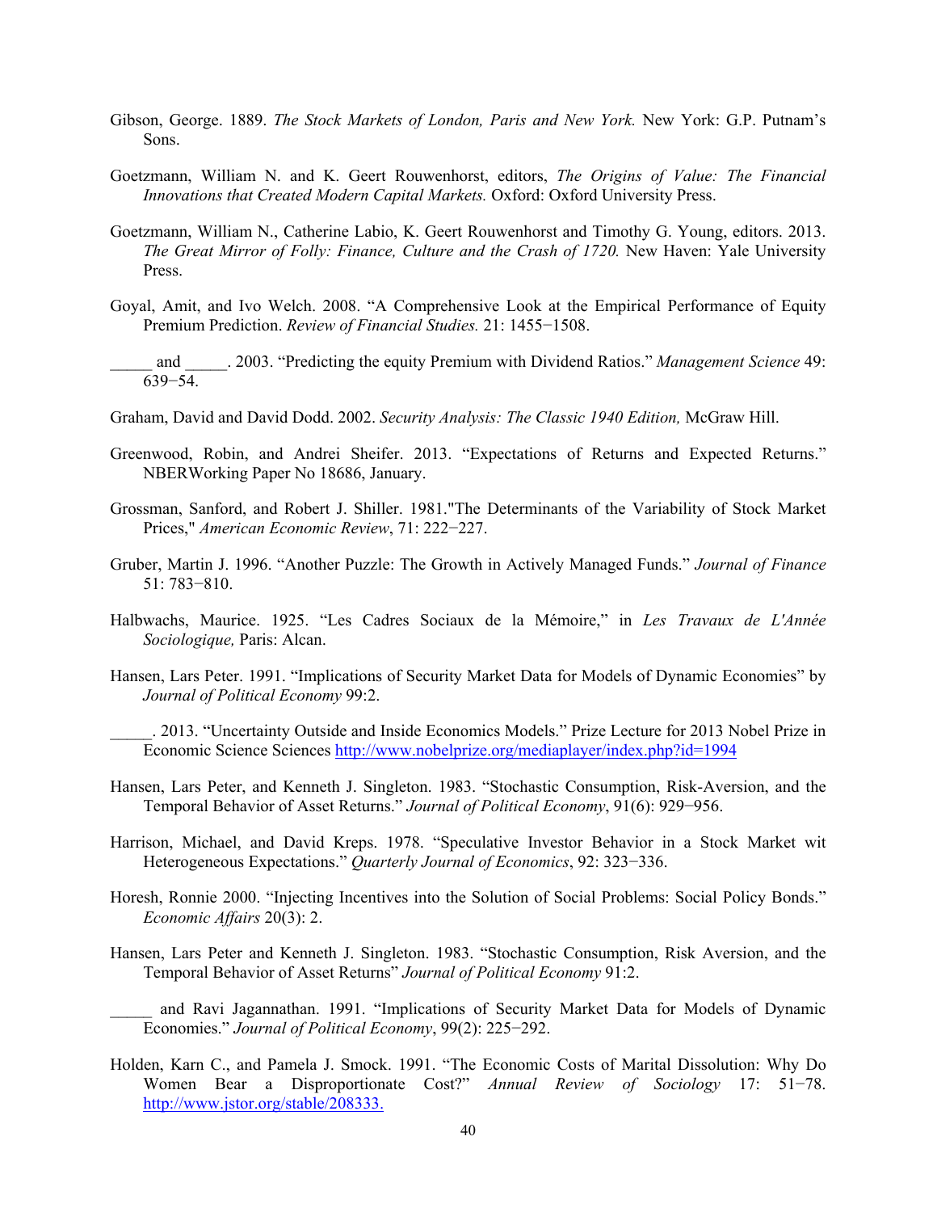Gibson, George. 1889. *The Stock Markets of London, Paris and New York.* New York: G.P. Putnam's Sons.

Goetzmann, William N. and K. Geert Rouwenhorst, editors, *The Origins of Value: The Financial Innovations that Created Modern Capital Markets.* Oxford: Oxford University Press.

Goetzmann, William N., Catherine Labio, K. Geert Rouwenhorst and Timothy G. Young, editors. 2013. *The Great Mirror of Folly: Finance, Culture and the Crash of 1720.* New Haven: Yale University Press.

Goyal, Amit, and Ivo Welch. 2008. "A Comprehensive Look at the Empirical Performance of Equity Premium Prediction. *Review of Financial Studies.* 21: 1455−1508.

_____ and _____. 2003. "Predicting the equity Premium with Dividend Ratios." *Management Science* 49: 639−54.

Graham, David and David Dodd. 2002. *Security Analysis: The Classic 1940 Edition,* McGraw Hill.

Greenwood, Robin, and Andrei Sheifer. 2013. "Expectations of Returns and Expected Returns." NBERWorking Paper No 18686, January.

Grossman, Sanford, and Robert J. Shiller. 1981."The Determinants of the Variability of Stock Market Prices," *American Economic Review*, 71: 222−227.

Gruber, Martin J. 1996. "Another Puzzle: The Growth in Actively Managed Funds." *Journal of Finance* 51: 783−810.

Halbwachs, Maurice. 1925. "Les Cadres Sociaux de la Mémoire," in *Les Travaux de L'Année Sociologique,* Paris: Alcan.

Hansen, Lars Peter. 1991. "Implications of Security Market Data for Models of Dynamic Economies" by *Journal of Political Economy* 99:2.

_____. 2013. "Uncertainty Outside and Inside Economics Models." Prize Lecture for 2013 Nobel Prize in Economic Science Sciences http://www.nobelprize.org/mediaplayer/index.php?id=1994

Hansen, Lars Peter, and Kenneth J. Singleton. 1983. "Stochastic Consumption, Risk-Aversion, and the Temporal Behavior of Asset Returns." *Journal of Political Economy*, 91(6): 929−956.

Harrison, Michael, and David Kreps. 1978. "Speculative Investor Behavior in a Stock Market wit Heterogeneous Expectations." *Quarterly Journal of Economics*, 92: 323−336.

Horesh, Ronnie 2000. "Injecting Incentives into the Solution of Social Problems: Social Policy Bonds." *Economic Affairs* 20(3): 2.

Hansen, Lars Peter and Kenneth J. Singleton. 1983. "Stochastic Consumption, Risk Aversion, and the Temporal Behavior of Asset Returns" *Journal of Political Economy* 91:2.

_____ and Ravi Jagannathan. 1991. "Implications of Security Market Data for Models of Dynamic Economies." *Journal of Political Economy*, 99(2): 225−292.

Holden, Karn C., and Pamela J. Smock. 1991. "The Economic Costs of Marital Dissolution: Why Do Women Bear a Disproportionate Cost?" *Annual Review of Sociology* 17: 51−78. http://www.jstor.org/stable/208333.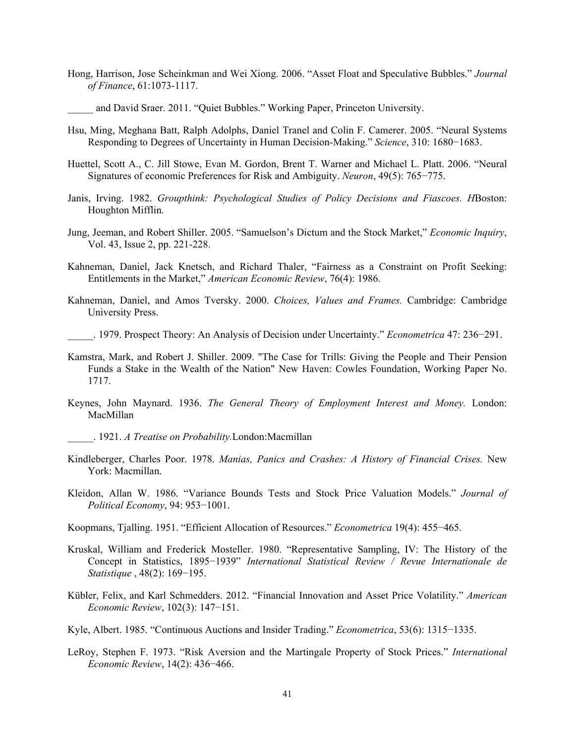Hong, Harrison, Jose Scheinkman and Wei Xiong. 2006. "Asset Float and Speculative Bubbles." *Journal of Finance*, 61:1073-1117.

_____ and David Sraer. 2011. "Quiet Bubbles." Working Paper, Princeton University.

Hsu, Ming, Meghana Batt, Ralph Adolphs, Daniel Tranel and Colin F. Camerer. 2005. "Neural Systems Responding to Degrees of Uncertainty in Human Decision-Making." *Science*, 310: 1680−1683.

Huettel, Scott A., C. Jill Stowe, Evan M. Gordon, Brent T. Warner and Michael L. Platt. 2006. "Neural Signatures of economic Preferences for Risk and Ambiguity. *Neuron*, 49(5): 765−775.

Janis, Irving. 1982. *Groupthink: Psychological Studies of Policy Decisions and Fiascoes. H*Boston: Houghton Mifflin*.*

Jung, Jeeman, and Robert Shiller. 2005. "Samuelson's Dictum and the Stock Market," *Economic Inquiry*, Vol. 43, Issue 2, pp. 221-228.

Kahneman, Daniel, Jack Knetsch, and Richard Thaler, "Fairness as a Constraint on Profit Seeking: Entitlements in the Market," *American Economic Review*, 76(4): 1986.

Kahneman, Daniel, and Amos Tversky. 2000. *Choices, Values and Frames.* Cambridge: Cambridge University Press.

_____. 1979. Prospect Theory: An Analysis of Decision under Uncertainty." *Econometrica* 47: 236−291.

Kamstra, Mark, and Robert J. Shiller. 2009. "The Case for Trills: Giving the People and Their Pension Funds a Stake in the Wealth of the Nation" New Haven: Cowles Foundation, Working Paper No. 1717.

Keynes, John Maynard. 1936. *The General Theory of Employment Interest and Money.* London: MacMillan

_____. 1921. *A Treatise on Probability.*London:Macmillan

Kindleberger, Charles Poor. 1978. *Manias, Panics and Crashes: A History of Financial Crises.* New York: Macmillan.

Kleidon, Allan W. 1986. "Variance Bounds Tests and Stock Price Valuation Models." *Journal of Political Economy*, 94: 953−1001.

Koopmans, Tjalling. 1951. "Efficient Allocation of Resources." *Econometrica* 19(4): 455−465.

Kruskal, William and Frederick Mosteller. 1980. "Representative Sampling, IV: The History of the Concept in Statistics, 1895−1939" *International Statistical Review / Revue Internationale de Statistique* , 48(2): 169−195.

Kübler, Felix, and Karl Schmedders. 2012. "Financial Innovation and Asset Price Volatility." *American Economic Review*, 102(3): 147−151.

Kyle, Albert. 1985. "Continuous Auctions and Insider Trading." *Econometrica*, 53(6): 1315−1335.

LeRoy, Stephen F. 1973. "Risk Aversion and the Martingale Property of Stock Prices." *International Economic Review*, 14(2): 436−466.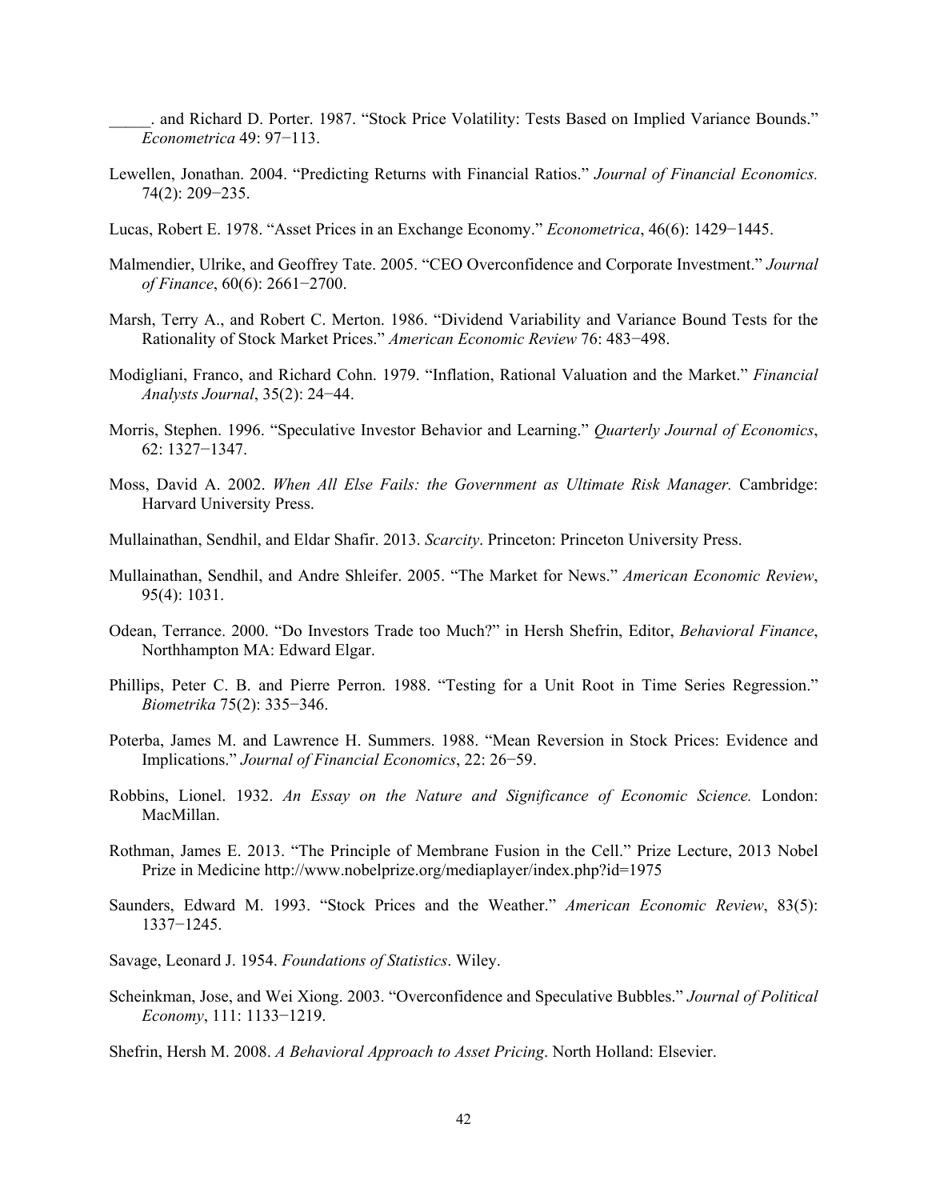_____. and Richard D. Porter. 1987. "Stock Price Volatility: Tests Based on Implied Variance Bounds." *Econometrica* 49: 97−113.

Lewellen, Jonathan. 2004. "Predicting Returns with Financial Ratios." *Journal of Financial Economics.* 74(2): 209−235.

Lucas, Robert E. 1978. "Asset Prices in an Exchange Economy." *Econometrica*, 46(6): 1429−1445.

Malmendier, Ulrike, and Geoffrey Tate. 2005. "CEO Overconfidence and Corporate Investment." *Journal of Finance*, 60(6): 2661−2700.

Marsh, Terry A., and Robert C. Merton. 1986. "Dividend Variability and Variance Bound Tests for the Rationality of Stock Market Prices." *American Economic Review* 76: 483−498.

Modigliani, Franco, and Richard Cohn. 1979. "Inflation, Rational Valuation and the Market." *Financial Analysts Journal*, 35(2): 24−44.

Morris, Stephen. 1996. "Speculative Investor Behavior and Learning." *Quarterly Journal of Economics*, 62: 1327−1347.

Moss, David A. 2002. *When All Else Fails: the Government as Ultimate Risk Manager.* Cambridge: Harvard University Press.

Mullainathan, Sendhil, and Eldar Shafir. 2013. *Scarcity*. Princeton: Princeton University Press.

Mullainathan, Sendhil, and Andre Shleifer. 2005. "The Market for News." *American Economic Review*, 95(4): 1031.

Odean, Terrance. 2000. "Do Investors Trade too Much?" in Hersh Shefrin, Editor, *Behavioral Finance*, Northhampton MA: Edward Elgar.

Phillips, Peter C. B. and Pierre Perron. 1988. "Testing for a Unit Root in Time Series Regression." *Biometrika* 75(2): 335−346.

Poterba, James M. and Lawrence H. Summers. 1988. "Mean Reversion in Stock Prices: Evidence and Implications." *Journal of Financial Economics*, 22: 26−59.

Robbins, Lionel. 1932. *An Essay on the Nature and Significance of Economic Science.* London: MacMillan.

Rothman, James E. 2013. "The Principle of Membrane Fusion in the Cell." Prize Lecture, 2013 Nobel Prize in Medicine http://www.nobelprize.org/mediaplayer/index.php?id=1975

Saunders, Edward M. 1993. "Stock Prices and the Weather." *American Economic Review*, 83(5): 1337−1245.

Savage, Leonard J. 1954. *Foundations of Statistics*. Wiley.

Scheinkman, Jose, and Wei Xiong. 2003. "Overconfidence and Speculative Bubbles." *Journal of Political Economy*, 111: 1133−1219.

Shefrin, Hersh M. 2008. *A Behavioral Approach to Asset Pricing*. North Holland: Elsevier.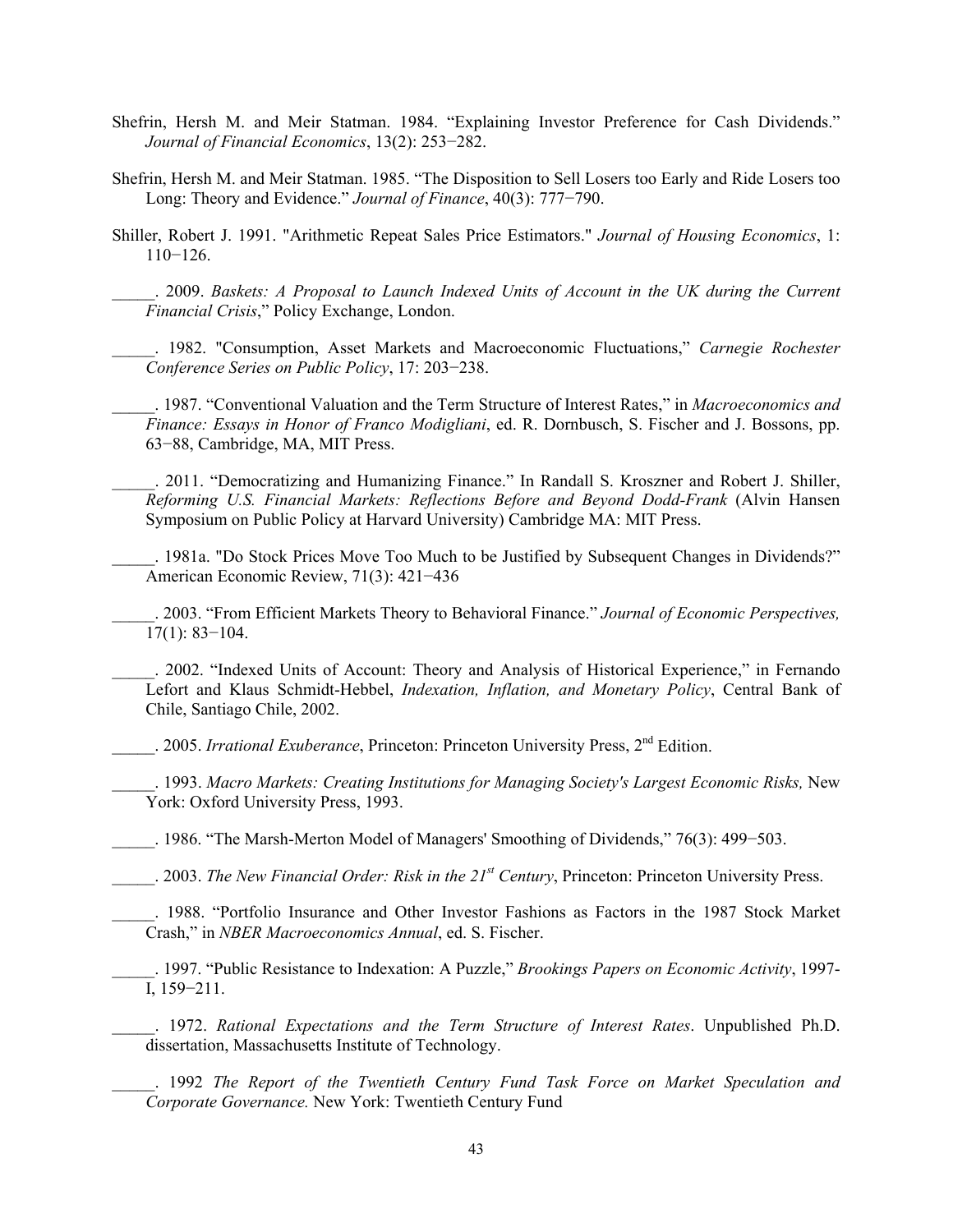Shefrin, Hersh M. and Meir Statman. 1984. "Explaining Investor Preference for Cash Dividends." *Journal of Financial Economics*, 13(2): 253−282.

Shefrin, Hersh M. and Meir Statman. 1985. "The Disposition to Sell Losers too Early and Ride Losers too Long: Theory and Evidence." *Journal of Finance*, 40(3): 777−790.

Shiller, Robert J. 1991. "Arithmetic Repeat Sales Price Estimators." *Journal of Housing Economics*, 1: 110−126.

_____. 2009. *Baskets: A Proposal to Launch Indexed Units of Account in the UK during the Current Financial Crisis*," Policy Exchange, London.

_____. 1982. "Consumption, Asset Markets and Macroeconomic Fluctuations," *Carnegie Rochester Conference Series on Public Policy*, 17: 203−238.

_____. 1987. "Conventional Valuation and the Term Structure of Interest Rates," in *Macroeconomics and Finance: Essays in Honor of Franco Modigliani*, ed. R. Dornbusch, S. Fischer and J. Bossons, pp. 63−88, Cambridge, MA, MIT Press.

_____. 2011. "Democratizing and Humanizing Finance." In Randall S. Kroszner and Robert J. Shiller, *Reforming U.S. Financial Markets: Reflections Before and Beyond Dodd-Frank* (Alvin Hansen Symposium on Public Policy at Harvard University) Cambridge MA: MIT Press.

_____. 1981a. "Do Stock Prices Move Too Much to be Justified by Subsequent Changes in Dividends?" American Economic Review, 71(3): 421−436

_____. 2003. "From Efficient Markets Theory to Behavioral Finance." *Journal of Economic Perspectives,* 17(1): 83−104.

_____. 2002. "Indexed Units of Account: Theory and Analysis of Historical Experience," in Fernando Lefort and Klaus Schmidt-Hebbel, *Indexation, Inflation, and Monetary Policy*, Central Bank of Chile, Santiago Chile, 2002.

_____. 2005. *Irrational Exuberance*, Princeton: Princeton University Press, 2nd Edition.

_____. 1993. *Macro Markets: Creating Institutions for Managing Society's Largest Economic Risks,* New York: Oxford University Press, 1993.

_____. 1986. "The Marsh-Merton Model of Managers' Smoothing of Dividends," 76(3): 499−503.

_____. 2003. *The New Financial Order: Risk in the 21st Century*, Princeton: Princeton University Press.

_____. 1988. "Portfolio Insurance and Other Investor Fashions as Factors in the 1987 Stock Market Crash," in *NBER Macroeconomics Annual*, ed. S. Fischer.

_____. 1997. "Public Resistance to Indexation: A Puzzle," *Brookings Papers on Economic Activity*, 1997-I, 159−211.

_____. 1972. *Rational Expectations and the Term Structure of Interest Rates*. Unpublished Ph.D. dissertation, Massachusetts Institute of Technology.

_____. 1992 *The Report of the Twentieth Century Fund Task Force on Market Speculation and Corporate Governance.* New York: Twentieth Century Fund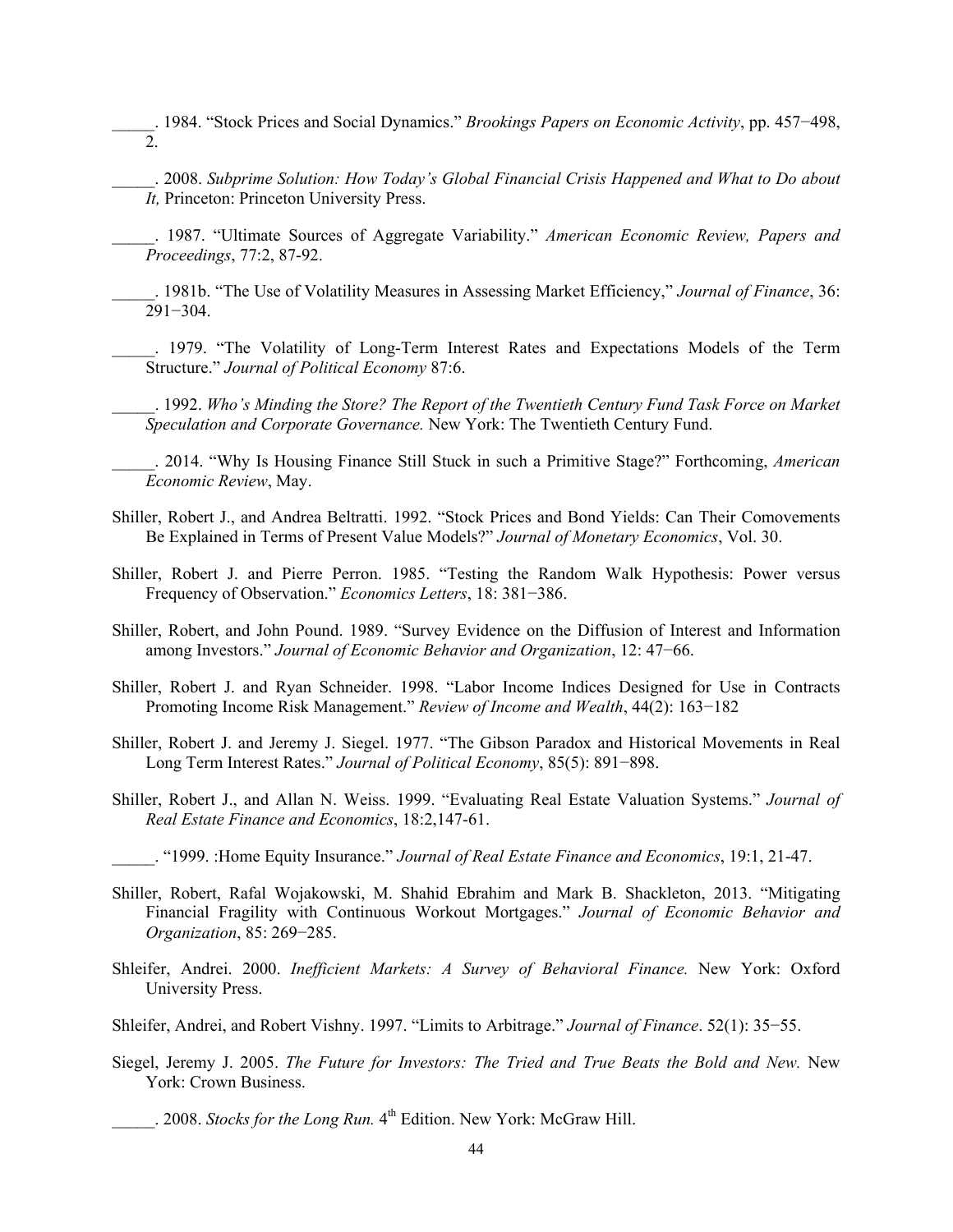_____. 1984. "Stock Prices and Social Dynamics." *Brookings Papers on Economic Activity*, pp. 457−498, 2.

_____. 2008. *Subprime Solution: How Today's Global Financial Crisis Happened and What to Do about It,* Princeton: Princeton University Press.

_____. 1987. "Ultimate Sources of Aggregate Variability." *American Economic Review, Papers and Proceedings*, 77:2, 87-92.

_____. 1981b. "The Use of Volatility Measures in Assessing Market Efficiency," *Journal of Finance*, 36: 291−304.

_____. 1979. "The Volatility of Long-Term Interest Rates and Expectations Models of the Term Structure." *Journal of Political Economy* 87:6.

_____. 1992. *Who's Minding the Store? The Report of the Twentieth Century Fund Task Force on Market Speculation and Corporate Governance.* New York: The Twentieth Century Fund.

_____. 2014. "Why Is Housing Finance Still Stuck in such a Primitive Stage?" Forthcoming, *American Economic Review*, May.

Shiller, Robert J., and Andrea Beltratti. 1992. "Stock Prices and Bond Yields: Can Their Comovements Be Explained in Terms of Present Value Models?" *Journal of Monetary Economics*, Vol. 30.

Shiller, Robert J. and Pierre Perron. 1985. "Testing the Random Walk Hypothesis: Power versus Frequency of Observation." *Economics Letters*, 18: 381−386.

Shiller, Robert, and John Pound. 1989. "Survey Evidence on the Diffusion of Interest and Information among Investors." *Journal of Economic Behavior and Organization*, 12: 47−66.

Shiller, Robert J. and Ryan Schneider. 1998. "Labor Income Indices Designed for Use in Contracts Promoting Income Risk Management." *Review of Income and Wealth*, 44(2): 163−182

Shiller, Robert J. and Jeremy J. Siegel. 1977. "The Gibson Paradox and Historical Movements in Real Long Term Interest Rates." *Journal of Political Economy*, 85(5): 891−898.

Shiller, Robert J., and Allan N. Weiss. 1999. "Evaluating Real Estate Valuation Systems." *Journal of Real Estate Finance and Economics*, 18:2,147-61.

_____. "1999. :Home Equity Insurance." *Journal of Real Estate Finance and Economics*, 19:1, 21-47.

Shiller, Robert, Rafal Wojakowski, M. Shahid Ebrahim and Mark B. Shackleton, 2013. "Mitigating Financial Fragility with Continuous Workout Mortgages." *Journal of Economic Behavior and Organization*, 85: 269−285.

Shleifer, Andrei. 2000. *Inefficient Markets: A Survey of Behavioral Finance.* New York: Oxford University Press.

Shleifer, Andrei, and Robert Vishny. 1997. "Limits to Arbitrage." *Journal of Finance*. 52(1): 35−55.

Siegel, Jeremy J. 2005. *The Future for Investors: The Tried and True Beats the Bold and New.* New York: Crown Business.

_____. 2008. *Stocks for the Long Run.* 4th Edition. New York: McGraw Hill.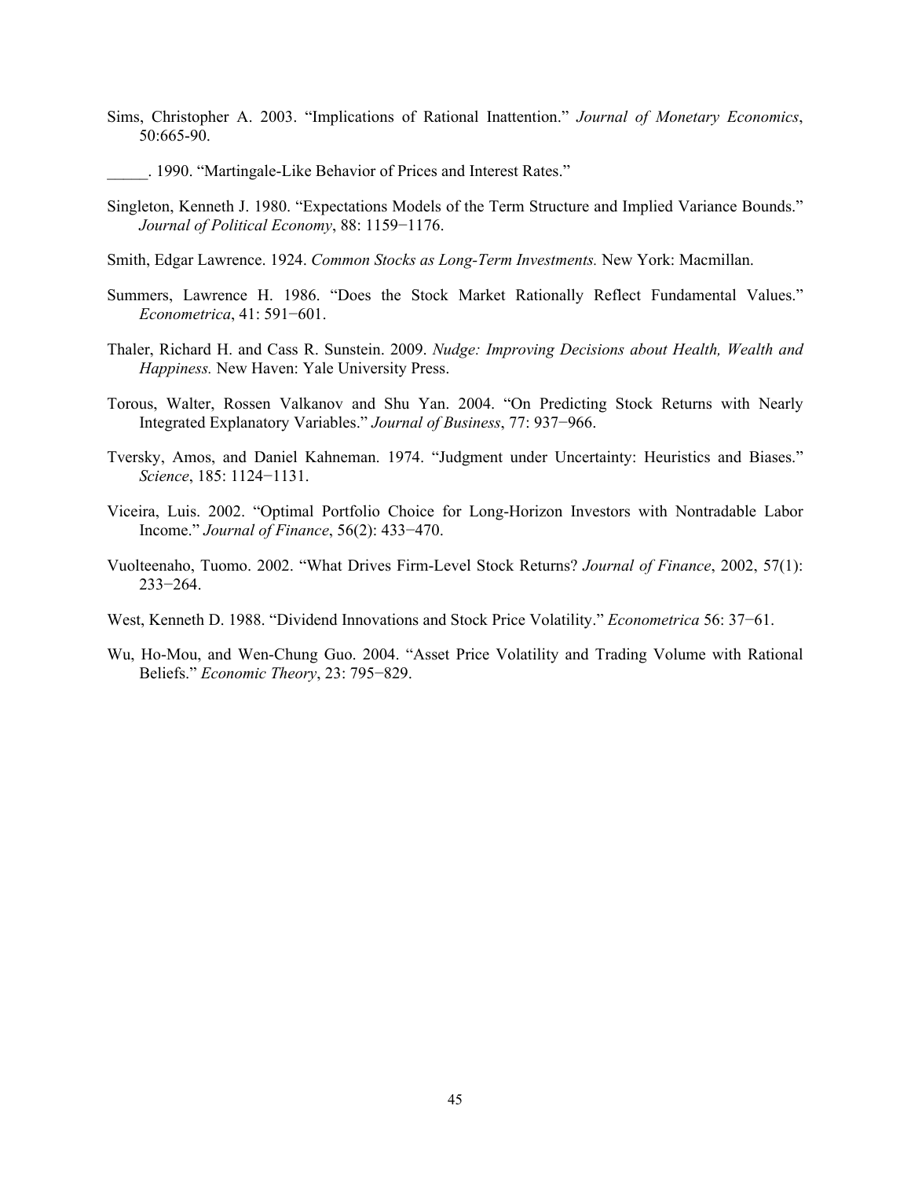Sims, Christopher A. 2003. "Implications of Rational Inattention." *Journal of Monetary Economics*, 50:665-90.

_____. 1990. "Martingale-Like Behavior of Prices and Interest Rates."

Singleton, Kenneth J. 1980. "Expectations Models of the Term Structure and Implied Variance Bounds." *Journal of Political Economy*, 88: 1159−1176.

Smith, Edgar Lawrence. 1924. *Common Stocks as Long-Term Investments.* New York: Macmillan.

Summers, Lawrence H. 1986. "Does the Stock Market Rationally Reflect Fundamental Values." *Econometrica*, 41: 591−601.

Thaler, Richard H. and Cass R. Sunstein. 2009. *Nudge: Improving Decisions about Health, Wealth and Happiness.* New Haven: Yale University Press.

Torous, Walter, Rossen Valkanov and Shu Yan. 2004. "On Predicting Stock Returns with Nearly Integrated Explanatory Variables." *Journal of Business*, 77: 937−966.

Tversky, Amos, and Daniel Kahneman. 1974. "Judgment under Uncertainty: Heuristics and Biases." *Science*, 185: 1124−1131.

Viceira, Luis. 2002. "Optimal Portfolio Choice for Long-Horizon Investors with Nontradable Labor Income." *Journal of Finance*, 56(2): 433−470.

Vuolteenaho, Tuomo. 2002. "What Drives Firm-Level Stock Returns? *Journal of Finance*, 2002, 57(1): 233−264.

West, Kenneth D. 1988. "Dividend Innovations and Stock Price Volatility." *Econometrica* 56: 37−61.

Wu, Ho-Mou, and Wen-Chung Guo. 2004. "Asset Price Volatility and Trading Volume with Rational Beliefs." *Economic Theory*, 23: 795−829.